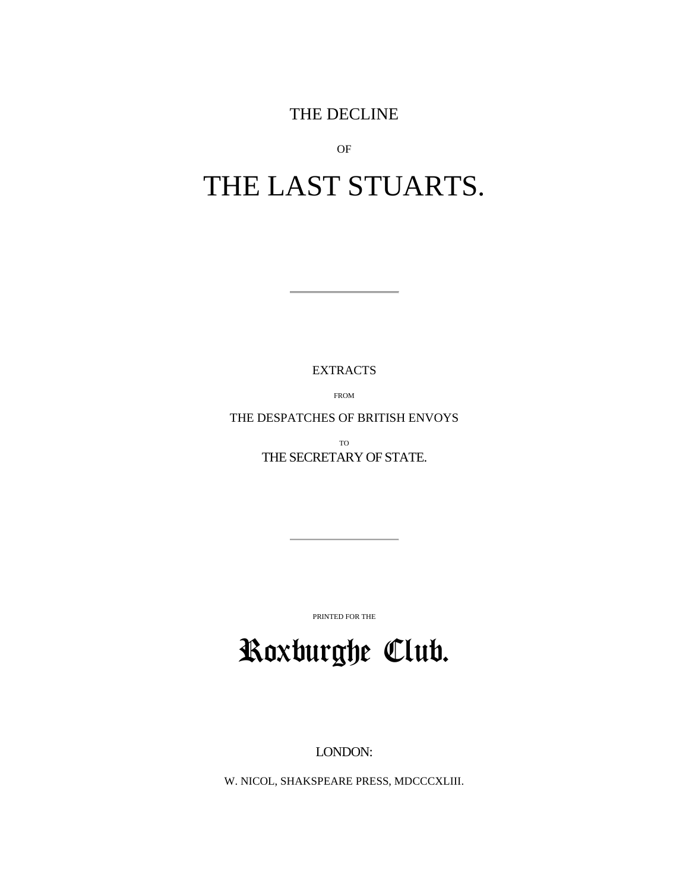# THE DECLINE

OF

# THE LAST STUARTS.

---

EXTRACTS

FROM

THE DESPATCHES OF BRITISH ENVOYS

TO

THE SECRETARY OF STATE.

---

PRINTED FOR THE

**Roxburghe Club.**

LONDON:

W. NICOL, SHAKSPEARE PRESS, MDCCCXLIII.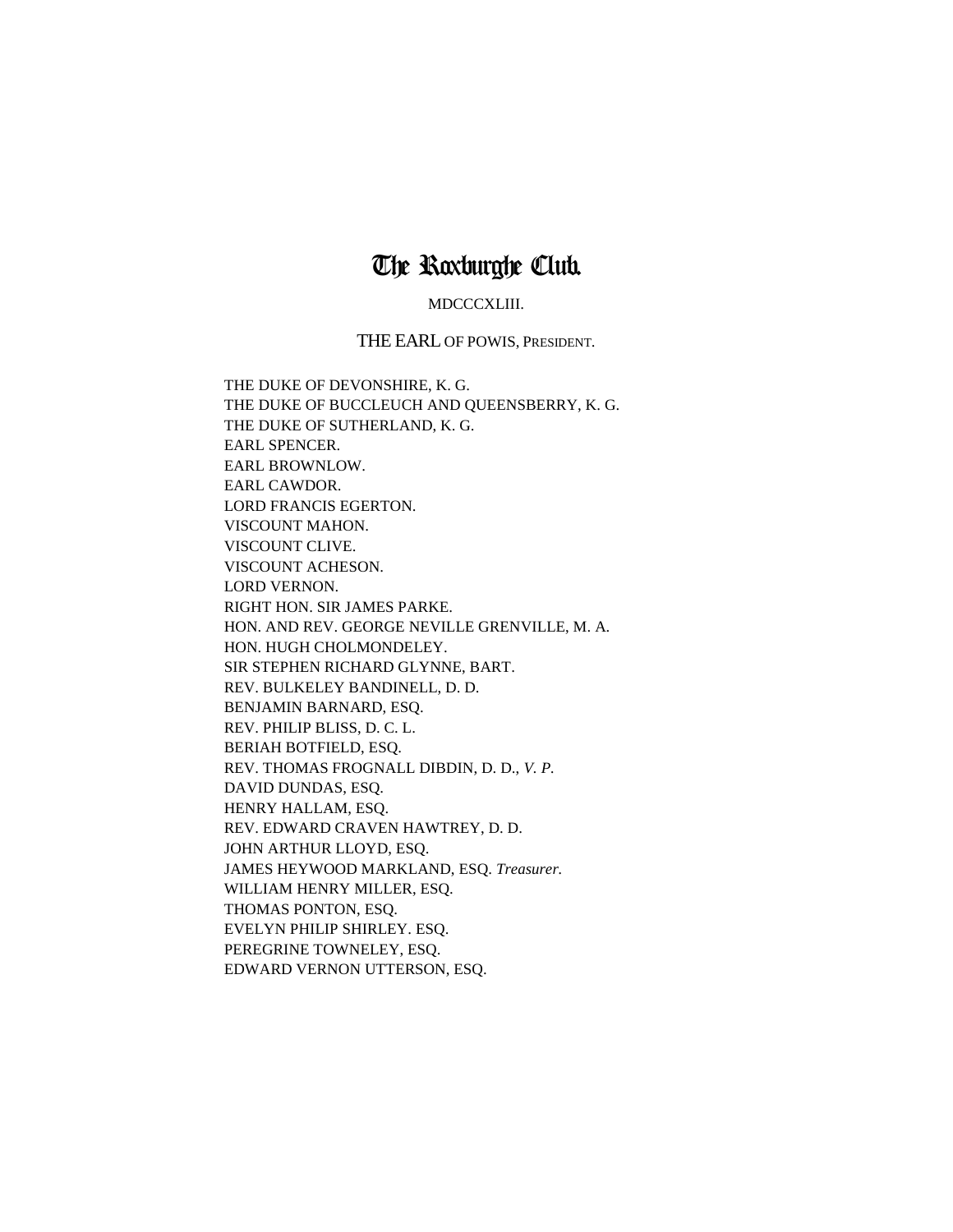# The Roxburghe Club.

MDCCCXLIII.

THE EARL OF POWIS, PRESIDENT.

THE DUKE OF DEVONSHIRE, K. G.
THE DUKE OF BUCCLEUCH AND QUEENSBERRY, K. G.
THE DUKE OF SUTHERLAND, K. G.
EARL SPENCER.
EARL BROWNLOW.
EARL CAWDOR.
LORD FRANCIS EGERTON.
VISCOUNT MAHON.
VISCOUNT CLIVE.
VISCOUNT ACHESON.
LORD VERNON.
RIGHT HON. SIR JAMES PARKE.
HON. AND REV. GEORGE NEVILLE GRENVILLE, M. A.
HON. HUGH CHOLMONDELEY.
SIR STEPHEN RICHARD GLYNNE, BART.
REV. BULKELEY BANDINELL, D. D.
BENJAMIN BARNARD, ESQ.
REV. PHILIP BLISS, D. C. L.
BERIAH BOTFIELD, ESQ.
REV. THOMAS FROGNALL DIBDIN, D. D., *V. P.*
DAVID DUNDAS, ESQ.
HENRY HALLAM, ESQ.
REV. EDWARD CRAVEN HAWTREY, D. D.
JOHN ARTHUR LLOYD, ESQ.
JAMES HEYWOOD MARKLAND, ESQ. *Treasurer.*
WILLIAM HENRY MILLER, ESQ.
THOMAS PONTON, ESQ.
EVELYN PHILIP SHIRLEY. ESQ.
PEREGRINE TOWNELEY, ESQ.
EDWARD VERNON UTTERSON, ESQ.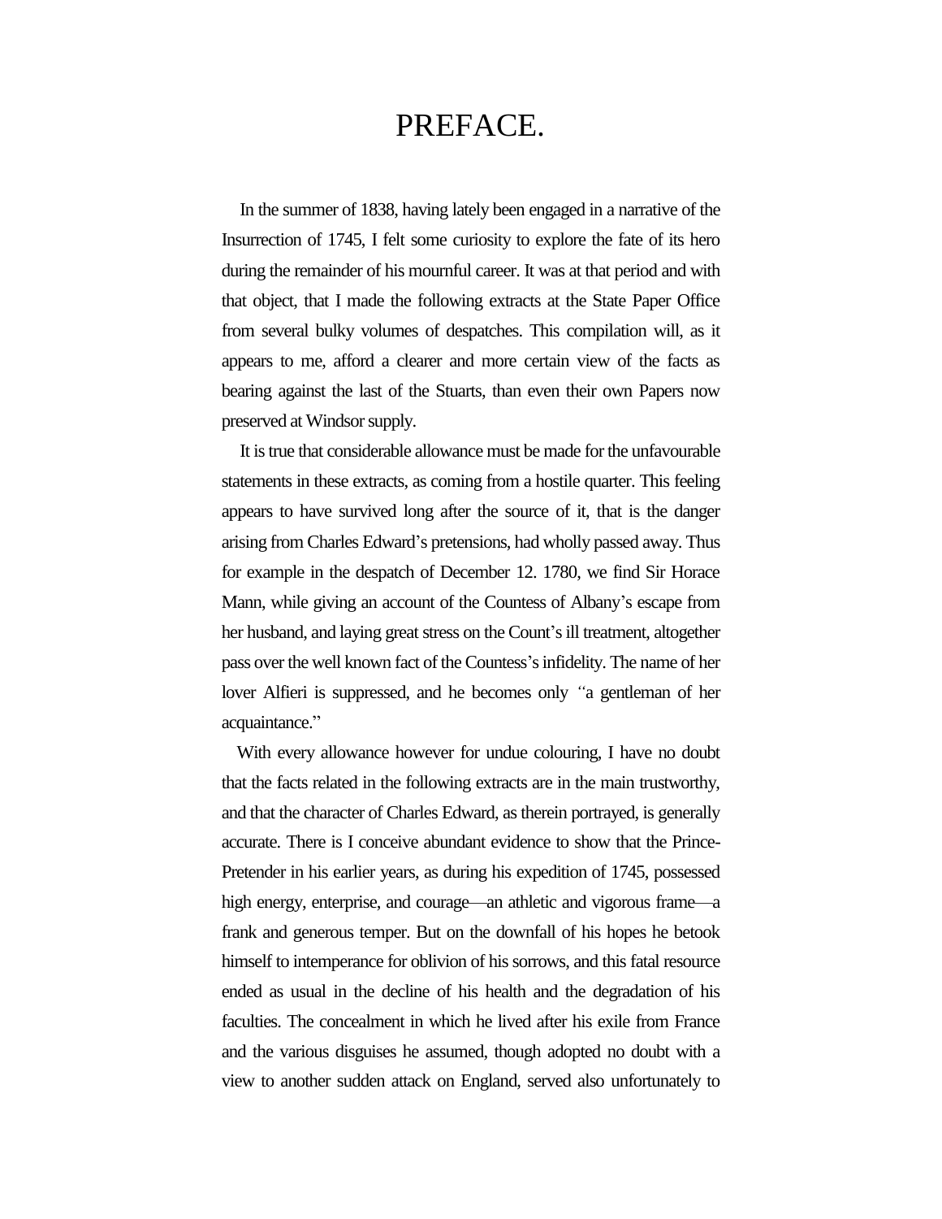# PREFACE.

In the summer of 1838, having lately been engaged in a narrative of the Insurrection of 1745, I felt some curiosity to explore the fate of its hero during the remainder of his mournful career. It was at that period and with that object, that I made the following extracts at the State Paper Office from several bulky volumes of despatches. This compilation will, as it appears to me, afford a clearer and more certain view of the facts as bearing against the last of the Stuarts, than even their own Papers now preserved at Windsor supply.

It is true that considerable allowance must be made for the unfavourable statements in these extracts, as coming from a hostile quarter. This feeling appears to have survived long after the source of it, that is the danger arising from Charles Edward's pretensions, had wholly passed away. Thus for example in the despatch of December 12. 1780, we find Sir Horace Mann, while giving an account of the Countess of Albany's escape from her husband, and laying great stress on the Count's ill treatment, altogether pass over the well known fact of the Countess's infidelity. The name of her lover Alfieri is suppressed, and he becomes only "a gentleman of her acquaintance."

With every allowance however for undue colouring, I have no doubt that the facts related in the following extracts are in the main trustworthy, and that the character of Charles Edward, as therein portrayed, is generally accurate. There is I conceive abundant evidence to show that the Prince-Pretender in his earlier years, as during his expedition of 1745, possessed high energy, enterprise, and courage—an athletic and vigorous frame—a frank and generous temper. But on the downfall of his hopes he betook himself to intemperance for oblivion of his sorrows, and this fatal resource ended as usual in the decline of his health and the degradation of his faculties. The concealment in which he lived after his exile from France and the various disguises he assumed, though adopted no doubt with a view to another sudden attack on England, served also unfortunately to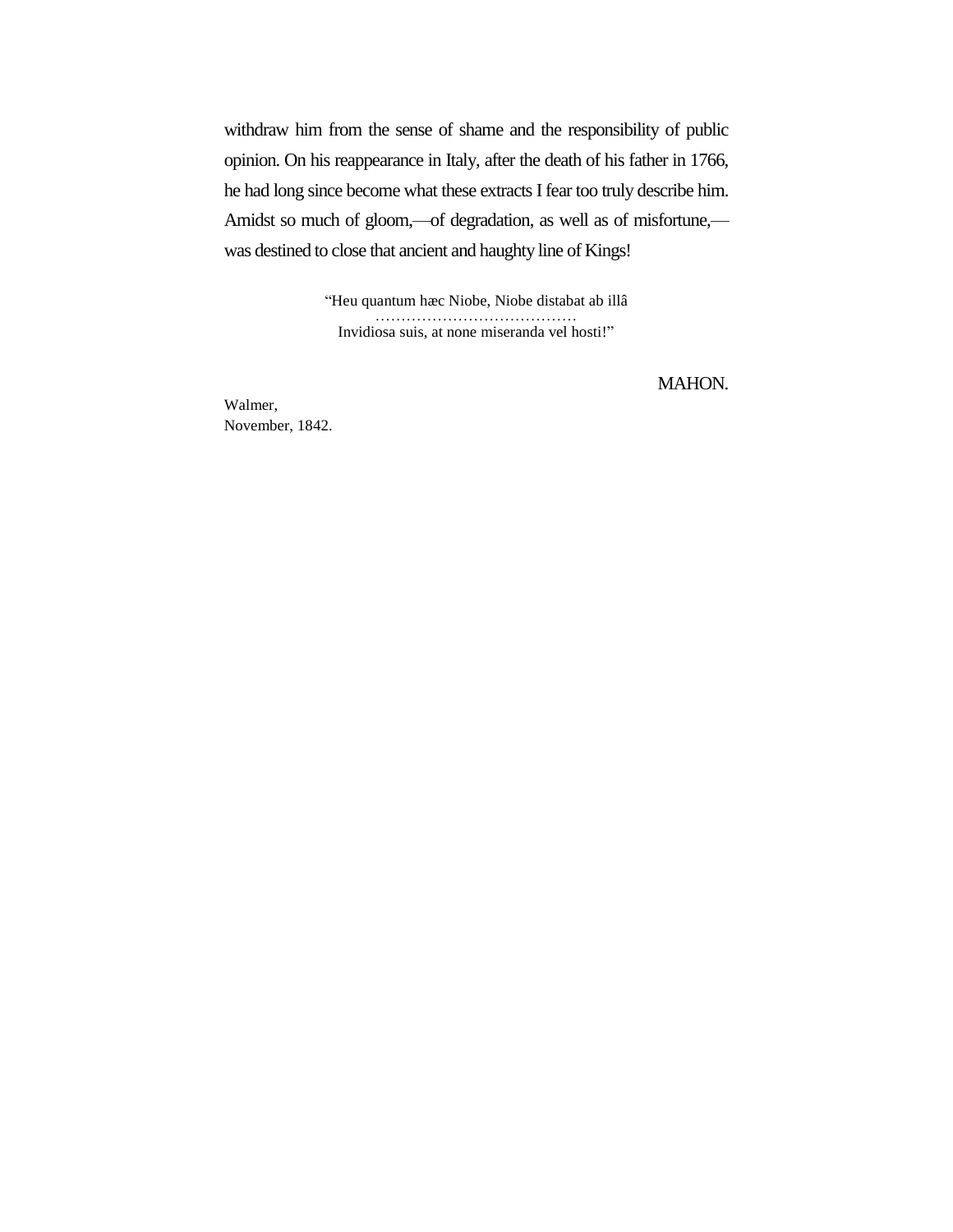withdraw him from the sense of shame and the responsibility of public opinion. On his reappearance in Italy, after the death of his father in 1766, he had long since become what these extracts I fear too truly describe him. Amidst so much of gloom,—of degradation, as well as of misfortune,—was destined to close that ancient and haughty line of Kings!

> "Heu quantum hæc Niobe, Niobe distabat ab illâ
> ……………………………………
> Invidiosa suis, at none miseranda vel hosti!"

MAHON.

Walmer,
November, 1842.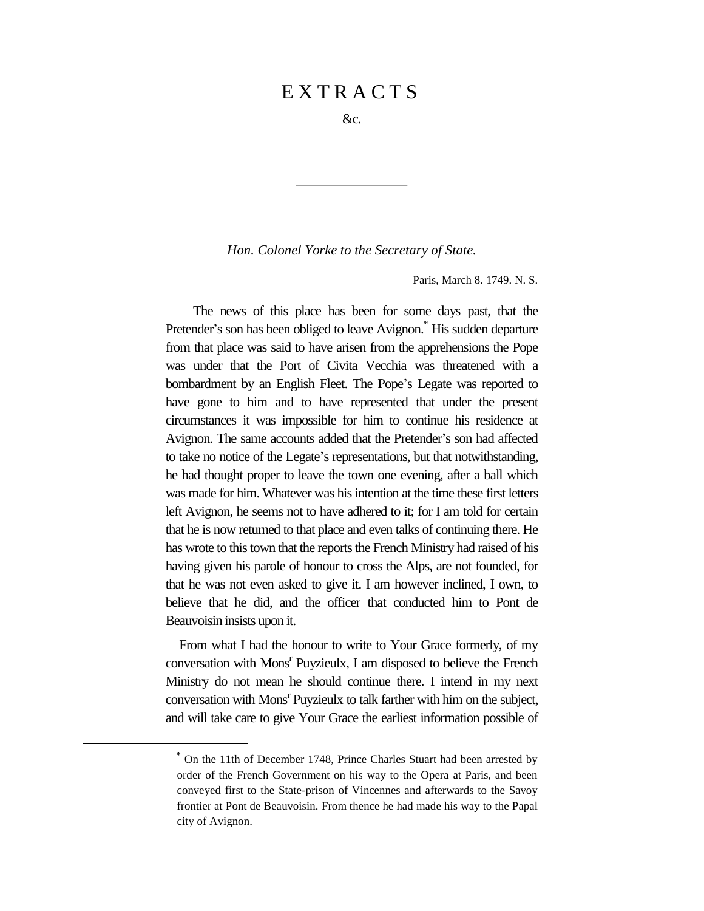# E X T R A C T S

&c.

---

*Hon. Colonel Yorke to the Secretary of State.*

Paris, March 8. 1749. N. S.

The news of this place has been for some days past, that the Pretender's son has been obliged to leave Avignon.* His sudden departure from that place was said to have arisen from the apprehensions the Pope was under that the Port of Civita Vecchia was threatened with a bombardment by an English Fleet. The Pope's Legate was reported to have gone to him and to have represented that under the present circumstances it was impossible for him to continue his residence at Avignon. The same accounts added that the Pretender's son had affected to take no notice of the Legate's representations, but that notwithstanding, he had thought proper to leave the town one evening, after a ball which was made for him. Whatever was his intention at the time these first letters left Avignon, he seems not to have adhered to it; for I am told for certain that he is now returned to that place and even talks of continuing there. He has wrote to this town that the reports the French Ministry had raised of his having given his parole of honour to cross the Alps, are not founded, for that he was not even asked to give it. I am however inclined, I own, to believe that he did, and the officer that conducted him to Pont de Beauvoisin insists upon it.

From what I had the honour to write to Your Grace formerly, of my conversation with Mons[r] Puyzieulx, I am disposed to believe the French Ministry do not mean he should continue there. I intend in my next conversation with Mons[r] Puyzieulx to talk farther with him on the subject, and will take care to give Your Grace the earliest information possible of

---

* On the 11th of December 1748, Prince Charles Stuart had been arrested by order of the French Government on his way to the Opera at Paris, and been conveyed first to the State-prison of Vincennes and afterwards to the Savoy frontier at Pont de Beauvoisin. From thence he had made his way to the Papal city of Avignon.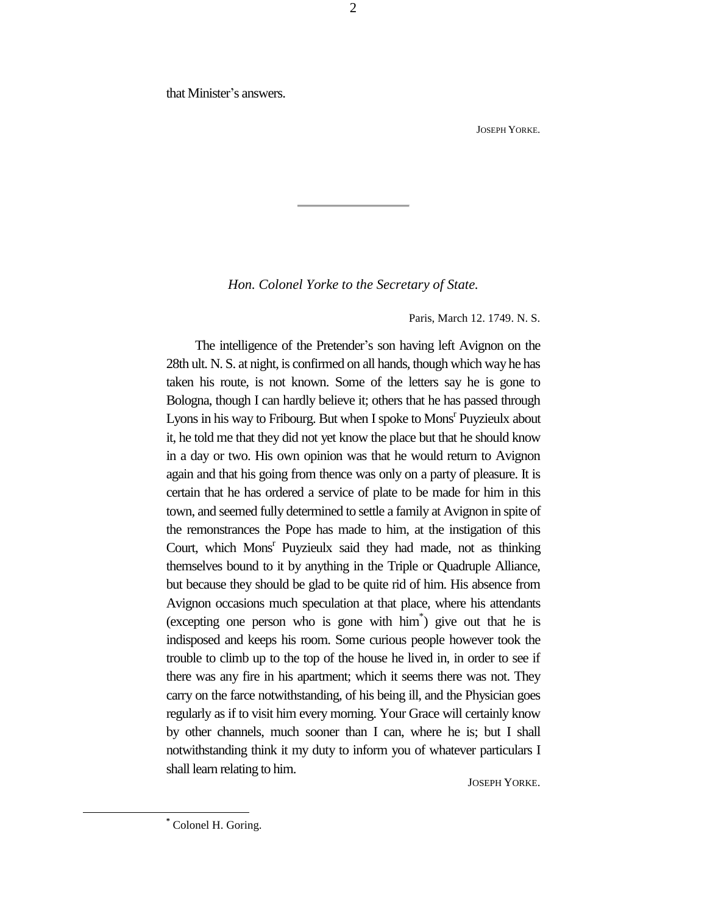that Minister's answers.

JOSEPH YORKE.

---

*Hon. Colonel Yorke to the Secretary of State.*

Paris, March 12. 1749. N. S.

The intelligence of the Pretender's son having left Avignon on the 28th ult. N. S. at night, is confirmed on all hands, though which way he has taken his route, is not known. Some of the letters say he is gone to Bologna, though I can hardly believe it; others that he has passed through Lyons in his way to Fribourg. But when I spoke to Mons[r] Puyzieulx about it, he told me that they did not yet know the place but that he should know in a day or two. His own opinion was that he would return to Avignon again and that his going from thence was only on a party of pleasure. It is certain that he has ordered a service of plate to be made for him in this town, and seemed fully determined to settle a family at Avignon in spite of the remonstrances the Pope has made to him, at the instigation of this Court, which Mons[r] Puyzieulx said they had made, not as thinking themselves bound to it by anything in the Triple or Quadruple Alliance, but because they should be glad to be quite rid of him. His absence from Avignon occasions much speculation at that place, where his attendants (excepting one person who is gone with him[*]) give out that he is indisposed and keeps his room. Some curious people however took the trouble to climb up to the top of the house he lived in, in order to see if there was any fire in his apartment; which it seems there was not. They carry on the farce notwithstanding, of his being ill, and the Physician goes regularly as if to visit him every morning. Your Grace will certainly know by other channels, much sooner than I can, where he is; but I shall notwithstanding think it my duty to inform you of whatever particulars I shall learn relating to him.

JOSEPH YORKE.

---

[*] Colonel H. Goring.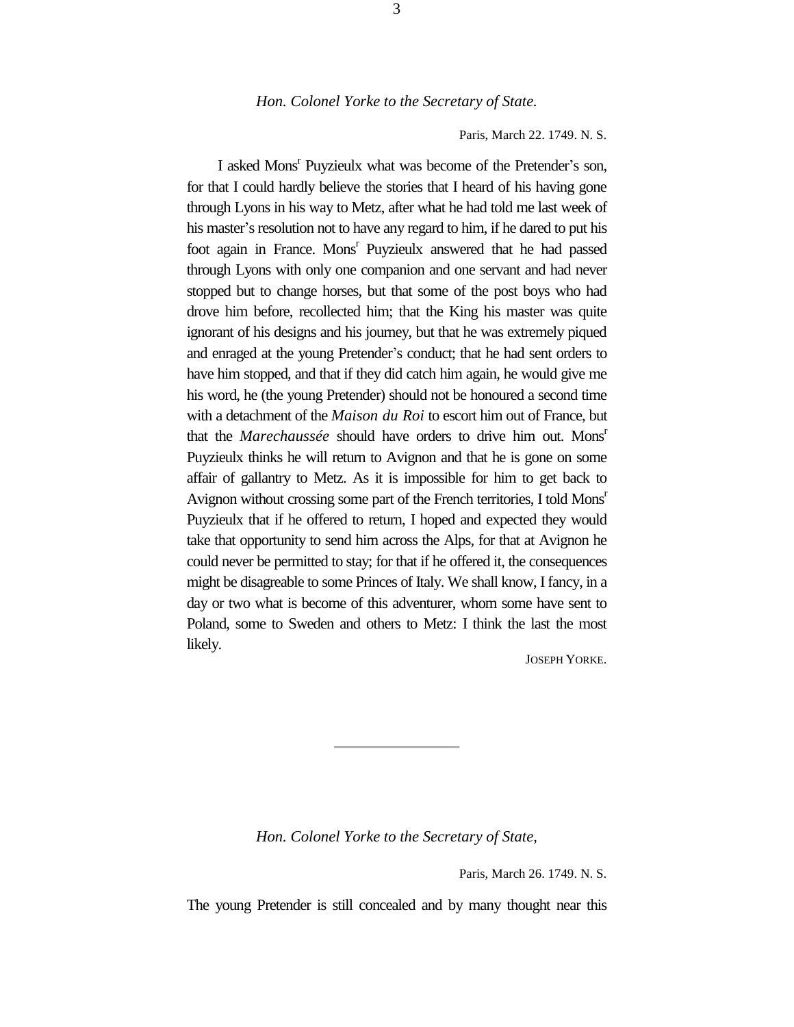*Hon. Colonel Yorke to the Secretary of State.*

Paris, March 22. 1749. N. S.

I asked Mons[r] Puyzieulx what was become of the Pretender's son, for that I could hardly believe the stories that I heard of his having gone through Lyons in his way to Metz, after what he had told me last week of his master's resolution not to have any regard to him, if he dared to put his foot again in France. Mons[r] Puyzieulx answered that he had passed through Lyons with only one companion and one servant and had never stopped but to change horses, but that some of the post boys who had drove him before, recollected him; that the King his master was quite ignorant of his designs and his journey, but that he was extremely piqued and enraged at the young Pretender's conduct; that he had sent orders to have him stopped, and that if they did catch him again, he would give me his word, he (the young Pretender) should not be honoured a second time with a detachment of the *Maison du Roi* to escort him out of France, but that the *Marechaussée* should have orders to drive him out. Mons[r] Puyzieulx thinks he will return to Avignon and that he is gone on some affair of gallantry to Metz. As it is impossible for him to get back to Avignon without crossing some part of the French territories, I told Mons[r] Puyzieulx that if he offered to return, I hoped and expected they would take that opportunity to send him across the Alps, for that at Avignon he could never be permitted to stay; for that if he offered it, the consequences might be disagreeable to some Princes of Italy. We shall know, I fancy, in a day or two what is become of this adventurer, whom some have sent to Poland, some to Sweden and others to Metz: I think the last the most likely.

JOSEPH YORKE.

---

*Hon. Colonel Yorke to the Secretary of State,*

Paris, March 26. 1749. N. S.

The young Pretender is still concealed and by many thought near this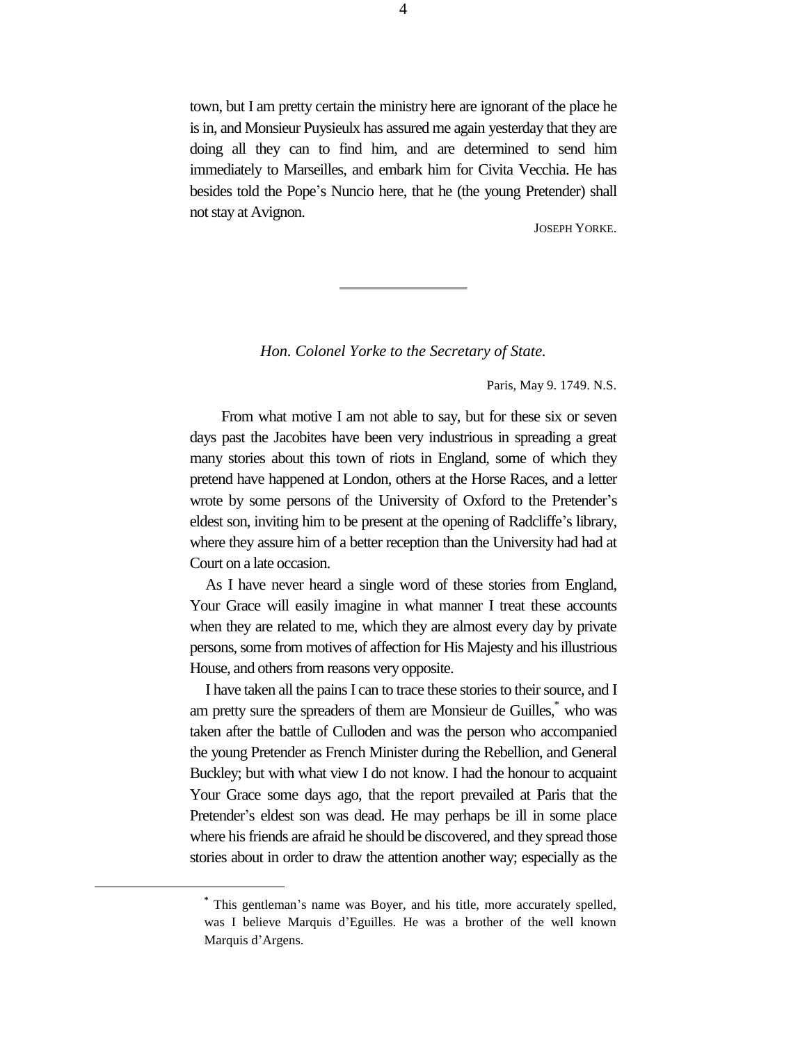town, but I am pretty certain the ministry here are ignorant of the place he is in, and Monsieur Puysieulx has assured me again yesterday that they are doing all they can to find him, and are determined to send him immediately to Marseilles, and embark him for Civita Vecchia. He has besides told the Pope's Nuncio here, that he (the young Pretender) shall not stay at Avignon.

JOSEPH YORKE.

---

*Hon. Colonel Yorke to the Secretary of State.*

Paris, May 9. 1749. N.S.

From what motive I am not able to say, but for these six or seven days past the Jacobites have been very industrious in spreading a great many stories about this town of riots in England, some of which they pretend have happened at London, others at the Horse Races, and a letter wrote by some persons of the University of Oxford to the Pretender's eldest son, inviting him to be present at the opening of Radcliffe's library, where they assure him of a better reception than the University had had at Court on a late occasion.

As I have never heard a single word of these stories from England, Your Grace will easily imagine in what manner I treat these accounts when they are related to me, which they are almost every day by private persons, some from motives of affection for His Majesty and his illustrious House, and others from reasons very opposite.

I have taken all the pains I can to trace these stories to their source, and I am pretty sure the spreaders of them are Monsieur de Guilles,[*] who was taken after the battle of Culloden and was the person who accompanied the young Pretender as French Minister during the Rebellion, and General Buckley; but with what view I do not know. I had the honour to acquaint Your Grace some days ago, that the report prevailed at Paris that the Pretender's eldest son was dead. He may perhaps be ill in some place where his friends are afraid he should be discovered, and they spread those stories about in order to draw the attention another way; especially as the

[*] This gentleman's name was Boyer, and his title, more accurately spelled, was I believe Marquis d'Eguilles. He was a brother of the well known Marquis d'Argens.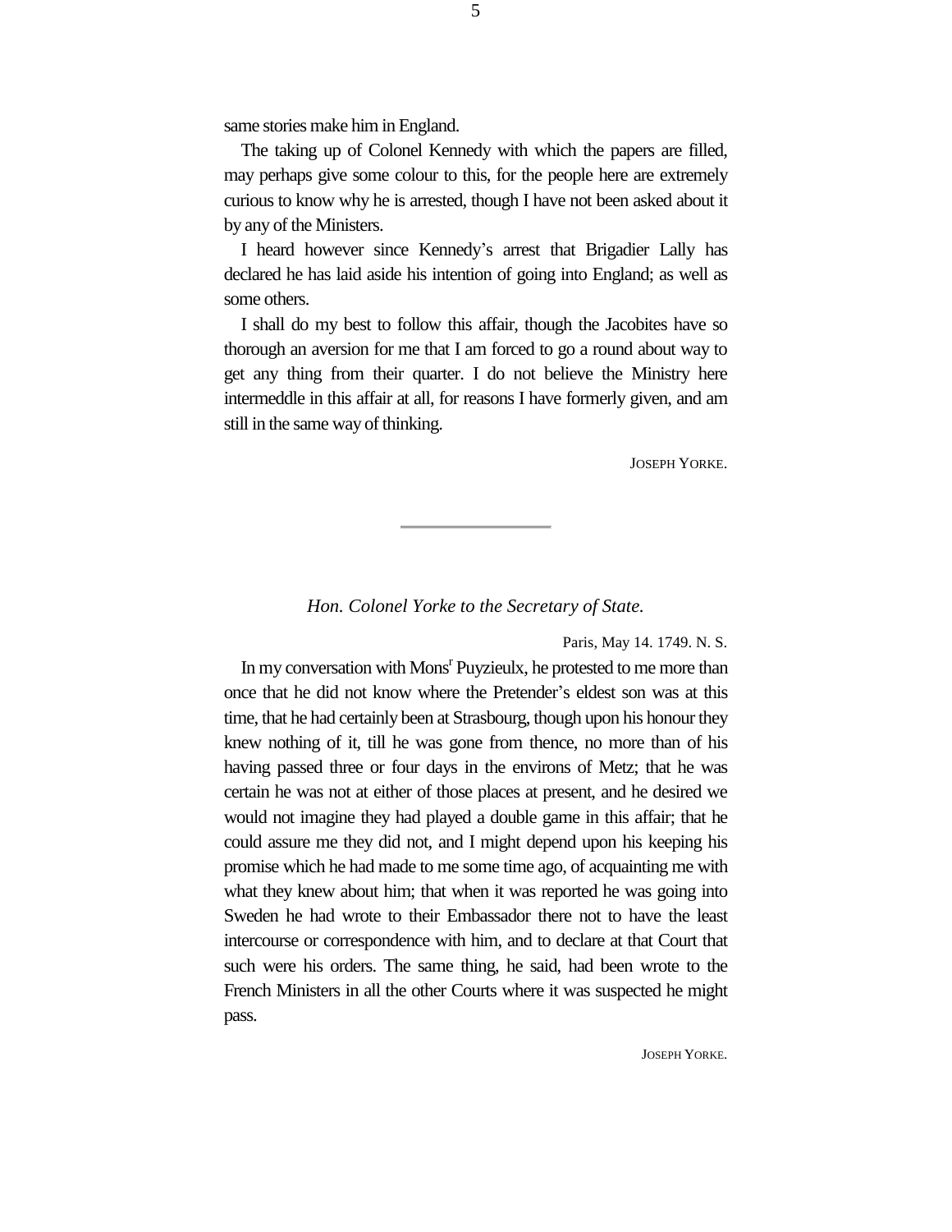same stories make him in England.

The taking up of Colonel Kennedy with which the papers are filled, may perhaps give some colour to this, for the people here are extremely curious to know why he is arrested, though I have not been asked about it by any of the Ministers.

I heard however since Kennedy's arrest that Brigadier Lally has declared he has laid aside his intention of going into England; as well as some others.

I shall do my best to follow this affair, though the Jacobites have so thorough an aversion for me that I am forced to go a round about way to get any thing from their quarter. I do not believe the Ministry here intermeddle in this affair at all, for reasons I have formerly given, and am still in the same way of thinking.

JOSEPH YORKE.

---

### *Hon. Colonel Yorke to the Secretary of State.*

Paris, May 14. 1749. N. S.

In my conversation with Mons[r] Puyzieulx, he protested to me more than once that he did not know where the Pretender's eldest son was at this time, that he had certainly been at Strasbourg, though upon his honour they knew nothing of it, till he was gone from thence, no more than of his having passed three or four days in the environs of Metz; that he was certain he was not at either of those places at present, and he desired we would not imagine they had played a double game in this affair; that he could assure me they did not, and I might depend upon his keeping his promise which he had made to me some time ago, of acquainting me with what they knew about him; that when it was reported he was going into Sweden he had wrote to their Embassador there not to have the least intercourse or correspondence with him, and to declare at that Court that such were his orders. The same thing, he said, had been wrote to the French Ministers in all the other Courts where it was suspected he might pass.

JOSEPH YORKE.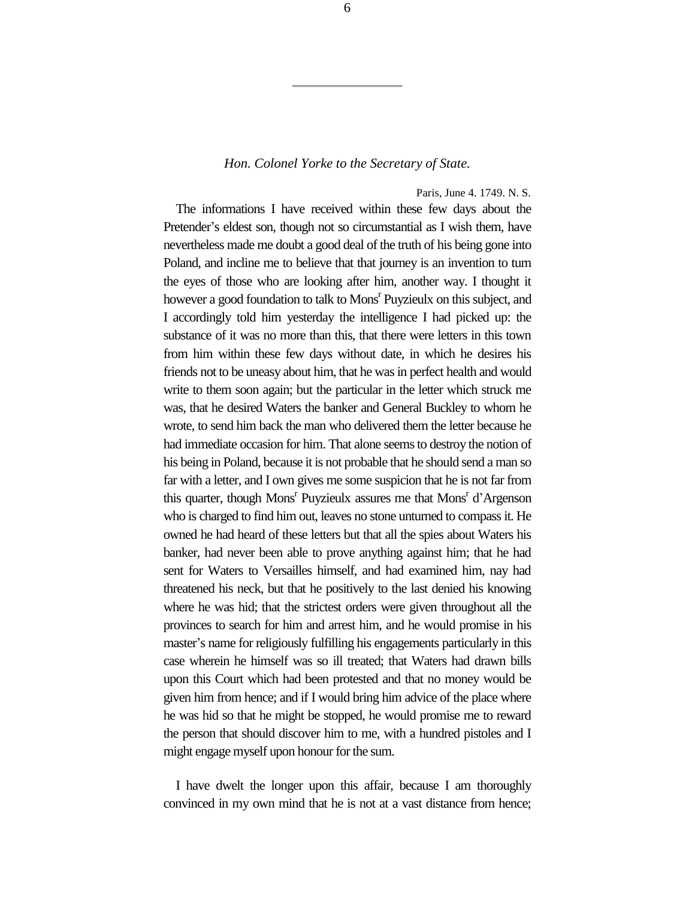*Hon. Colonel Yorke to the Secretary of State.*

Paris, June 4. 1749. N. S.

The informations I have received within these few days about the Pretender's eldest son, though not so circumstantial as I wish them, have nevertheless made me doubt a good deal of the truth of his being gone into Poland, and incline me to believe that that journey is an invention to turn the eyes of those who are looking after him, another way. I thought it however a good foundation to talk to Mons[r] Puyzieulx on this subject, and I accordingly told him yesterday the intelligence I had picked up: the substance of it was no more than this, that there were letters in this town from him within these few days without date, in which he desires his friends not to be uneasy about him, that he was in perfect health and would write to them soon again; but the particular in the letter which struck me was, that he desired Waters the banker and General Buckley to whom he wrote, to send him back the man who delivered them the letter because he had immediate occasion for him. That alone seems to destroy the notion of his being in Poland, because it is not probable that he should send a man so far with a letter, and I own gives me some suspicion that he is not far from this quarter, though Mons[r] Puyzieulx assures me that Mons[r] d'Argenson who is charged to find him out, leaves no stone unturned to compass it. He owned he had heard of these letters but that all the spies about Waters his banker, had never been able to prove anything against him; that he had sent for Waters to Versailles himself, and had examined him, nay had threatened his neck, but that he positively to the last denied his knowing where he was hid; that the strictest orders were given throughout all the provinces to search for him and arrest him, and he would promise in his master's name for religiously fulfilling his engagements particularly in this case wherein he himself was so ill treated; that Waters had drawn bills upon this Court which had been protested and that no money would be given him from hence; and if I would bring him advice of the place where he was hid so that he might be stopped, he would promise me to reward the person that should discover him to me, with a hundred pistoles and I might engage myself upon honour for the sum.

I have dwelt the longer upon this affair, because I am thoroughly convinced in my own mind that he is not at a vast distance from hence;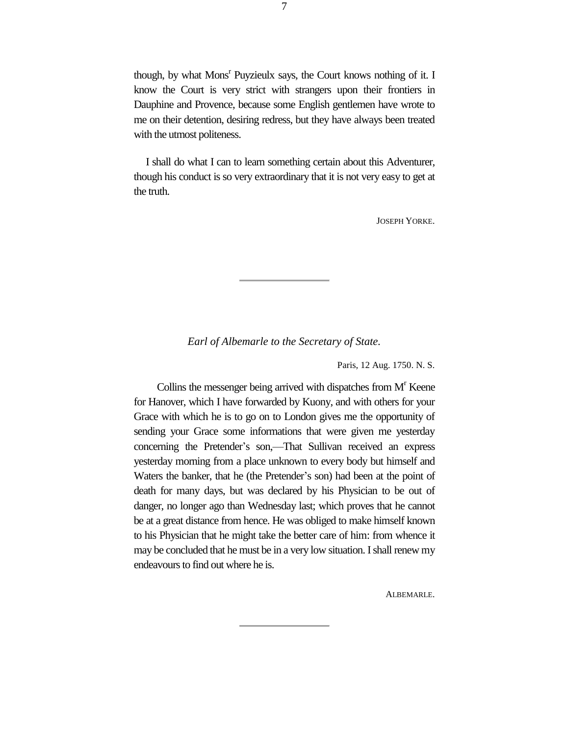though, by what Mons[r] Puyzieulx says, the Court knows nothing of it. I know the Court is very strict with strangers upon their frontiers in Dauphine and Provence, because some English gentlemen have wrote to me on their detention, desiring redress, but they have always been treated with the utmost politeness.

I shall do what I can to learn something certain about this Adventurer, though his conduct is so very extraordinary that it is not very easy to get at the truth.

JOSEPH YORKE.

---

*Earl of Albemarle to the Secretary of State.*

Paris, 12 Aug. 1750. N. S.

Collins the messenger being arrived with dispatches from M[r] Keene for Hanover, which I have forwarded by Kuony, and with others for your Grace with which he is to go on to London gives me the opportunity of sending your Grace some informations that were given me yesterday concerning the Pretender's son,—That Sullivan received an express yesterday morning from a place unknown to every body but himself and Waters the banker, that he (the Pretender's son) had been at the point of death for many days, but was declared by his Physician to be out of danger, no longer ago than Wednesday last; which proves that he cannot be at a great distance from hence. He was obliged to make himself known to his Physician that he might take the better care of him: from whence it may be concluded that he must be in a very low situation. I shall renew my endeavours to find out where he is.

ALBEMARLE.

---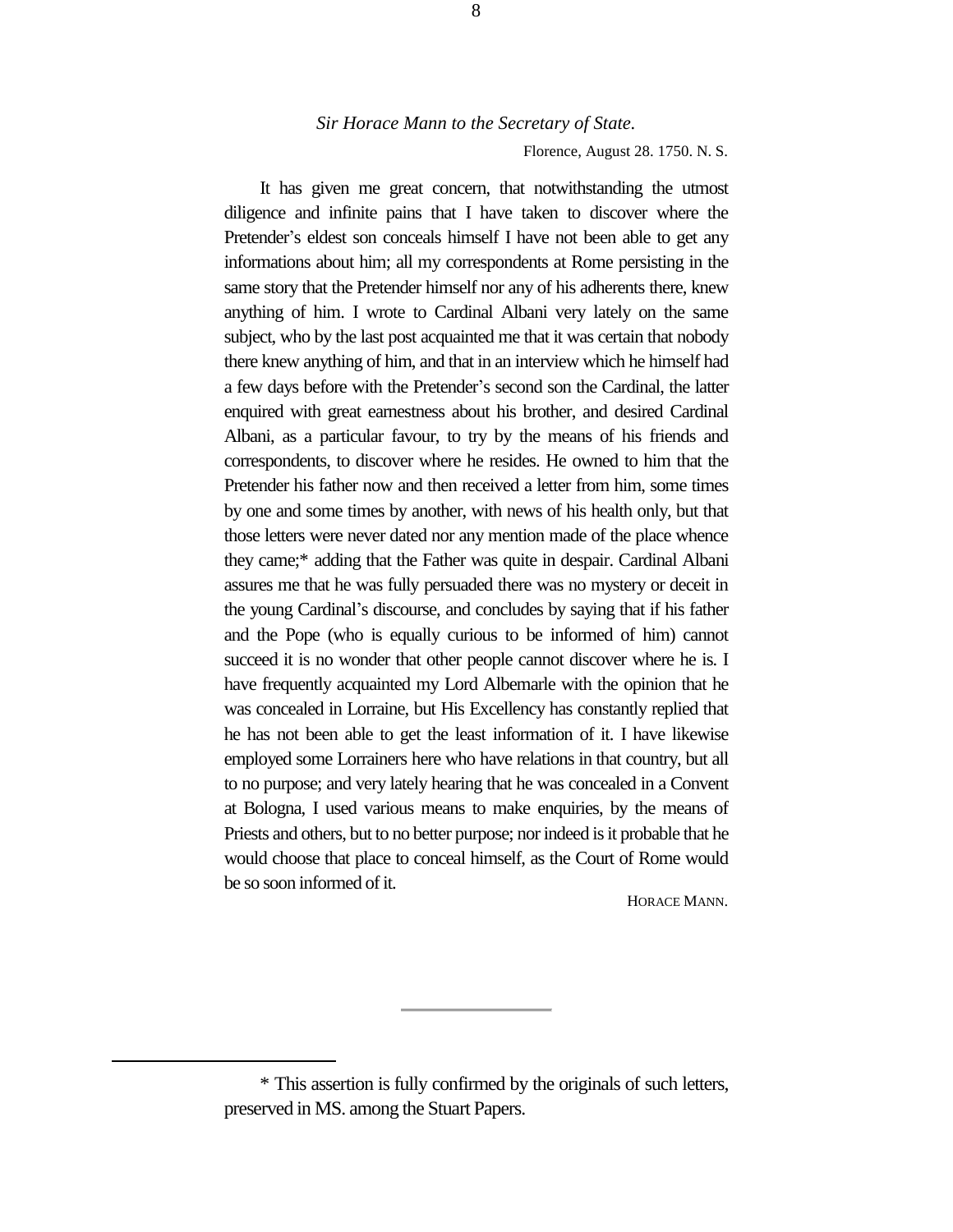*Sir Horace Mann to the Secretary of State.*

Florence, August 28. 1750. N. S.

It has given me great concern, that notwithstanding the utmost diligence and infinite pains that I have taken to discover where the Pretender's eldest son conceals himself I have not been able to get any informations about him; all my correspondents at Rome persisting in the same story that the Pretender himself nor any of his adherents there, knew anything of him. I wrote to Cardinal Albani very lately on the same subject, who by the last post acquainted me that it was certain that nobody there knew anything of him, and that in an interview which he himself had a few days before with the Pretender's second son the Cardinal, the latter enquired with great earnestness about his brother, and desired Cardinal Albani, as a particular favour, to try by the means of his friends and correspondents, to discover where he resides. He owned to him that the Pretender his father now and then received a letter from him, some times by one and some times by another, with news of his health only, but that those letters were never dated nor any mention made of the place whence they came;* adding that the Father was quite in despair. Cardinal Albani assures me that he was fully persuaded there was no mystery or deceit in the young Cardinal's discourse, and concludes by saying that if his father and the Pope (who is equally curious to be informed of him) cannot succeed it is no wonder that other people cannot discover where he is. I have frequently acquainted my Lord Albemarle with the opinion that he was concealed in Lorraine, but His Excellency has constantly replied that he has not been able to get the least information of it. I have likewise employed some Lorrainers here who have relations in that country, but all to no purpose; and very lately hearing that he was concealed in a Convent at Bologna, I used various means to make enquiries, by the means of Priests and others, but to no better purpose; nor indeed is it probable that he would choose that place to conceal himself, as the Court of Rome would be so soon informed of it.

HORACE MANN.

---

\* This assertion is fully confirmed by the originals of such letters, preserved in MS. among the Stuart Papers.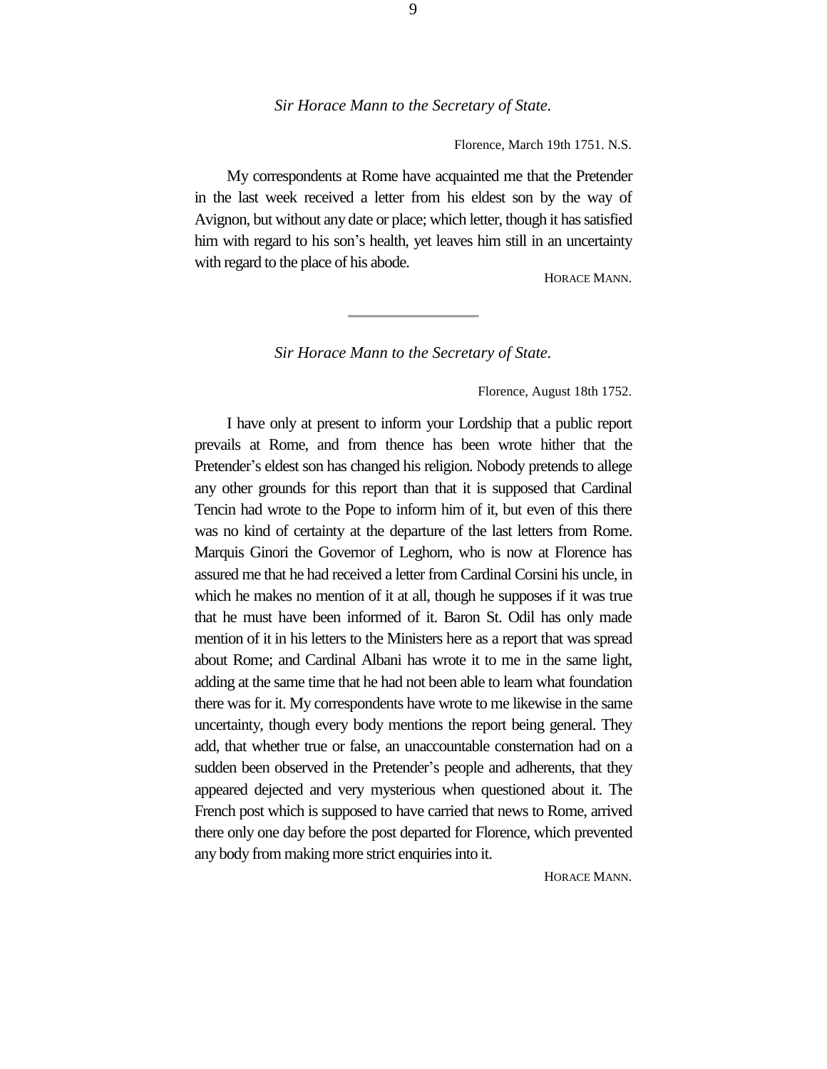*Sir Horace Mann to the Secretary of State.*

Florence, March 19th 1751. N.S.

My correspondents at Rome have acquainted me that the Pretender in the last week received a letter from his eldest son by the way of Avignon, but without any date or place; which letter, though it has satisfied him with regard to his son's health, yet leaves him still in an uncertainty with regard to the place of his abode.

HORACE MANN.

---

*Sir Horace Mann to the Secretary of State.*

Florence, August 18th 1752.

I have only at present to inform your Lordship that a public report prevails at Rome, and from thence has been wrote hither that the Pretender's eldest son has changed his religion. Nobody pretends to allege any other grounds for this report than that it is supposed that Cardinal Tencin had wrote to the Pope to inform him of it, but even of this there was no kind of certainty at the departure of the last letters from Rome. Marquis Ginori the Governor of Leghorn, who is now at Florence has assured me that he had received a letter from Cardinal Corsini his uncle, in which he makes no mention of it at all, though he supposes if it was true that he must have been informed of it. Baron St. Odil has only made mention of it in his letters to the Ministers here as a report that was spread about Rome; and Cardinal Albani has wrote it to me in the same light, adding at the same time that he had not been able to learn what foundation there was for it. My correspondents have wrote to me likewise in the same uncertainty, though every body mentions the report being general. They add, that whether true or false, an unaccountable consternation had on a sudden been observed in the Pretender's people and adherents, that they appeared dejected and very mysterious when questioned about it. The French post which is supposed to have carried that news to Rome, arrived there only one day before the post departed for Florence, which prevented any body from making more strict enquiries into it.

HORACE MANN.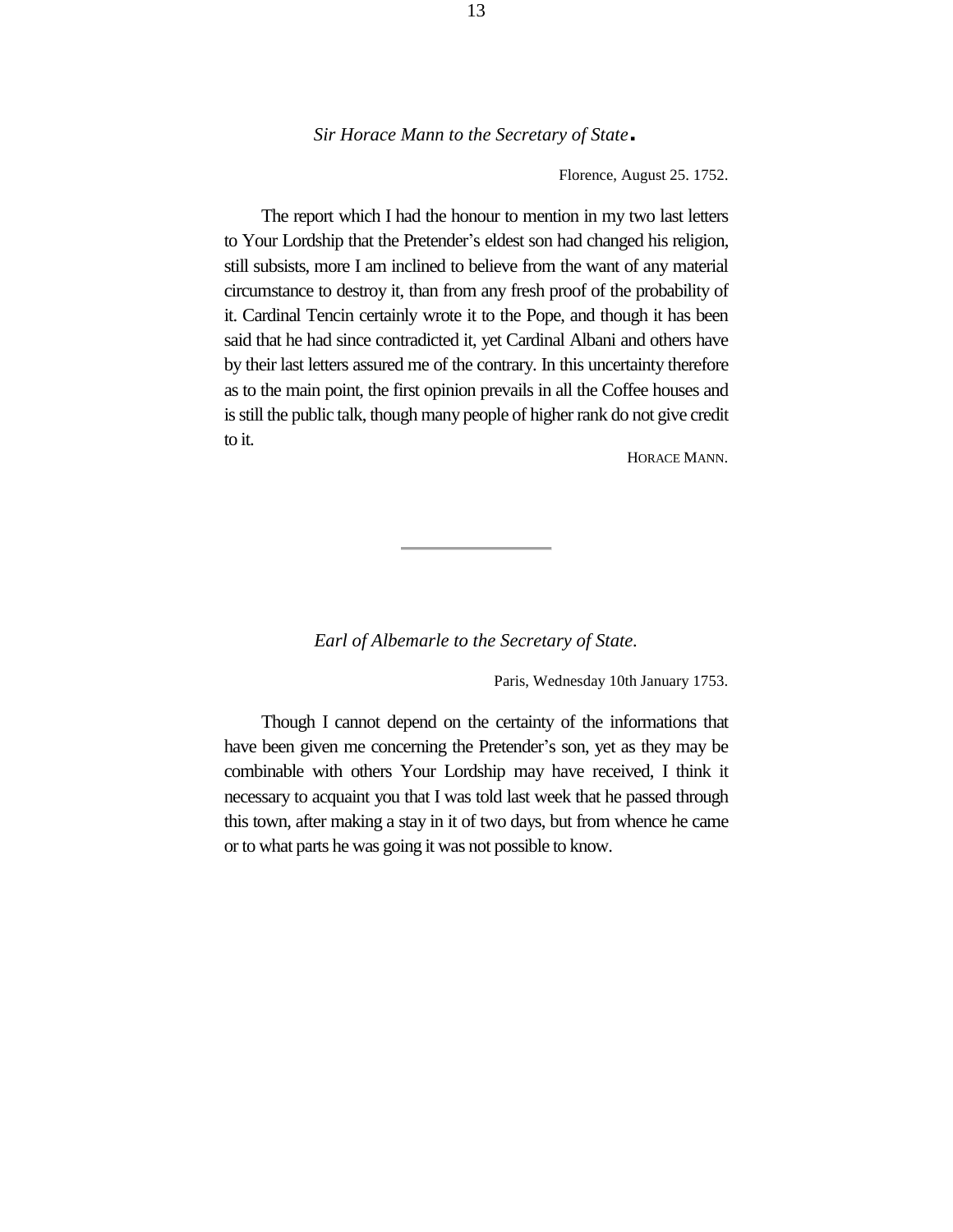### *Sir Horace Mann to the Secretary of State*.

Florence, August 25. 1752.

The report which I had the honour to mention in my two last letters to Your Lordship that the Pretender's eldest son had changed his religion, still subsists, more I am inclined to believe from the want of any material circumstance to destroy it, than from any fresh proof of the probability of it. Cardinal Tencin certainly wrote it to the Pope, and though it has been said that he had since contradicted it, yet Cardinal Albani and others have by their last letters assured me of the contrary. In this uncertainty therefore as to the main point, the first opinion prevails in all the Coffee houses and is still the public talk, though many people of higher rank do not give credit to it.

HORACE MANN.

---

### *Earl of Albemarle to the Secretary of State.*

Paris, Wednesday 10th January 1753.

Though I cannot depend on the certainty of the informations that have been given me concerning the Pretender's son, yet as they may be combinable with others Your Lordship may have received, I think it necessary to acquaint you that I was told last week that he passed through this town, after making a stay in it of two days, but from whence he came or to what parts he was going it was not possible to know.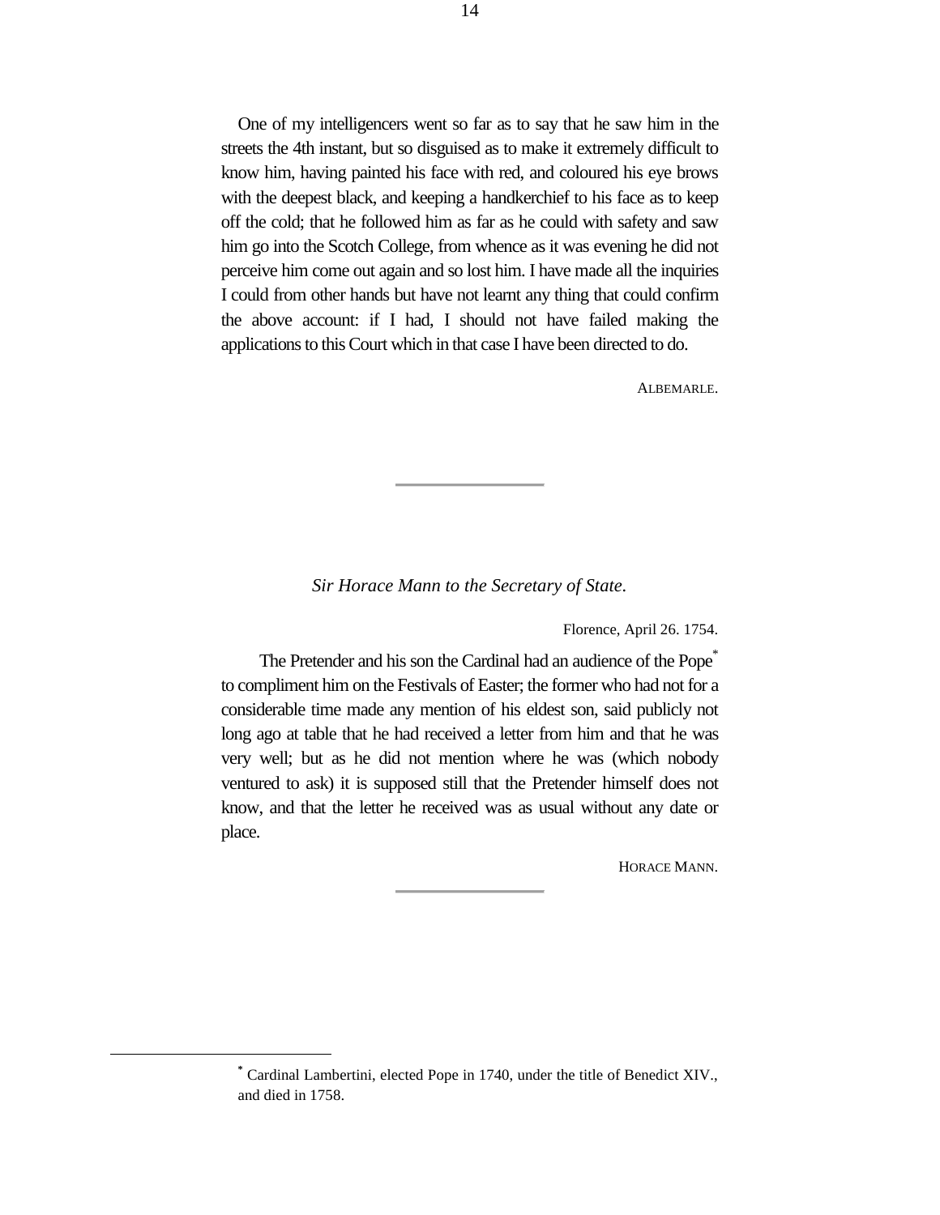One of my intelligencers went so far as to say that he saw him in the streets the 4th instant, but so disguised as to make it extremely difficult to know him, having painted his face with red, and coloured his eye brows with the deepest black, and keeping a handkerchief to his face as to keep off the cold; that he followed him as far as he could with safety and saw him go into the Scotch College, from whence as it was evening he did not perceive him come out again and so lost him. I have made all the inquiries I could from other hands but have not learnt any thing that could confirm the above account: if I had, I should not have failed making the applications to this Court which in that case I have been directed to do.

ALBEMARLE.

---

*Sir Horace Mann to the Secretary of State.*

Florence, April 26. 1754.

The Pretender and his son the Cardinal had an audience of the Pope[*] to compliment him on the Festivals of Easter; the former who had not for a considerable time made any mention of his eldest son, said publicly not long ago at table that he had received a letter from him and that he was very well; but as he did not mention where he was (which nobody ventured to ask) it is supposed still that the Pretender himself does not know, and that the letter he received was as usual without any date or place.

HORACE MANN.

---

[*] Cardinal Lambertini, elected Pope in 1740, under the title of Benedict XIV., and died in 1758.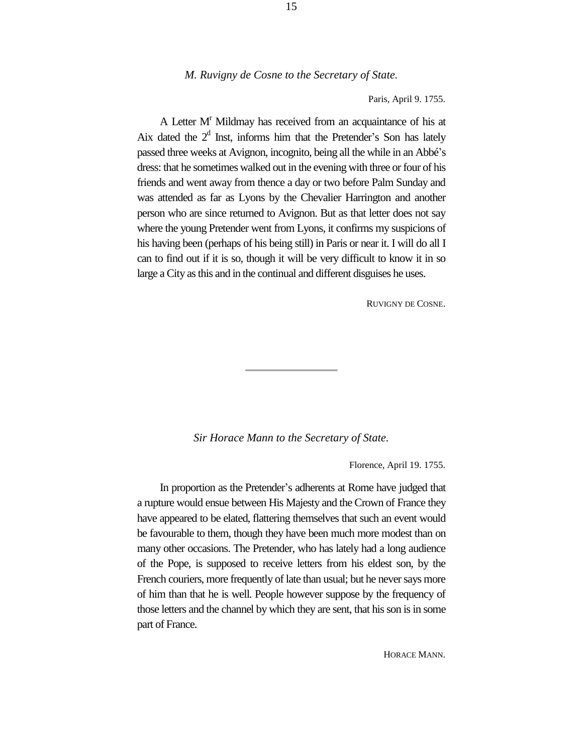*M. Ruvigny de Cosne to the Secretary of State.*

Paris, April 9. 1755.

A Letter M[r] Mildmay has received from an acquaintance of his at Aix dated the 2[d] Inst, informs him that the Pretender's Son has lately passed three weeks at Avignon, incognito, being all the while in an Abbé's dress: that he sometimes walked out in the evening with three or four of his friends and went away from thence a day or two before Palm Sunday and was attended as far as Lyons by the Chevalier Harrington and another person who are since returned to Avignon. But as that letter does not say where the young Pretender went from Lyons, it confirms my suspicions of his having been (perhaps of his being still) in Paris or near it. I will do all I can to find out if it is so, though it will be very difficult to know it in so large a City as this and in the continual and different disguises he uses.

RUVIGNY DE COSNE.

---

*Sir Horace Mann to the Secretary of State.*

Florence, April 19. 1755.

In proportion as the Pretender's adherents at Rome have judged that a rupture would ensue between His Majesty and the Crown of France they have appeared to be elated, flattering themselves that such an event would be favourable to them, though they have been much more modest than on many other occasions. The Pretender, who has lately had a long audience of the Pope, is supposed to receive letters from his eldest son, by the French couriers, more frequently of late than usual; but he never says more of him than that he is well. People however suppose by the frequency of those letters and the channel by which they are sent, that his son is in some part of France.

HORACE MANN.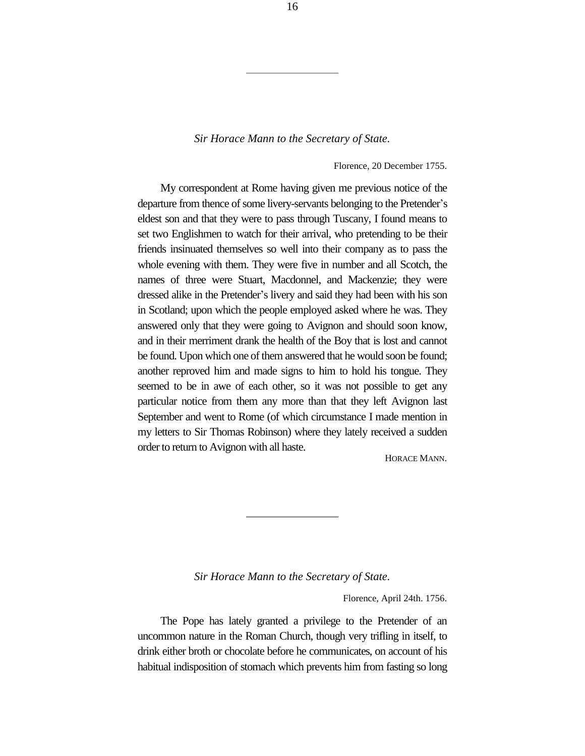---

*Sir Horace Mann to the Secretary of State.*

Florence, 20 December 1755.

My correspondent at Rome having given me previous notice of the departure from thence of some livery-servants belonging to the Pretender's eldest son and that they were to pass through Tuscany, I found means to set two Englishmen to watch for their arrival, who pretending to be their friends insinuated themselves so well into their company as to pass the whole evening with them. They were five in number and all Scotch, the names of three were Stuart, Macdonnel, and Mackenzie; they were dressed alike in the Pretender's livery and said they had been with his son in Scotland; upon which the people employed asked where he was. They answered only that they were going to Avignon and should soon know, and in their merriment drank the health of the Boy that is lost and cannot be found. Upon which one of them answered that he would soon be found; another reproved him and made signs to him to hold his tongue. They seemed to be in awe of each other, so it was not possible to get any particular notice from them any more than that they left Avignon last September and went to Rome (of which circumstance I made mention in my letters to Sir Thomas Robinson) where they lately received a sudden order to return to Avignon with all haste.

HORACE MANN.

---

*Sir Horace Mann to the Secretary of State.*

Florence, April 24th. 1756.

The Pope has lately granted a privilege to the Pretender of an uncommon nature in the Roman Church, though very trifling in itself, to drink either broth or chocolate before he communicates, on account of his habitual indisposition of stomach which prevents him from fasting so long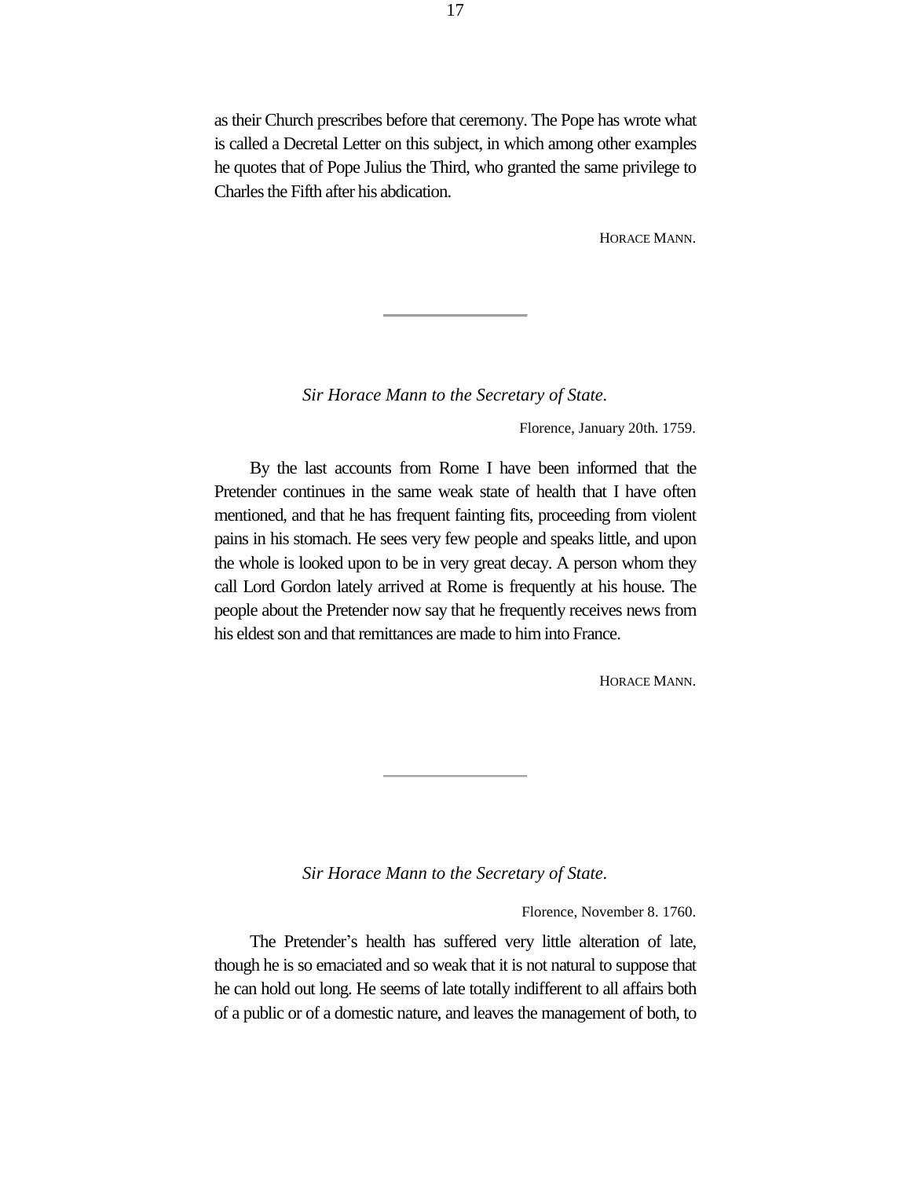as their Church prescribes before that ceremony. The Pope has wrote what is called a Decretal Letter on this subject, in which among other examples he quotes that of Pope Julius the Third, who granted the same privilege to Charles the Fifth after his abdication.

HORACE MANN.

---

*Sir Horace Mann to the Secretary of State.*

Florence, January 20th. 1759.

By the last accounts from Rome I have been informed that the Pretender continues in the same weak state of health that I have often mentioned, and that he has frequent fainting fits, proceeding from violent pains in his stomach. He sees very few people and speaks little, and upon the whole is looked upon to be in very great decay. A person whom they call Lord Gordon lately arrived at Rome is frequently at his house. The people about the Pretender now say that he frequently receives news from his eldest son and that remittances are made to him into France.

HORACE MANN.

---

*Sir Horace Mann to the Secretary of State.*

Florence, November 8. 1760.

The Pretender's health has suffered very little alteration of late, though he is so emaciated and so weak that it is not natural to suppose that he can hold out long. He seems of late totally indifferent to all affairs both of a public or of a domestic nature, and leaves the management of both, to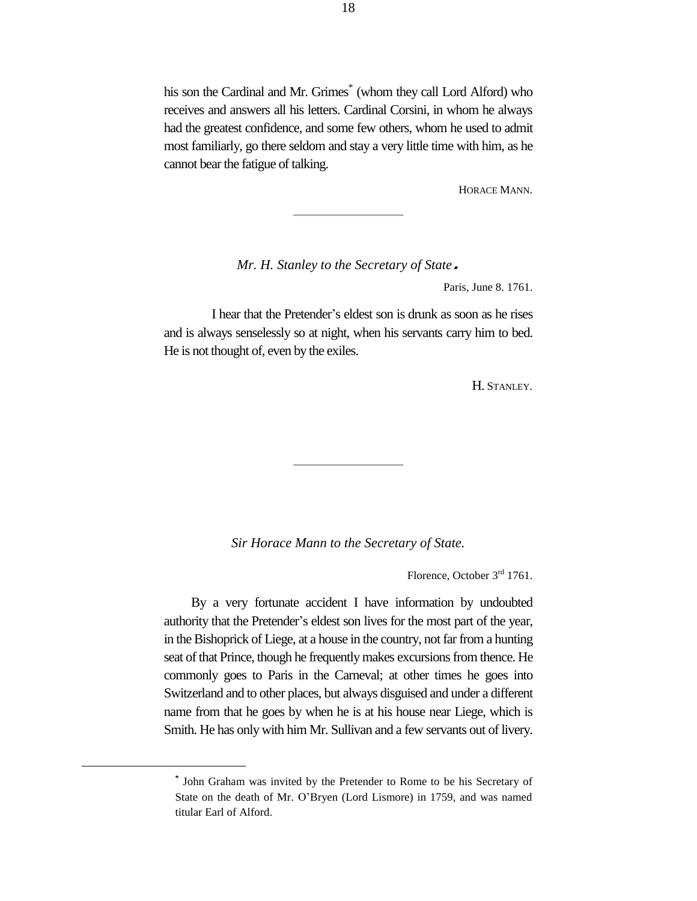his son the Cardinal and Mr. Grimes[*] (whom they call Lord Alford) who receives and answers all his letters. Cardinal Corsini, in whom he always had the greatest confidence, and some few others, whom he used to admit most familiarly, go there seldom and stay a very little time with him, as he cannot bear the fatigue of talking.

HORACE MANN.

---

*Mr. H. Stanley to the Secretary of State.*

Paris, June 8. 1761.

I hear that the Pretender's eldest son is drunk as soon as he rises and is always senselessly so at night, when his servants carry him to bed. He is not thought of, even by the exiles.

H. STANLEY.

---

*Sir Horace Mann to the Secretary of State.*

Florence, October 3rd 1761.

By a very fortunate accident I have information by undoubted authority that the Pretender's eldest son lives for the most part of the year, in the Bishoprick of Liege, at a house in the country, not far from a hunting seat of that Prince, though he frequently makes excursions from thence. He commonly goes to Paris in the Carneval; at other times he goes into Switzerland and to other places, but always disguised and under a different name from that he goes by when he is at his house near Liege, which is Smith. He has only with him Mr. Sullivan and a few servants out of livery.

---

[*] John Graham was invited by the Pretender to Rome to be his Secretary of State on the death of Mr. O'Bryen (Lord Lismore) in 1759, and was named titular Earl of Alford.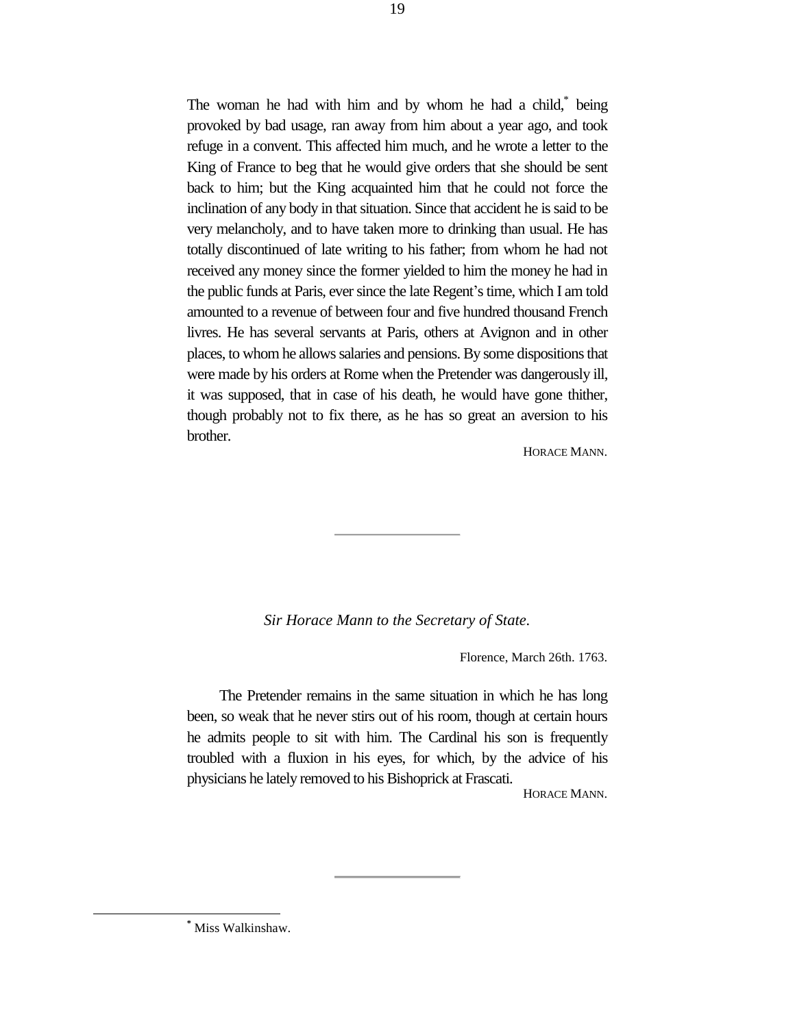The woman he had with him and by whom he had a child,[*] being provoked by bad usage, ran away from him about a year ago, and took refuge in a convent. This affected him much, and he wrote a letter to the King of France to beg that he would give orders that she should be sent back to him; but the King acquainted him that he could not force the inclination of any body in that situation. Since that accident he is said to be very melancholy, and to have taken more to drinking than usual. He has totally discontinued of late writing to his father; from whom he had not received any money since the former yielded to him the money he had in the public funds at Paris, ever since the late Regent's time, which I am told amounted to a revenue of between four and five hundred thousand French livres. He has several servants at Paris, others at Avignon and in other places, to whom he allows salaries and pensions. By some dispositions that were made by his orders at Rome when the Pretender was dangerously ill, it was supposed, that in case of his death, he would have gone thither, though probably not to fix there, as he has so great an aversion to his brother.

HORACE MANN.

---

*Sir Horace Mann to the Secretary of State.*

Florence, March 26th. 1763.

The Pretender remains in the same situation in which he has long been, so weak that he never stirs out of his room, though at certain hours he admits people to sit with him. The Cardinal his son is frequently troubled with a fluxion in his eyes, for which, by the advice of his physicians he lately removed to his Bishoprick at Frascati.

HORACE MANN.

---

[*] Miss Walkinshaw.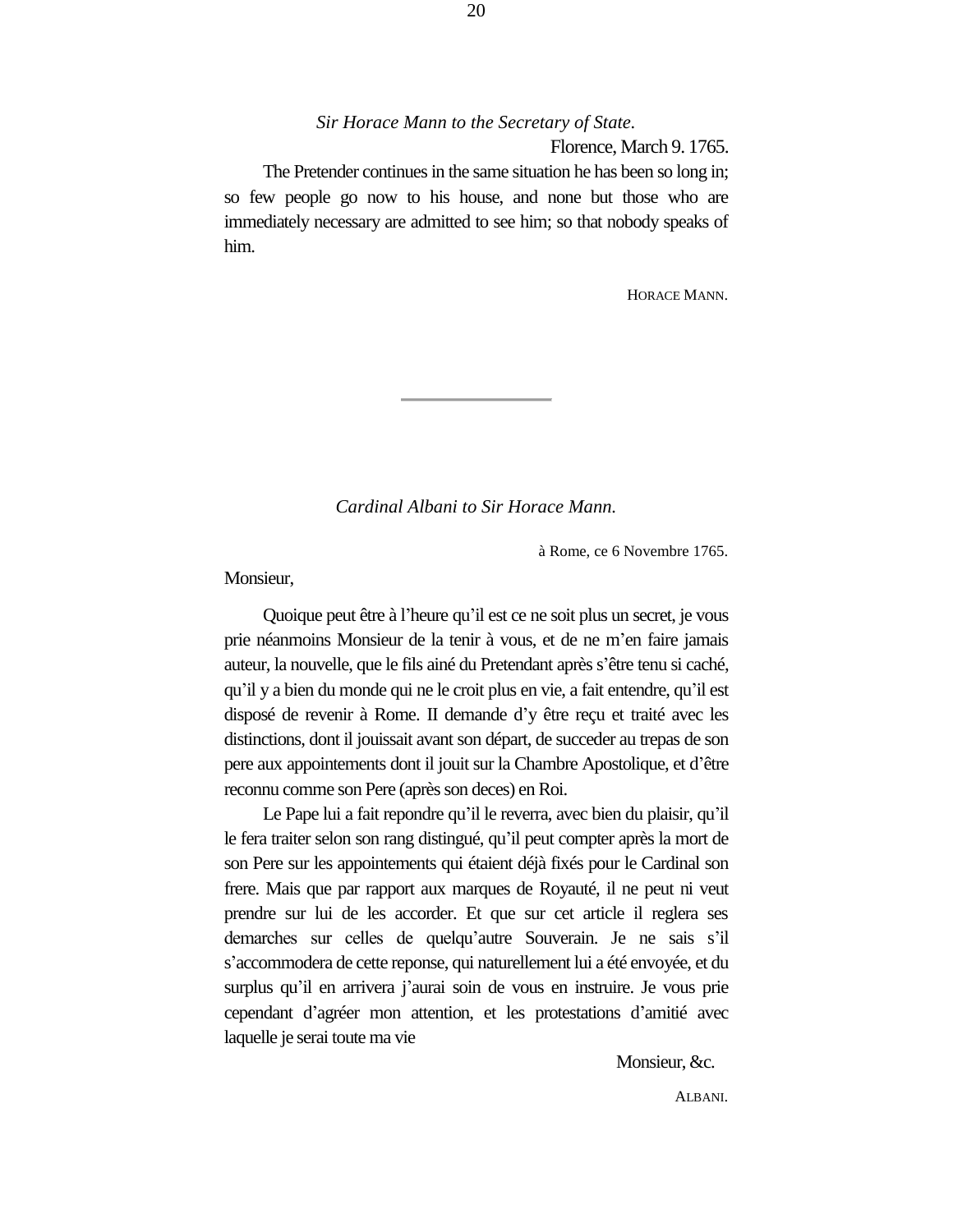*Sir Horace Mann to the Secretary of State.*

Florence, March 9. 1765.

The Pretender continues in the same situation he has been so long in; so few people go now to his house, and none but those who are immediately necessary are admitted to see him; so that nobody speaks of him.

HORACE MANN.

---

*Cardinal Albani to Sir Horace Mann.*

à Rome, ce 6 Novembre 1765.

Monsieur,

Quoique peut être à l'heure qu'il est ce ne soit plus un secret, je vous prie néanmoins Monsieur de la tenir à vous, et de ne m'en faire jamais auteur, la nouvelle, que le fils ainé du Pretendant après s'être tenu si caché, qu'il y a bien du monde qui ne le croit plus en vie, a fait entendre, qu'il est disposé de revenir à Rome. Il demande d'y être reçu et traité avec les distinctions, dont il jouissait avant son départ, de succeder au trepas de son pere aux appointements dont il jouit sur la Chambre Apostolique, et d'être reconnu comme son Pere (après son deces) en Roi.

Le Pape lui a fait repondre qu'il le reverra, avec bien du plaisir, qu'il le fera traiter selon son rang distingué, qu'il peut compter après la mort de son Pere sur les appointements qui étaient déjà fixés pour le Cardinal son frere. Mais que par rapport aux marques de Royauté, il ne peut ni veut prendre sur lui de les accorder. Et que sur cet article il reglera ses demarches sur celles de quelqu'autre Souverain. Je ne sais s'il s'accommodera de cette reponse, qui naturellement lui a été envoyée, et du surplus qu'il en arrivera j'aurai soin de vous en instruire. Je vous prie cependant d'agréer mon attention, et les protestations d'amitié avec laquelle je serai toute ma vie

Monsieur, &c.

ALBANI.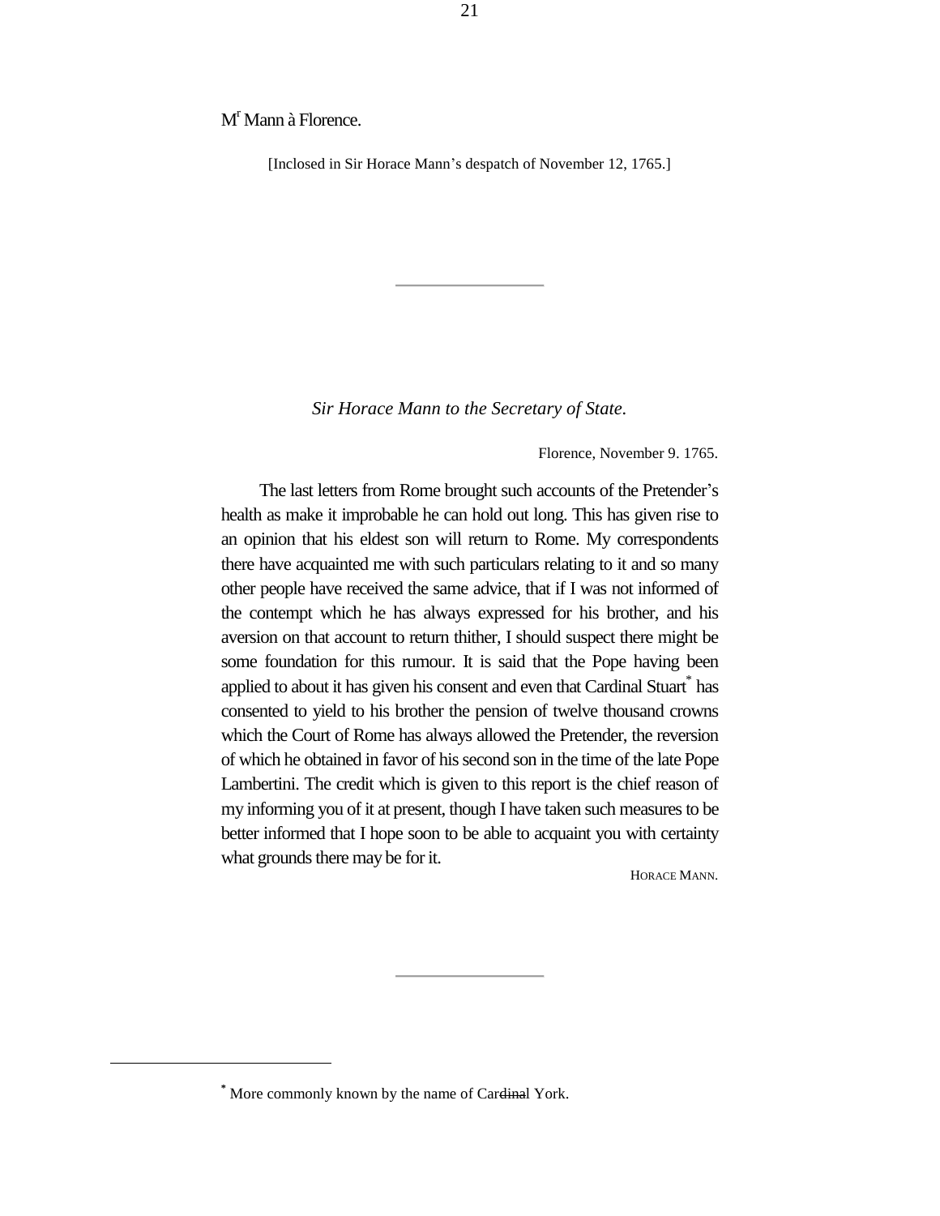M[r] Mann à Florence.

[Inclosed in Sir Horace Mann's despatch of November 12, 1765.]

---

*Sir Horace Mann to the Secretary of State.*

Florence, November 9. 1765.

The last letters from Rome brought such accounts of the Pretender's health as make it improbable he can hold out long. This has given rise to an opinion that his eldest son will return to Rome. My correspondents there have acquainted me with such particulars relating to it and so many other people have received the same advice, that if I was not informed of the contempt which he has always expressed for his brother, and his aversion on that account to return thither, I should suspect there might be some foundation for this rumour. It is said that the Pope having been applied to about it has given his consent and even that Cardinal Stuart[*] has consented to yield to his brother the pension of twelve thousand crowns which the Court of Rome has always allowed the Pretender, the reversion of which he obtained in favor of his second son in the time of the late Pope Lambertini. The credit which is given to this report is the chief reason of my informing you of it at present, though I have taken such measures to be better informed that I hope soon to be able to acquaint you with certainty what grounds there may be for it.

HORACE MANN.

---

[*] More commonly known by the name of Car~~dina~~l York.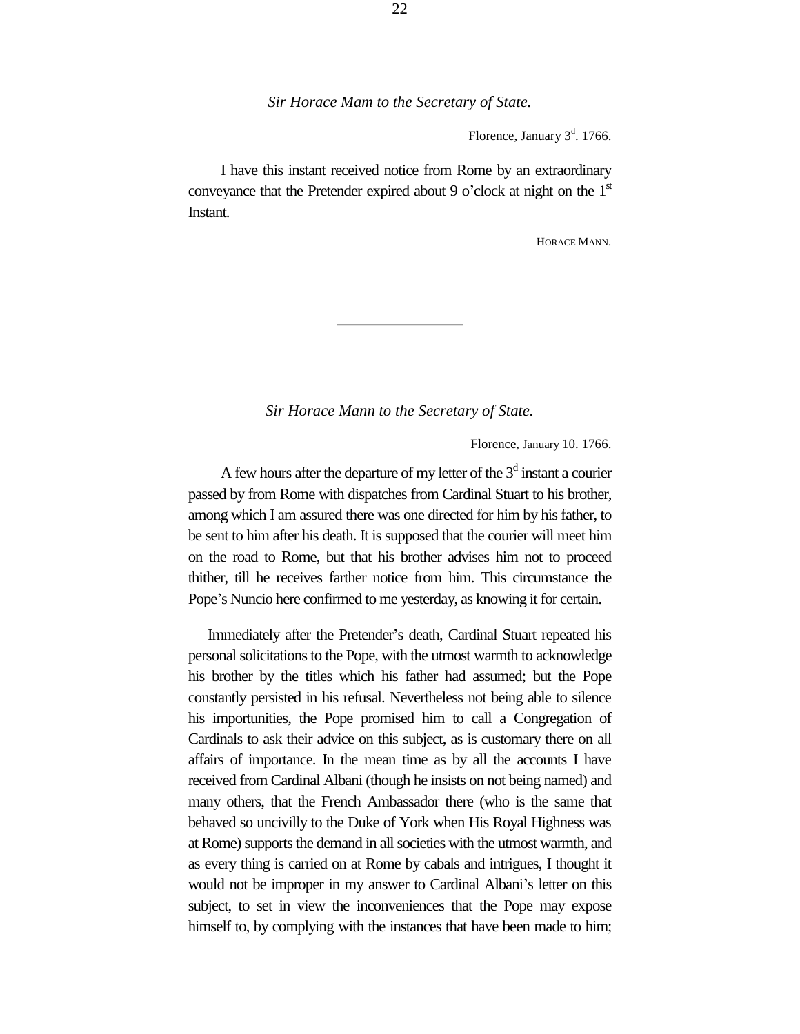*Sir Horace Mam to the Secretary of State.*

Florence, January 3[d]. 1766.

I have this instant received notice from Rome by an extraordinary conveyance that the Pretender expired about 9 o'clock at night on the 1[st] Instant.

HORACE MANN.

---

*Sir Horace Mann to the Secretary of State.*

Florence, January 10. 1766.

A few hours after the departure of my letter of the 3[d] instant a courier passed by from Rome with dispatches from Cardinal Stuart to his brother, among which I am assured there was one directed for him by his father, to be sent to him after his death. It is supposed that the courier will meet him on the road to Rome, but that his brother advises him not to proceed thither, till he receives farther notice from him. This circumstance the Pope's Nuncio here confirmed to me yesterday, as knowing it for certain.

Immediately after the Pretender's death, Cardinal Stuart repeated his personal solicitations to the Pope, with the utmost warmth to acknowledge his brother by the titles which his father had assumed; but the Pope constantly persisted in his refusal. Nevertheless not being able to silence his importunities, the Pope promised him to call a Congregation of Cardinals to ask their advice on this subject, as is customary there on all affairs of importance. In the mean time as by all the accounts I have received from Cardinal Albani (though he insists on not being named) and many others, that the French Ambassador there (who is the same that behaved so uncivilly to the Duke of York when His Royal Highness was at Rome) supports the demand in all societies with the utmost warmth, and as every thing is carried on at Rome by cabals and intrigues, I thought it would not be improper in my answer to Cardinal Albani's letter on this subject, to set in view the inconveniences that the Pope may expose himself to, by complying with the instances that have been made to him;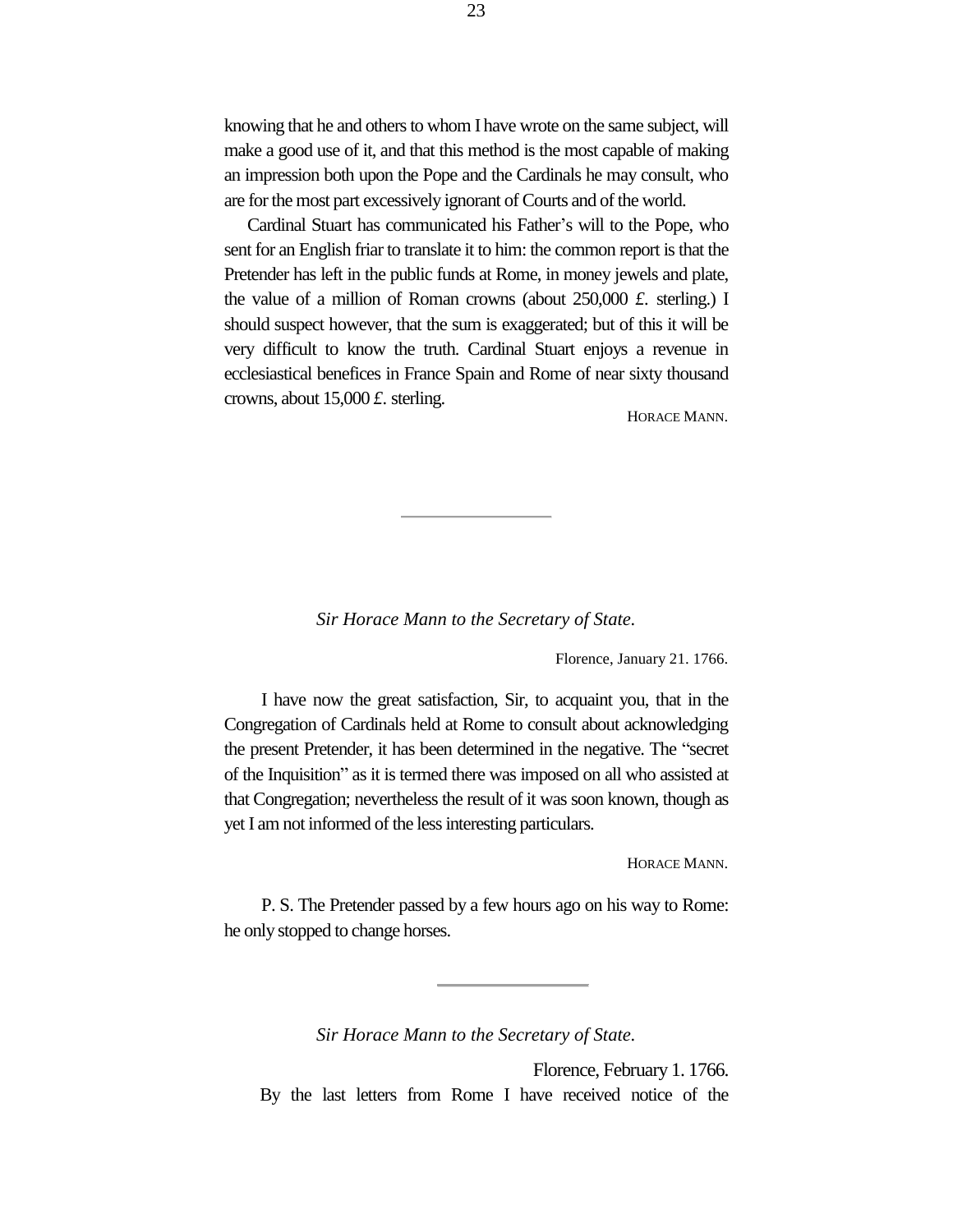knowing that he and others to whom I have wrote on the same subject, will make a good use of it, and that this method is the most capable of making an impression both upon the Pope and the Cardinals he may consult, who are for the most part excessively ignorant of Courts and of the world.

Cardinal Stuart has communicated his Father's will to the Pope, who sent for an English friar to translate it to him: the common report is that the Pretender has left in the public funds at Rome, in money jewels and plate, the value of a million of Roman crowns (about 250,000 £. sterling.) I should suspect however, that the sum is exaggerated; but of this it will be very difficult to know the truth. Cardinal Stuart enjoys a revenue in ecclesiastical benefices in France Spain and Rome of near sixty thousand crowns, about 15,000 £. sterling.

HORACE MANN.

---

*Sir Horace Mann to the Secretary of State.*

Florence, January 21. 1766.

I have now the great satisfaction, Sir, to acquaint you, that in the Congregation of Cardinals held at Rome to consult about acknowledging the present Pretender, it has been determined in the negative. The "secret of the Inquisition" as it is termed there was imposed on all who assisted at that Congregation; nevertheless the result of it was soon known, though as yet I am not informed of the less interesting particulars.

HORACE MANN.

P. S. The Pretender passed by a few hours ago on his way to Rome: he only stopped to change horses.

---

*Sir Horace Mann to the Secretary of State.*

Florence, February 1. 1766.

By the last letters from Rome I have received notice of the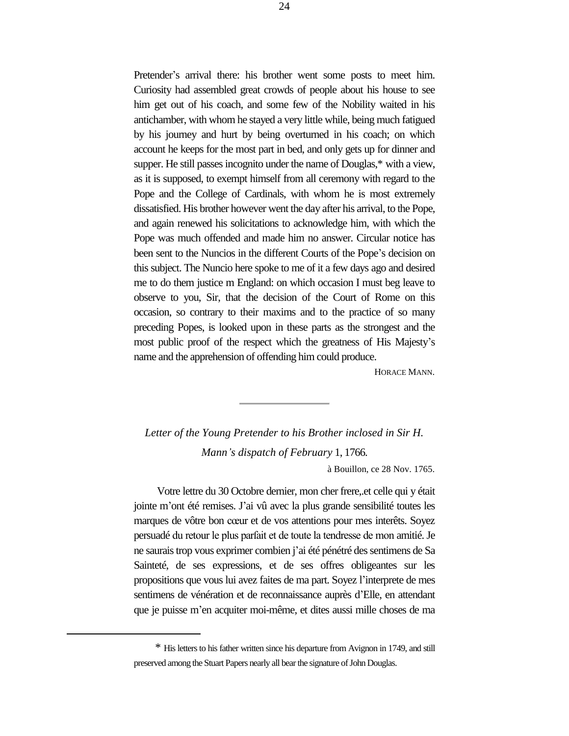Pretender's arrival there: his brother went some posts to meet him. Curiosity had assembled great crowds of people about his house to see him get out of his coach, and some few of the Nobility waited in his antichamber, with whom he stayed a very little while, being much fatigued by his journey and hurt by being overturned in his coach; on which account he keeps for the most part in bed, and only gets up for dinner and supper. He still passes incognito under the name of Douglas,* with a view, as it is supposed, to exempt himself from all ceremony with regard to the Pope and the College of Cardinals, with whom he is most extremely dissatisfied. His brother however went the day after his arrival, to the Pope, and again renewed his solicitations to acknowledge him, with which the Pope was much offended and made him no answer. Circular notice has been sent to the Nuncios in the different Courts of the Pope's decision on this subject. The Nuncio here spoke to me of it a few days ago and desired me to do them justice m England: on which occasion I must beg leave to observe to you, Sir, that the decision of the Court of Rome on this occasion, so contrary to their maxims and to the practice of so many preceding Popes, is looked upon in these parts as the strongest and the most public proof of the respect which the greatness of His Majesty's name and the apprehension of offending him could produce.

HORACE MANN.

---

*Letter of the Young Pretender to his Brother inclosed in Sir H. Mann's dispatch of February* 1, 1766.

à Bouillon, ce 28 Nov. 1765.

Votre lettre du 30 Octobre dernier, mon cher frere,.et celle qui y était jointe m'ont été remises. J'ai vû avec la plus grande sensibilité toutes les marques de vôtre bon cœur et de vos attentions pour mes interêts. Soyez persuadé du retour le plus parfait et de toute la tendresse de mon amitié. Je ne saurais trop vous exprimer combien j'ai été pénétré des sentimens de Sa Sainteté, de ses expressions, et de ses offres obligeantes sur les propositions que vous lui avez faites de ma part. Soyez l'interprete de mes sentimens de vénération et de reconnaissance auprès d'Elle, en attendant que je puisse m'en acquiter moi-même, et dites aussi mille choses de ma

* His letters to his father written since his departure from Avignon in 1749, and still preserved among the Stuart Papers nearly all bear the signature of John Douglas.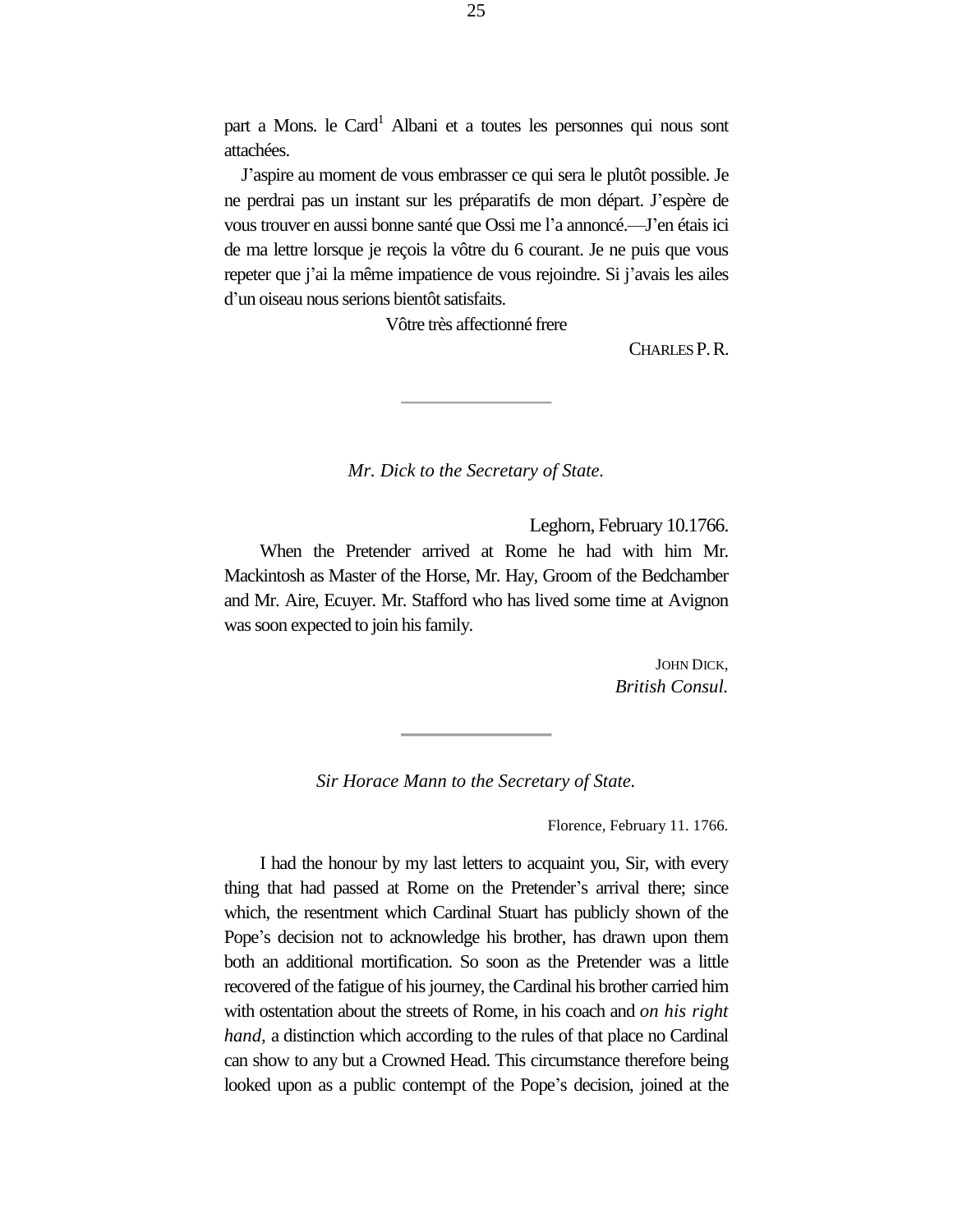part a Mons. le Card[1] Albani et a toutes les personnes qui nous sont attachées.

J'aspire au moment de vous embrasser ce qui sera le plutôt possible. Je ne perdrai pas un instant sur les préparatifs de mon départ. J'espère de vous trouver en aussi bonne santé que Ossi me l'a annoncé.—J'en étais ici de ma lettre lorsque je reçois la vôtre du 6 courant. Je ne puis que vous repeter que j'ai la même impatience de vous rejoindre. Si j'avais les ailes d'un oiseau nous serions bientôt satisfaits.

Vôtre très affectionné frere

CHARLES P. R.

---

*Mr. Dick to the Secretary of State.*

Leghorn, February 10.1766.

When the Pretender arrived at Rome he had with him Mr. Mackintosh as Master of the Horse, Mr. Hay, Groom of the Bedchamber and Mr. Aire, Ecuyer. Mr. Stafford who has lived some time at Avignon was soon expected to join his family.

JOHN DICK,
*British Consul.*

---

*Sir Horace Mann to the Secretary of State.*

Florence, February 11. 1766.

I had the honour by my last letters to acquaint you, Sir, with every thing that had passed at Rome on the Pretender's arrival there; since which, the resentment which Cardinal Stuart has publicly shown of the Pope's decision not to acknowledge his brother, has drawn upon them both an additional mortification. So soon as the Pretender was a little recovered of the fatigue of his journey, the Cardinal his brother carried him with ostentation about the streets of Rome, in his coach and *on his right hand,* a distinction which according to the rules of that place no Cardinal can show to any but a Crowned Head. This circumstance therefore being looked upon as a public contempt of the Pope's decision, joined at the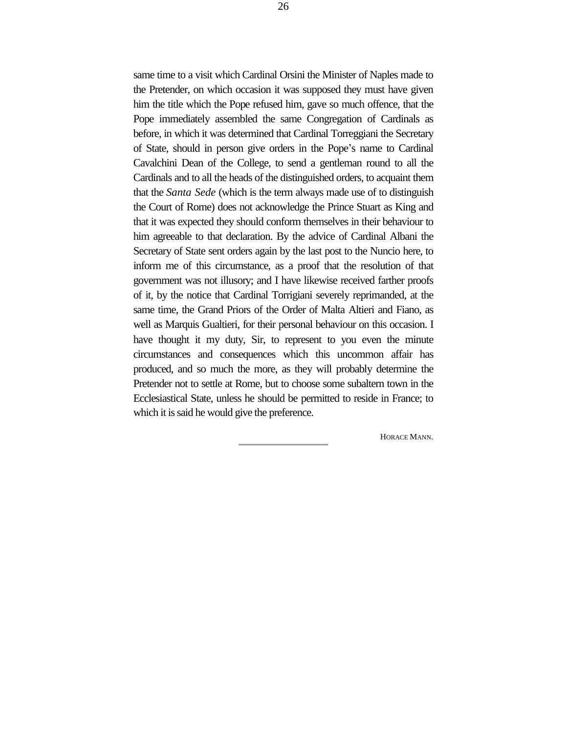same time to a visit which Cardinal Orsini the Minister of Naples made to the Pretender, on which occasion it was supposed they must have given him the title which the Pope refused him, gave so much offence, that the Pope immediately assembled the same Congregation of Cardinals as before, in which it was determined that Cardinal Torreggiani the Secretary of State, should in person give orders in the Pope's name to Cardinal Cavalchini Dean of the College, to send a gentleman round to all the Cardinals and to all the heads of the distinguished orders, to acquaint them that the *Santa Sede* (which is the term always made use of to distinguish the Court of Rome) does not acknowledge the Prince Stuart as King and that it was expected they should conform themselves in their behaviour to him agreeable to that declaration. By the advice of Cardinal Albani the Secretary of State sent orders again by the last post to the Nuncio here, to inform me of this circumstance, as a proof that the resolution of that government was not illusory; and I have likewise received farther proofs of it, by the notice that Cardinal Torrigiani severely reprimanded, at the same time, the Grand Priors of the Order of Malta Altieri and Fiano, as well as Marquis Gualtieri, for their personal behaviour on this occasion. I have thought it my duty, Sir, to represent to you even the minute circumstances and consequences which this uncommon affair has produced, and so much the more, as they will probably determine the Pretender not to settle at Rome, but to choose some subaltern town in the Ecclesiastical State, unless he should be permitted to reside in France; to which it is said he would give the preference.

HORACE MANN.

---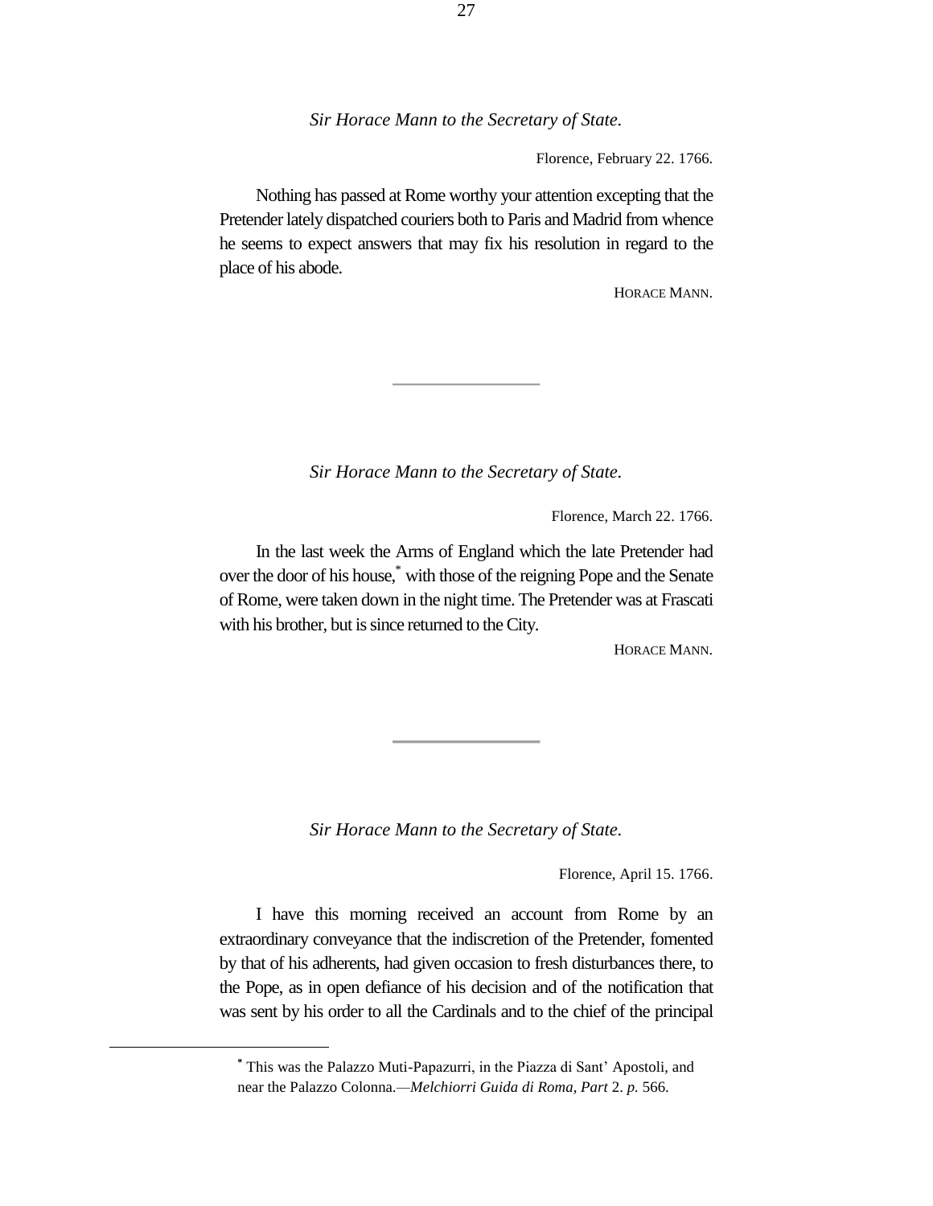*Sir Horace Mann to the Secretary of State.*

Florence, February 22. 1766.

Nothing has passed at Rome worthy your attention excepting that the Pretender lately dispatched couriers both to Paris and Madrid from whence he seems to expect answers that may fix his resolution in regard to the place of his abode.

HORACE MANN.

---

*Sir Horace Mann to the Secretary of State.*

Florence, March 22. 1766.

In the last week the Arms of England which the late Pretender had over the door of his house,* with those of the reigning Pope and the Senate of Rome, were taken down in the night time. The Pretender was at Frascati with his brother, but is since returned to the City.

HORACE MANN.

---

*Sir Horace Mann to the Secretary of State.*

Florence, April 15. 1766.

I have this morning received an account from Rome by an extraordinary conveyance that the indiscretion of the Pretender, fomented by that of his adherents, had given occasion to fresh disturbances there, to the Pope, as in open defiance of his decision and of the notification that was sent by his order to all the Cardinals and to the chief of the principal

---

* This was the Palazzo Muti-Papazurri, in the Piazza di Sant' Apostoli, and near the Palazzo Colonna.—*Melchiorri Guida di Roma, Part* 2. *p.* 566.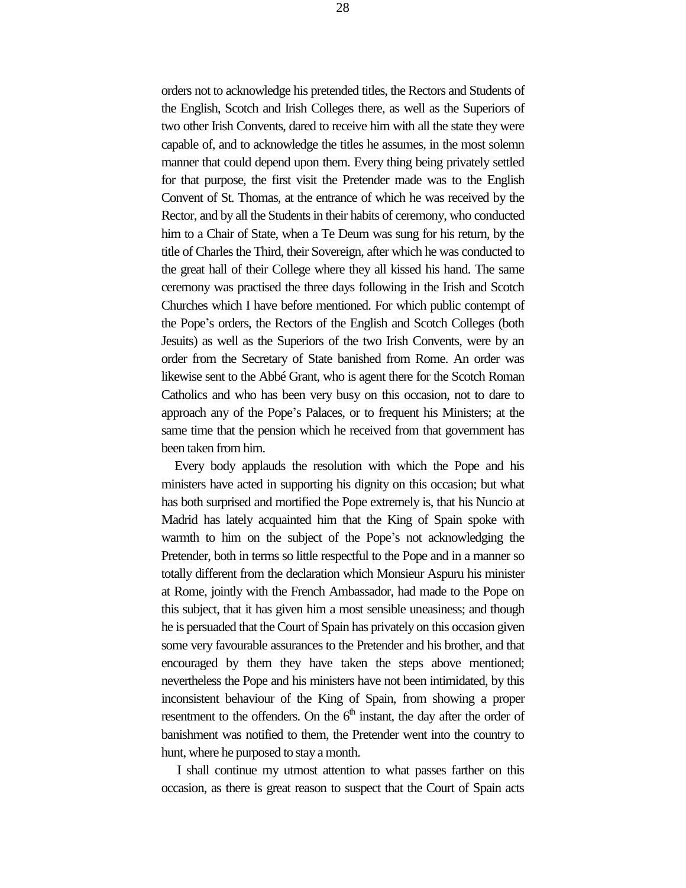orders not to acknowledge his pretended titles, the Rectors and Students of the English, Scotch and Irish Colleges there, as well as the Superiors of two other Irish Convents, dared to receive him with all the state they were capable of, and to acknowledge the titles he assumes, in the most solemn manner that could depend upon them. Every thing being privately settled for that purpose, the first visit the Pretender made was to the English Convent of St. Thomas, at the entrance of which he was received by the Rector, and by all the Students in their habits of ceremony, who conducted him to a Chair of State, when a Te Deum was sung for his return, by the title of Charles the Third, their Sovereign, after which he was conducted to the great hall of their College where they all kissed his hand. The same ceremony was practised the three days following in the Irish and Scotch Churches which I have before mentioned. For which public contempt of the Pope's orders, the Rectors of the English and Scotch Colleges (both Jesuits) as well as the Superiors of the two Irish Convents, were by an order from the Secretary of State banished from Rome. An order was likewise sent to the Abbé Grant, who is agent there for the Scotch Roman Catholics and who has been very busy on this occasion, not to dare to approach any of the Pope's Palaces, or to frequent his Ministers; at the same time that the pension which he received from that government has been taken from him.

Every body applauds the resolution with which the Pope and his ministers have acted in supporting his dignity on this occasion; but what has both surprised and mortified the Pope extremely is, that his Nuncio at Madrid has lately acquainted him that the King of Spain spoke with warmth to him on the subject of the Pope's not acknowledging the Pretender, both in terms so little respectful to the Pope and in a manner so totally different from the declaration which Monsieur Aspuru his minister at Rome, jointly with the French Ambassador, had made to the Pope on this subject, that it has given him a most sensible uneasiness; and though he is persuaded that the Court of Spain has privately on this occasion given some very favourable assurances to the Pretender and his brother, and that encouraged by them they have taken the steps above mentioned; nevertheless the Pope and his ministers have not been intimidated, by this inconsistent behaviour of the King of Spain, from showing a proper resentment to the offenders. On the 6th instant, the day after the order of banishment was notified to them, the Pretender went into the country to hunt, where he purposed to stay a month.

I shall continue my utmost attention to what passes farther on this occasion, as there is great reason to suspect that the Court of Spain acts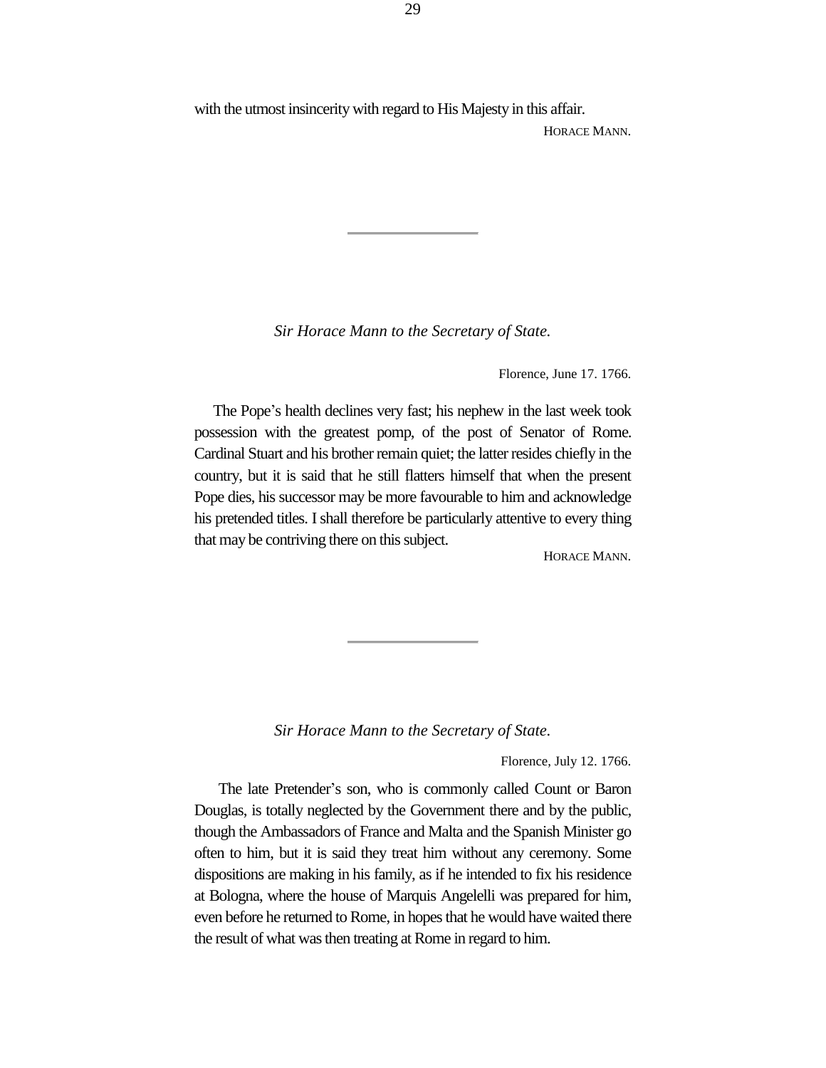with the utmost insincerity with regard to His Majesty in this affair.

HORACE MANN.

---

*Sir Horace Mann to the Secretary of State.*

Florence, June 17. 1766.

The Pope's health declines very fast; his nephew in the last week took possession with the greatest pomp, of the post of Senator of Rome. Cardinal Stuart and his brother remain quiet; the latter resides chiefly in the country, but it is said that he still flatters himself that when the present Pope dies, his successor may be more favourable to him and acknowledge his pretended titles. I shall therefore be particularly attentive to every thing that may be contriving there on this subject.

HORACE MANN.

---

*Sir Horace Mann to the Secretary of State.*

Florence, July 12. 1766.

The late Pretender's son, who is commonly called Count or Baron Douglas, is totally neglected by the Government there and by the public, though the Ambassadors of France and Malta and the Spanish Minister go often to him, but it is said they treat him without any ceremony. Some dispositions are making in his family, as if he intended to fix his residence at Bologna, where the house of Marquis Angelelli was prepared for him, even before he returned to Rome, in hopes that he would have waited there the result of what was then treating at Rome in regard to him.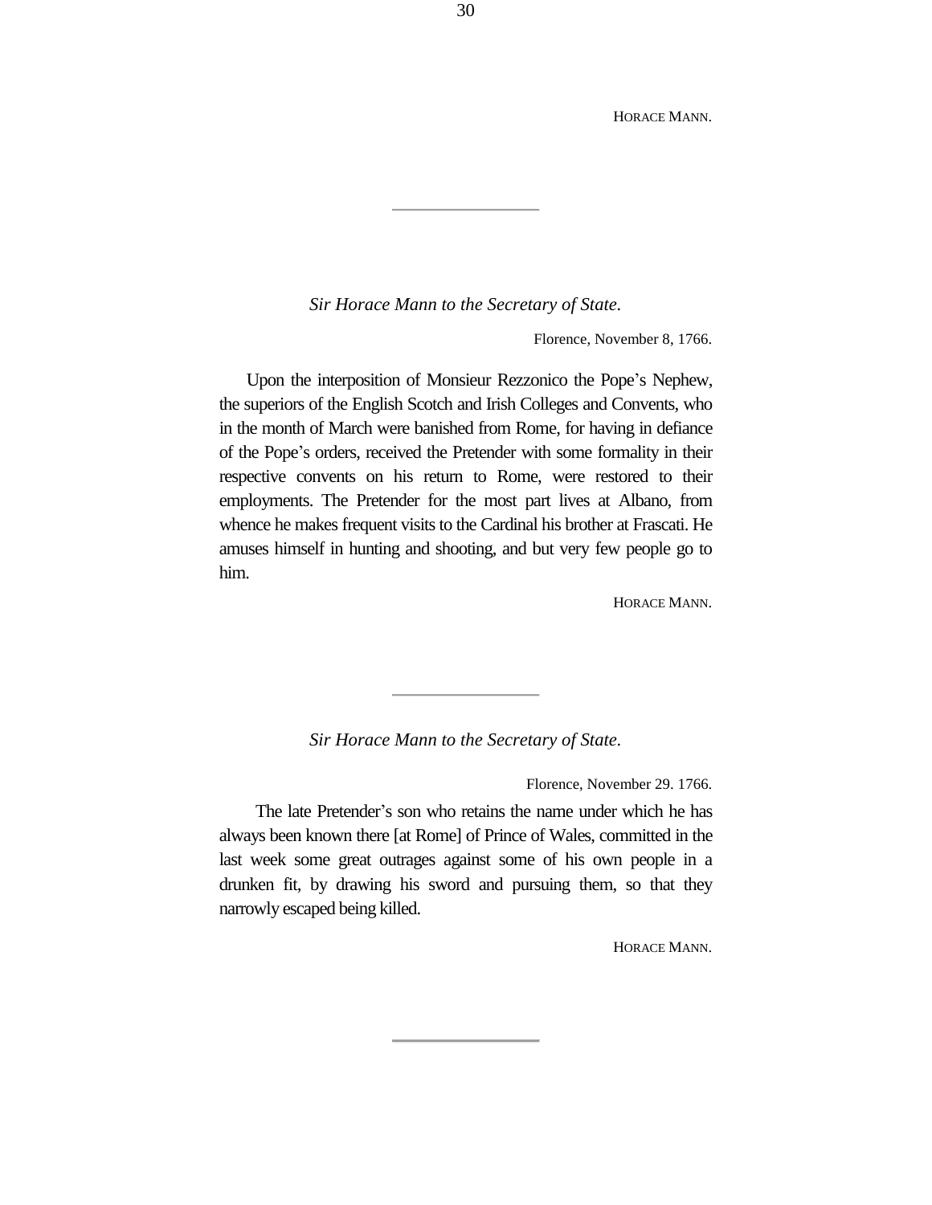HORACE MANN.

---

*Sir Horace Mann to the Secretary of State.*

Florence, November 8, 1766.

Upon the interposition of Monsieur Rezzonico the Pope's Nephew, the superiors of the English Scotch and Irish Colleges and Convents, who in the month of March were banished from Rome, for having in defiance of the Pope's orders, received the Pretender with some formality in their respective convents on his return to Rome, were restored to their employments. The Pretender for the most part lives at Albano, from whence he makes frequent visits to the Cardinal his brother at Frascati. He amuses himself in hunting and shooting, and but very few people go to him.

HORACE MANN.

---

*Sir Horace Mann to the Secretary of State.*

Florence, November 29. 1766.

The late Pretender's son who retains the name under which he has always been known there [at Rome] of Prince of Wales, committed in the last week some great outrages against some of his own people in a drunken fit, by drawing his sword and pursuing them, so that they narrowly escaped being killed.

HORACE MANN.

---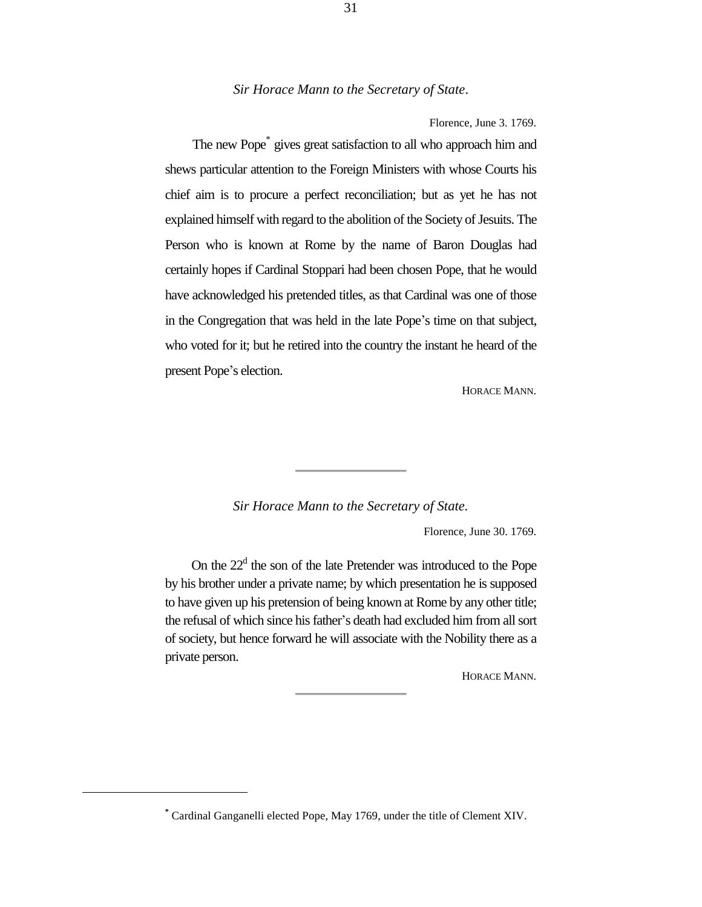*Sir Horace Mann to the Secretary of State.*

Florence, June 3. 1769.

The new Pope[*] gives great satisfaction to all who approach him and shews particular attention to the Foreign Ministers with whose Courts his chief aim is to procure a perfect reconciliation; but as yet he has not explained himself with regard to the abolition of the Society of Jesuits. The Person who is known at Rome by the name of Baron Douglas had certainly hopes if Cardinal Stoppari had been chosen Pope, that he would have acknowledged his pretended titles, as that Cardinal was one of those in the Congregation that was held in the late Pope's time on that subject, who voted for it; but he retired into the country the instant he heard of the present Pope's election.

HORACE MANN.

---

*Sir Horace Mann to the Secretary of State.*

Florence, June 30. 1769.

On the 22[d] the son of the late Pretender was introduced to the Pope by his brother under a private name; by which presentation he is supposed to have given up his pretension of being known at Rome by any other title; the refusal of which since his father's death had excluded him from all sort of society, but hence forward he will associate with the Nobility there as a private person.

HORACE MANN.

---

[*] Cardinal Ganganelli elected Pope, May 1769, under the title of Clement XIV.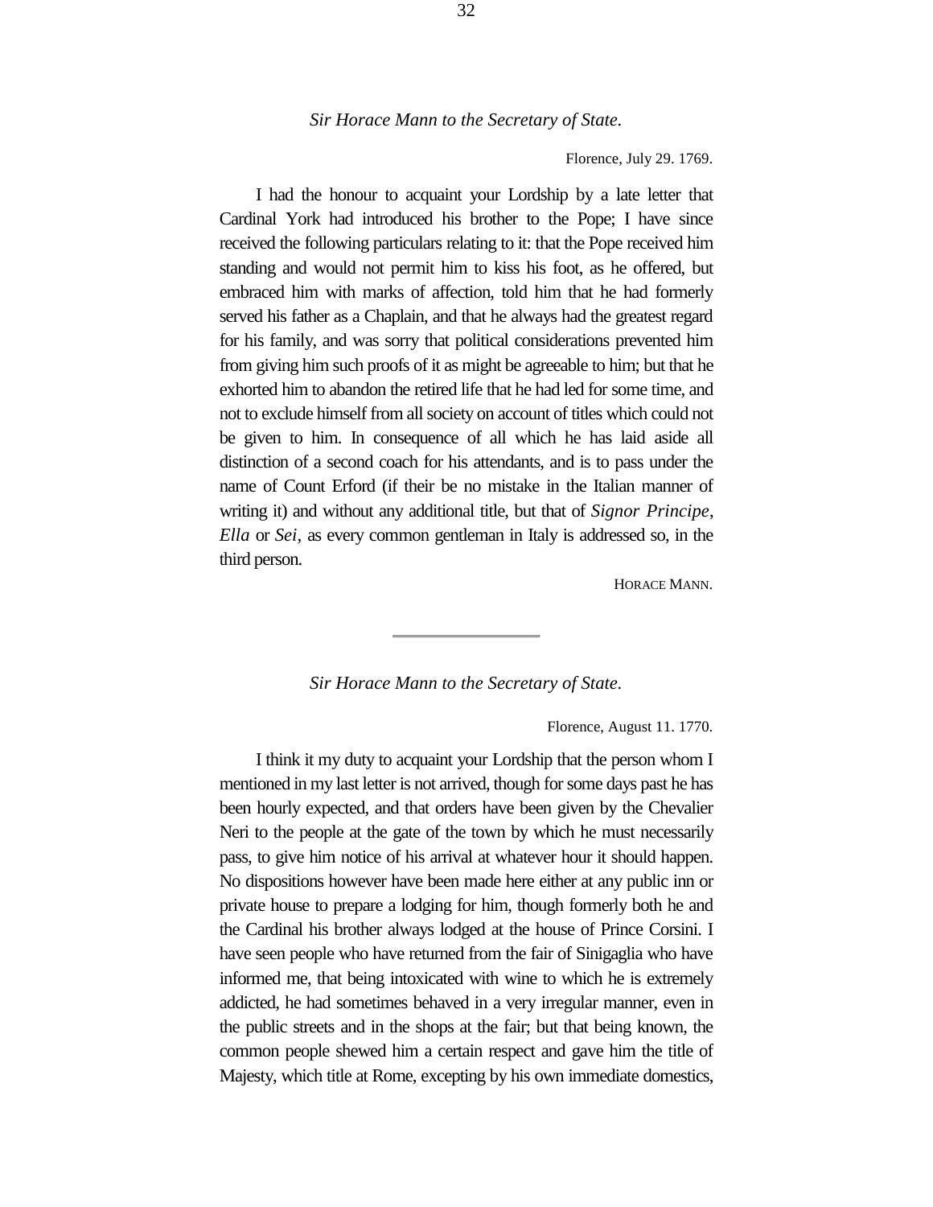*Sir Horace Mann to the Secretary of State.*

Florence, July 29. 1769.

I had the honour to acquaint your Lordship by a late letter that Cardinal York had introduced his brother to the Pope; I have since received the following particulars relating to it: that the Pope received him standing and would not permit him to kiss his foot, as he offered, but embraced him with marks of affection, told him that he had formerly served his father as a Chaplain, and that he always had the greatest regard for his family, and was sorry that political considerations prevented him from giving him such proofs of it as might be agreeable to him; but that he exhorted him to abandon the retired life that he had led for some time, and not to exclude himself from all society on account of titles which could not be given to him. In consequence of all which he has laid aside all distinction of a second coach for his attendants, and is to pass under the name of Count Erford (if their be no mistake in the Italian manner of writing it) and without any additional title, but that of *Signor Principe*, *Ella* or *Sei,* as every common gentleman in Italy is addressed so, in the third person.

HORACE MANN.

---

*Sir Horace Mann to the Secretary of State.*

Florence, August 11. 1770.

I think it my duty to acquaint your Lordship that the person whom I mentioned in my last letter is not arrived, though for some days past he has been hourly expected, and that orders have been given by the Chevalier Neri to the people at the gate of the town by which he must necessarily pass, to give him notice of his arrival at whatever hour it should happen. No dispositions however have been made here either at any public inn or private house to prepare a lodging for him, though formerly both he and the Cardinal his brother always lodged at the house of Prince Corsini. I have seen people who have returned from the fair of Sinigaglia who have informed me, that being intoxicated with wine to which he is extremely addicted, he had sometimes behaved in a very irregular manner, even in the public streets and in the shops at the fair; but that being known, the common people shewed him a certain respect and gave him the title of Majesty, which title at Rome, excepting by his own immediate domestics,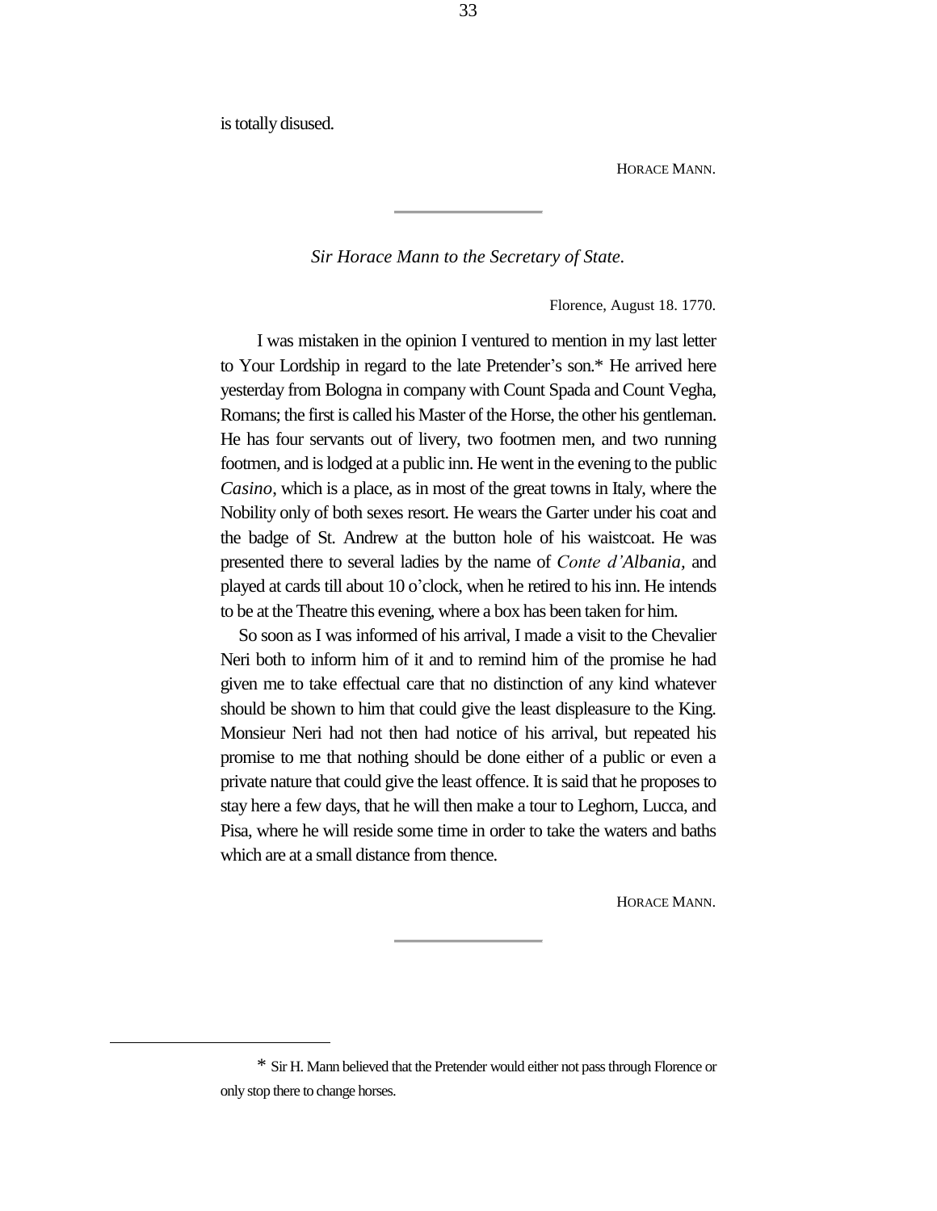is totally disused.

HORACE MANN.

---

*Sir Horace Mann to the Secretary of State.*

Florence, August 18. 1770.

I was mistaken in the opinion I ventured to mention in my last letter to Your Lordship in regard to the late Pretender's son.* He arrived here yesterday from Bologna in company with Count Spada and Count Vegha, Romans; the first is called his Master of the Horse, the other his gentleman. He has four servants out of livery, two footmen men, and two running footmen, and is lodged at a public inn. He went in the evening to the public *Casino*, which is a place, as in most of the great towns in Italy, where the Nobility only of both sexes resort. He wears the Garter under his coat and the badge of St. Andrew at the button hole of his waistcoat. He was presented there to several ladies by the name of *Conte d'Albania*, and played at cards till about 10 o'clock, when he retired to his inn. He intends to be at the Theatre this evening, where a box has been taken for him.

So soon as I was informed of his arrival, I made a visit to the Chevalier Neri both to inform him of it and to remind him of the promise he had given me to take effectual care that no distinction of any kind whatever should be shown to him that could give the least displeasure to the King. Monsieur Neri had not then had notice of his arrival, but repeated his promise to me that nothing should be done either of a public or even a private nature that could give the least offence. It is said that he proposes to stay here a few days, that he will then make a tour to Leghorn, Lucca, and Pisa, where he will reside some time in order to take the waters and baths which are at a small distance from thence.

HORACE MANN.

---

* Sir H. Mann believed that the Pretender would either not pass through Florence or only stop there to change horses.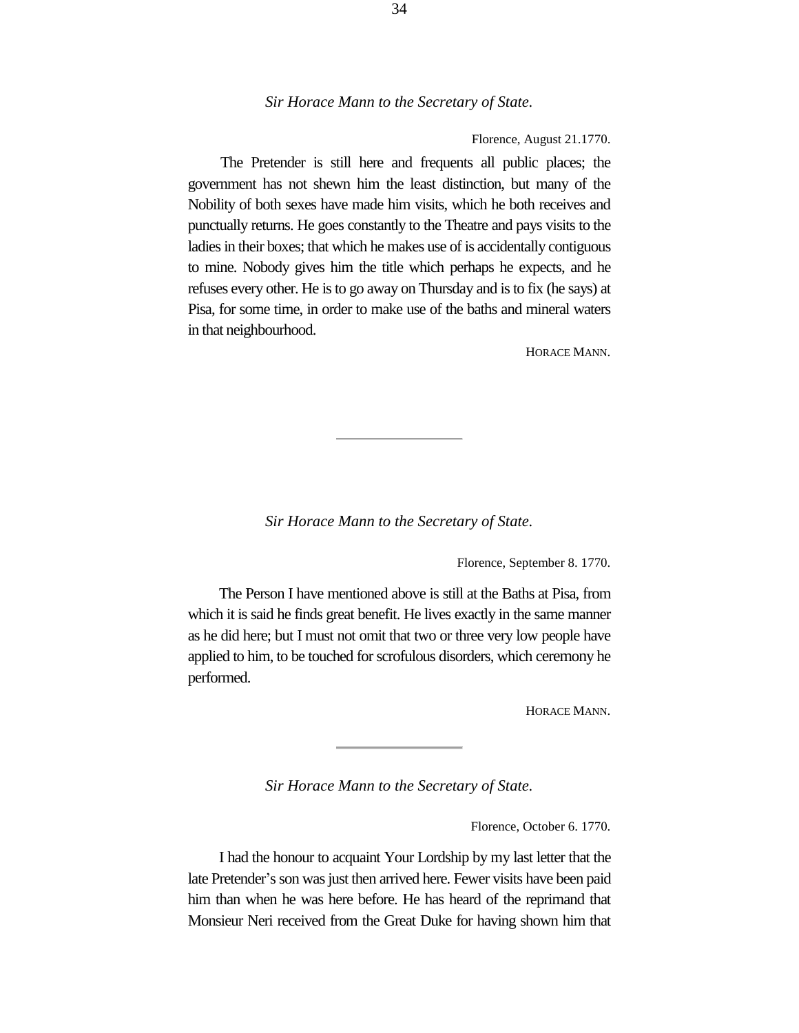*Sir Horace Mann to the Secretary of State.*

Florence, August 21.1770.

The Pretender is still here and frequents all public places; the government has not shewn him the least distinction, but many of the Nobility of both sexes have made him visits, which he both receives and punctually returns. He goes constantly to the Theatre and pays visits to the ladies in their boxes; that which he makes use of is accidentally contiguous to mine. Nobody gives him the title which perhaps he expects, and he refuses every other. He is to go away on Thursday and is to fix (he says) at Pisa, for some time, in order to make use of the baths and mineral waters in that neighbourhood.

HORACE MANN.

---

*Sir Horace Mann to the Secretary of State.*

Florence, September 8. 1770.

The Person I have mentioned above is still at the Baths at Pisa, from which it is said he finds great benefit. He lives exactly in the same manner as he did here; but I must not omit that two or three very low people have applied to him, to be touched for scrofulous disorders, which ceremony he performed.

HORACE MANN.

---

*Sir Horace Mann to the Secretary of State.*

Florence, October 6. 1770.

I had the honour to acquaint Your Lordship by my last letter that the late Pretender's son was just then arrived here. Fewer visits have been paid him than when he was here before. He has heard of the reprimand that Monsieur Neri received from the Great Duke for having shown him that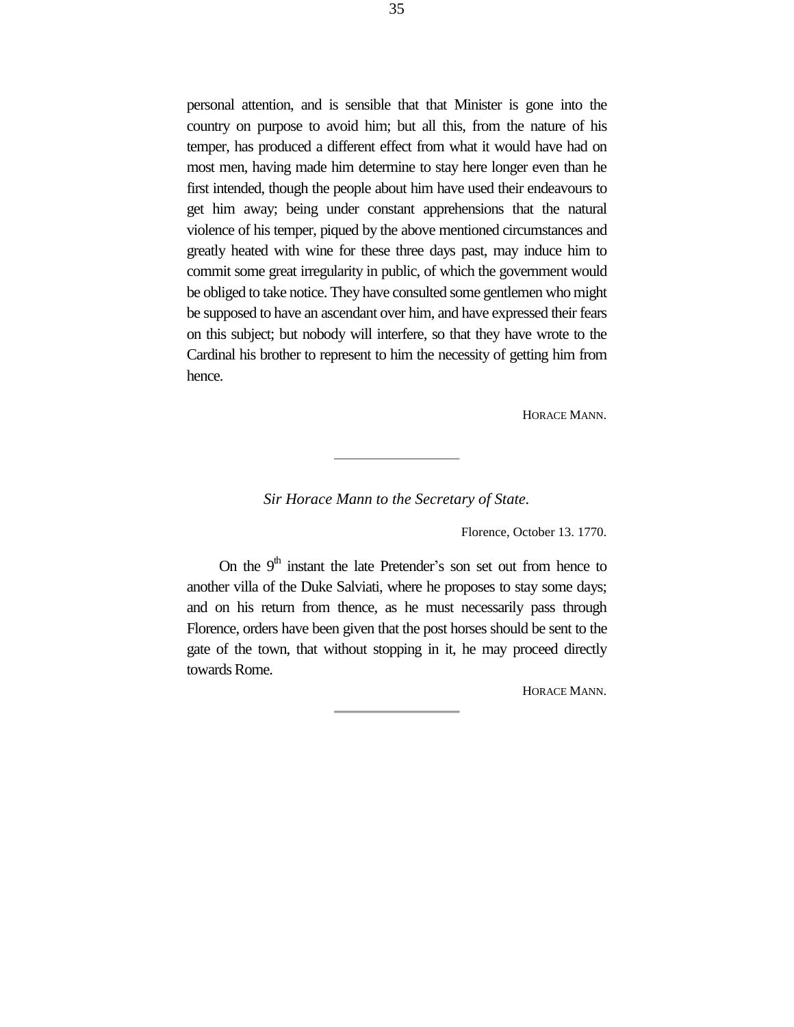personal attention, and is sensible that that Minister is gone into the country on purpose to avoid him; but all this, from the nature of his temper, has produced a different effect from what it would have had on most men, having made him determine to stay here longer even than he first intended, though the people about him have used their endeavours to get him away; being under constant apprehensions that the natural violence of his temper, piqued by the above mentioned circumstances and greatly heated with wine for these three days past, may induce him to commit some great irregularity in public, of which the government would be obliged to take notice. They have consulted some gentlemen who might be supposed to have an ascendant over him, and have expressed their fears on this subject; but nobody will interfere, so that they have wrote to the Cardinal his brother to represent to him the necessity of getting him from hence.

HORACE MANN.

---

*Sir Horace Mann to the Secretary of State.*

Florence, October 13. 1770.

On the 9th instant the late Pretender's son set out from hence to another villa of the Duke Salviati, where he proposes to stay some days; and on his return from thence, as he must necessarily pass through Florence, orders have been given that the post horses should be sent to the gate of the town, that without stopping in it, he may proceed directly towards Rome.

HORACE MANN.

---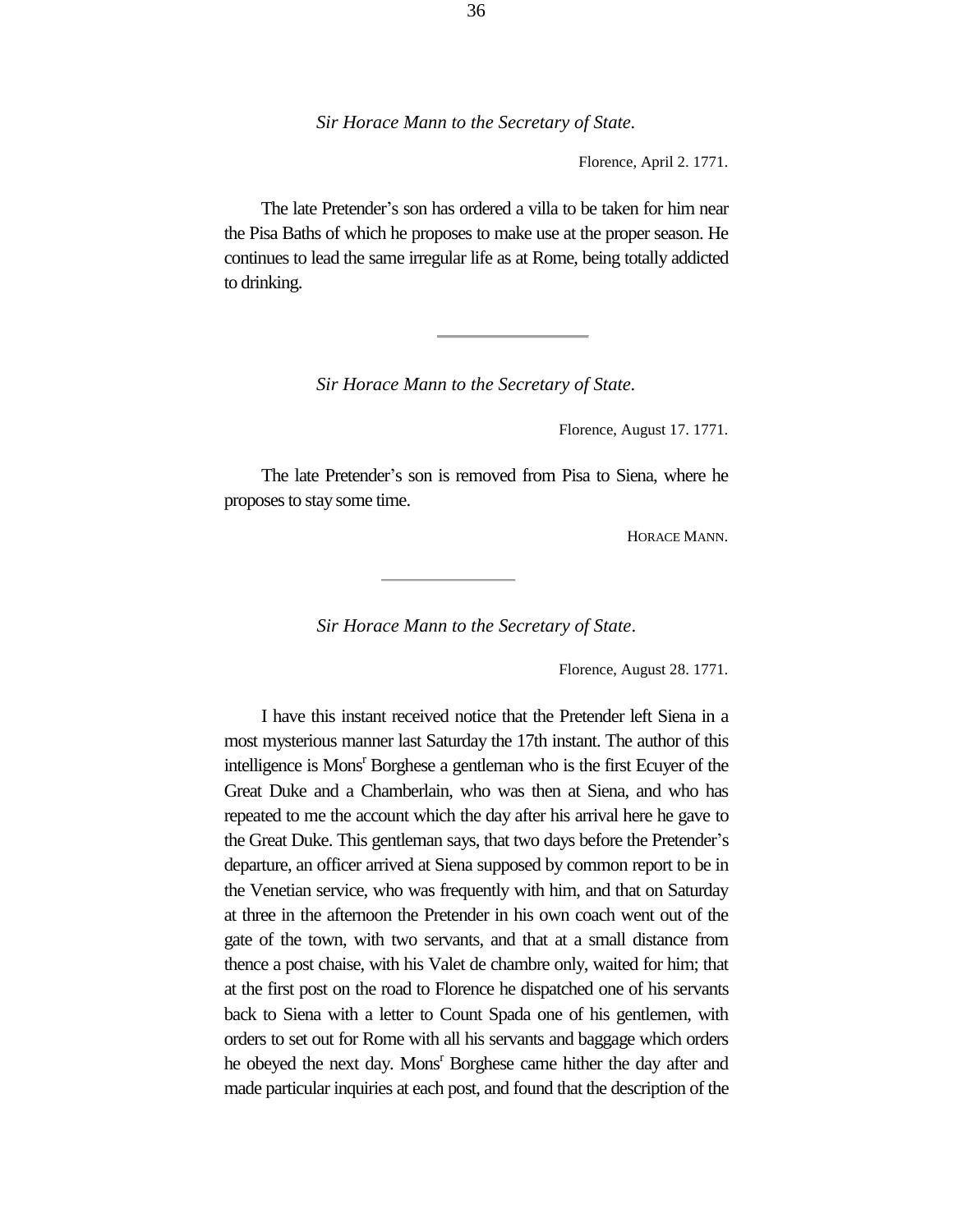*Sir Horace Mann to the Secretary of State.*

Florence, April 2. 1771.

The late Pretender's son has ordered a villa to be taken for him near the Pisa Baths of which he proposes to make use at the proper season. He continues to lead the same irregular life as at Rome, being totally addicted to drinking.

---

*Sir Horace Mann to the Secretary of State.*

Florence, August 17. 1771.

The late Pretender's son is removed from Pisa to Siena, where he proposes to stay some time.

HORACE MANN.

---

*Sir Horace Mann to the Secretary of State.*

Florence, August 28. 1771.

I have this instant received notice that the Pretender left Siena in a most mysterious manner last Saturday the 17th instant. The author of this intelligence is Mons[r] Borghese a gentleman who is the first Ecuyer of the Great Duke and a Chamberlain, who was then at Siena, and who has repeated to me the account which the day after his arrival here he gave to the Great Duke. This gentleman says, that two days before the Pretender's departure, an officer arrived at Siena supposed by common report to be in the Venetian service, who was frequently with him, and that on Saturday at three in the afternoon the Pretender in his own coach went out of the gate of the town, with two servants, and that at a small distance from thence a post chaise, with his Valet de chambre only, waited for him; that at the first post on the road to Florence he dispatched one of his servants back to Siena with a letter to Count Spada one of his gentlemen, with orders to set out for Rome with all his servants and baggage which orders he obeyed the next day. Mons[r] Borghese came hither the day after and made particular inquiries at each post, and found that the description of the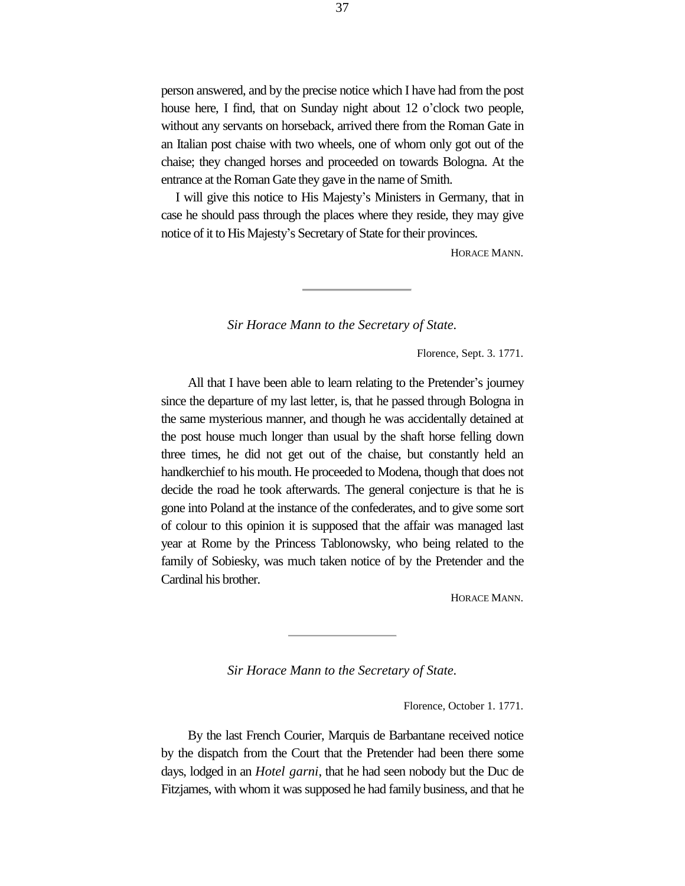person answered, and by the precise notice which I have had from the post house here, I find, that on Sunday night about 12 o'clock two people, without any servants on horseback, arrived there from the Roman Gate in an Italian post chaise with two wheels, one of whom only got out of the chaise; they changed horses and proceeded on towards Bologna. At the entrance at the Roman Gate they gave in the name of Smith.

I will give this notice to His Majesty's Ministers in Germany, that in case he should pass through the places where they reside, they may give notice of it to His Majesty's Secretary of State for their provinces.

HORACE MANN.

---

*Sir Horace Mann to the Secretary of State.*

Florence, Sept. 3. 1771.

All that I have been able to learn relating to the Pretender's journey since the departure of my last letter, is, that he passed through Bologna in the same mysterious manner, and though he was accidentally detained at the post house much longer than usual by the shaft horse felling down three times, he did not get out of the chaise, but constantly held an handkerchief to his mouth. He proceeded to Modena, though that does not decide the road he took afterwards. The general conjecture is that he is gone into Poland at the instance of the confederates, and to give some sort of colour to this opinion it is supposed that the affair was managed last year at Rome by the Princess Tablonowsky, who being related to the family of Sobiesky, was much taken notice of by the Pretender and the Cardinal his brother.

HORACE MANN.

---

*Sir Horace Mann to the Secretary of State.*

Florence, October 1. 1771.

By the last French Courier, Marquis de Barbantane received notice by the dispatch from the Court that the Pretender had been there some days, lodged in an *Hotel garni*, that he had seen nobody but the Duc de Fitzjames, with whom it was supposed he had family business, and that he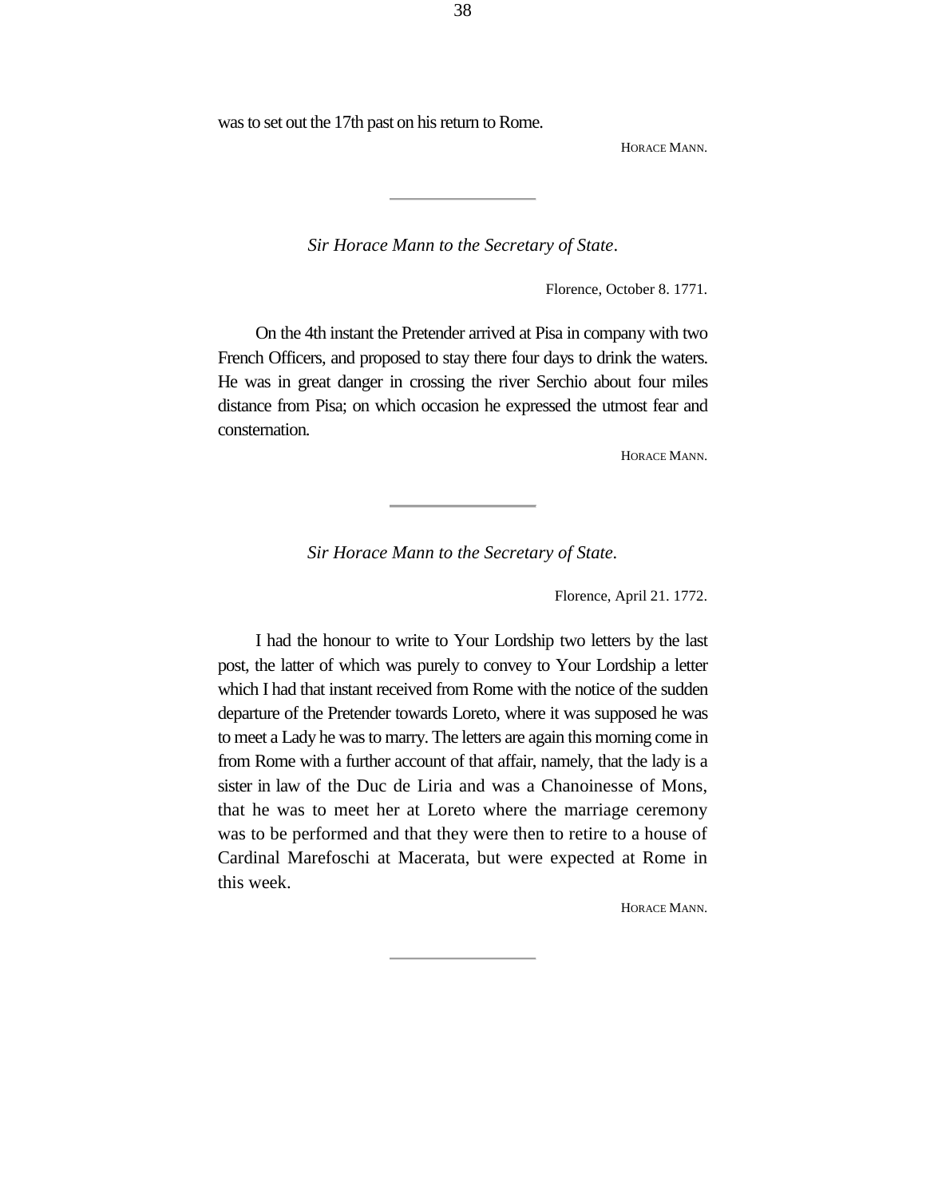was to set out the 17th past on his return to Rome.

HORACE MANN.

---

*Sir Horace Mann to the Secretary of State*.

Florence, October 8. 1771.

On the 4th instant the Pretender arrived at Pisa in company with two French Officers, and proposed to stay there four days to drink the waters. He was in great danger in crossing the river Serchio about four miles distance from Pisa; on which occasion he expressed the utmost fear and consternation.

HORACE MANN.

---

*Sir Horace Mann to the Secretary of State*.

Florence, April 21. 1772.

I had the honour to write to Your Lordship two letters by the last post, the latter of which was purely to convey to Your Lordship a letter which I had that instant received from Rome with the notice of the sudden departure of the Pretender towards Loreto, where it was supposed he was to meet a Lady he was to marry. The letters are again this morning come in from Rome with a further account of that affair, namely, that the lady is a sister in law of the Duc de Liria and was a Chanoinesse of Mons, that he was to meet her at Loreto where the marriage ceremony was to be performed and that they were then to retire to a house of Cardinal Marefoschi at Macerata, but were expected at Rome in this week.

HORACE MANN.

---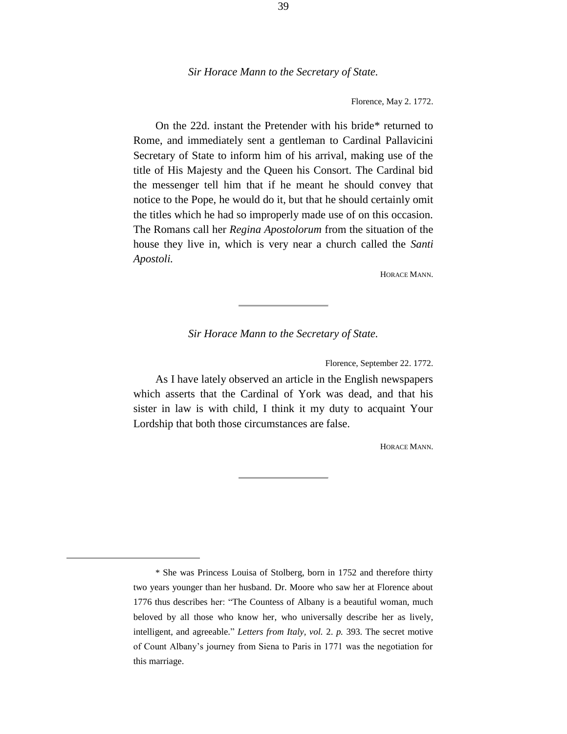*Sir Horace Mann to the Secretary of State.*

Florence, May 2. 1772.

On the 22d. instant the Pretender with his bride* returned to Rome, and immediately sent a gentleman to Cardinal Pallavicini Secretary of State to inform him of his arrival, making use of the title of His Majesty and the Queen his Consort. The Cardinal bid the messenger tell him that if he meant he should convey that notice to the Pope, he would do it, but that he should certainly omit the titles which he had so improperly made use of on this occasion. The Romans call her *Regina Apostolorum* from the situation of the house they live in, which is very near a church called the *Santi Apostoli.*

HORACE MANN.

---

*Sir Horace Mann to the Secretary of State.*

Florence, September 22. 1772.

As I have lately observed an article in the English newspapers which asserts that the Cardinal of York was dead, and that his sister in law is with child, I think it my duty to acquaint Your Lordship that both those circumstances are false.

HORACE MANN.

---

* She was Princess Louisa of Stolberg, born in 1752 and therefore thirty two years younger than her husband. Dr. Moore who saw her at Florence about 1776 thus describes her: "The Countess of Albany is a beautiful woman, much beloved by all those who know her, who universally describe her as lively, intelligent, and agreeable." *Letters from Italy, vol.* 2. *p.* 393. The secret motive of Count Albany's journey from Siena to Paris in 1771 was the negotiation for this marriage.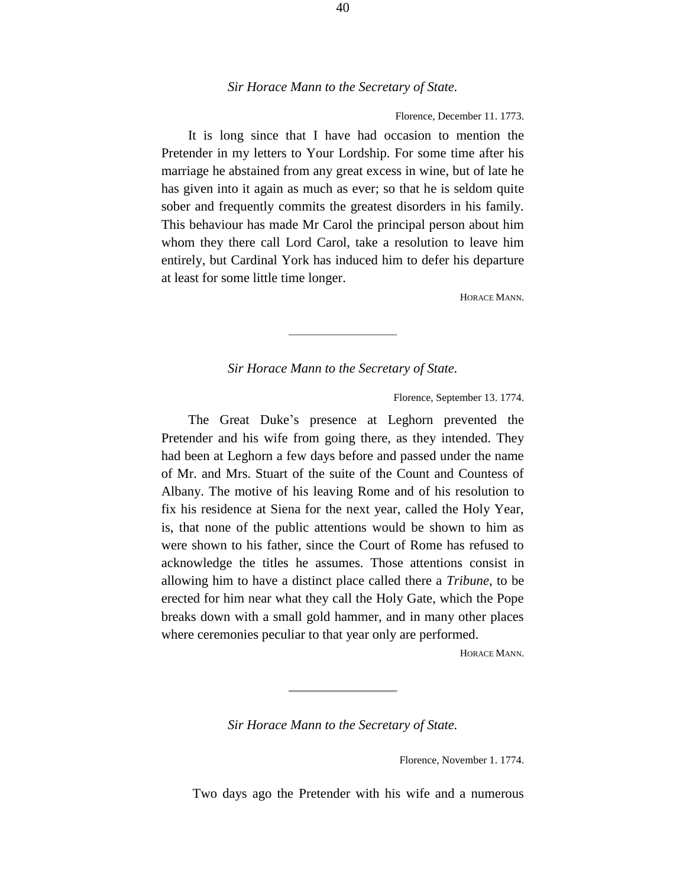*Sir Horace Mann to the Secretary of State.*

Florence, December 11. 1773.

It is long since that I have had occasion to mention the Pretender in my letters to Your Lordship. For some time after his marriage he abstained from any great excess in wine, but of late he has given into it again as much as ever; so that he is seldom quite sober and frequently commits the greatest disorders in his family. This behaviour has made Mr Carol the principal person about him whom they there call Lord Carol, take a resolution to leave him entirely, but Cardinal York has induced him to defer his departure at least for some little time longer.

HORACE MANN.

---

*Sir Horace Mann to the Secretary of State.*

Florence, September 13. 1774.

The Great Duke's presence at Leghorn prevented the Pretender and his wife from going there, as they intended. They had been at Leghorn a few days before and passed under the name of Mr. and Mrs. Stuart of the suite of the Count and Countess of Albany. The motive of his leaving Rome and of his resolution to fix his residence at Siena for the next year, called the Holy Year, is, that none of the public attentions would be shown to him as were shown to his father, since the Court of Rome has refused to acknowledge the titles he assumes. Those attentions consist in allowing him to have a distinct place called there a *Tribune,* to be erected for him near what they call the Holy Gate, which the Pope breaks down with a small gold hammer, and in many other places where ceremonies peculiar to that year only are performed.

HORACE MANN.

---

*Sir Horace Mann to the Secretary of State.*

Florence, November 1. 1774.

Two days ago the Pretender with his wife and a numerous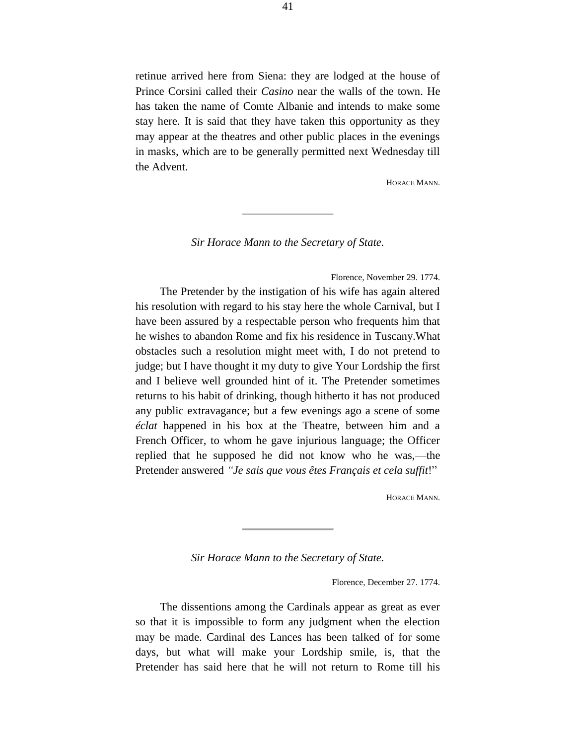retinue arrived here from Siena: they are lodged at the house of Prince Corsini called their *Casino* near the walls of the town. He has taken the name of Comte Albanie and intends to make some stay here. It is said that they have taken this opportunity as they may appear at the theatres and other public places in the evenings in masks, which are to be generally permitted next Wednesday till the Advent.

HORACE MANN.

---

*Sir Horace Mann to the Secretary of State.*

Florence, November 29. 1774.

The Pretender by the instigation of his wife has again altered his resolution with regard to his stay here the whole Carnival, but I have been assured by a respectable person who frequents him that he wishes to abandon Rome and fix his residence in Tuscany.What obstacles such a resolution might meet with, I do not pretend to judge; but I have thought it my duty to give Your Lordship the first and I believe well grounded hint of it. The Pretender sometimes returns to his habit of drinking, though hitherto it has not produced any public extravagance; but a few evenings ago a scene of some *éclat* happened in his box at the Theatre, between him and a French Officer, to whom he gave injurious language; the Officer replied that he supposed he did not know who he was,—the Pretender answered *"Je sais que vous êtes Français et cela suffit*!"

HORACE MANN.

---

*Sir Horace Mann to the Secretary of State.*

Florence, December 27. 1774.

The dissentions among the Cardinals appear as great as ever so that it is impossible to form any judgment when the election may be made. Cardinal des Lances has been talked of for some days, but what will make your Lordship smile, is, that the Pretender has said here that he will not return to Rome till his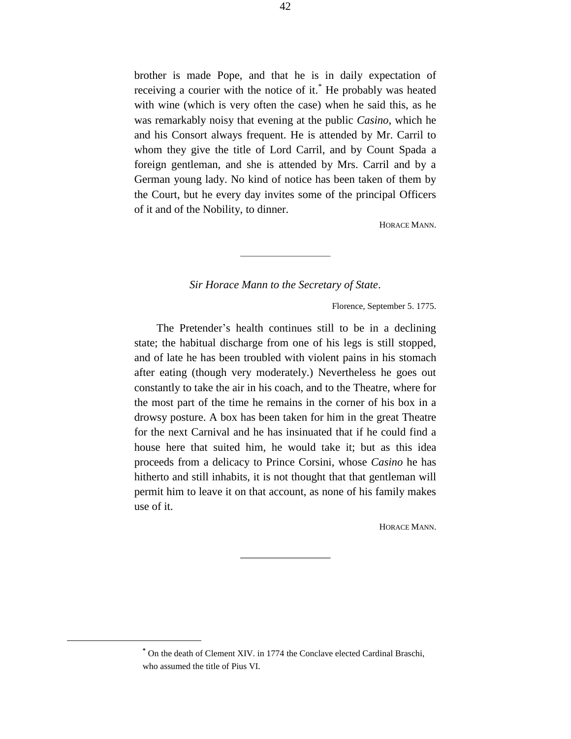brother is made Pope, and that he is in daily expectation of receiving a courier with the notice of it.[*] He probably was heated with wine (which is very often the case) when he said this, as he was remarkably noisy that evening at the public *Casino*, which he and his Consort always frequent. He is attended by Mr. Carril to whom they give the title of Lord Carril, and by Count Spada a foreign gentleman, and she is attended by Mrs. Carril and by a German young lady. No kind of notice has been taken of them by the Court, but he every day invites some of the principal Officers of it and of the Nobility, to dinner.

HORACE MANN.

---

*Sir Horace Mann to the Secretary of State*.

Florence, September 5. 1775.

The Pretender's health continues still to be in a declining state; the habitual discharge from one of his legs is still stopped, and of late he has been troubled with violent pains in his stomach after eating (though very moderately.) Nevertheless he goes out constantly to take the air in his coach, and to the Theatre, where for the most part of the time he remains in the corner of his box in a drowsy posture. A box has been taken for him in the great Theatre for the next Carnival and he has insinuated that if he could find a house here that suited him, he would take it; but as this idea proceeds from a delicacy to Prince Corsini, whose *Casino* he has hitherto and still inhabits, it is not thought that that gentleman will permit him to leave it on that account, as none of his family makes use of it.

HORACE MANN.

---

[*] On the death of Clement XIV. in 1774 the Conclave elected Cardinal Braschi, who assumed the title of Pius VI.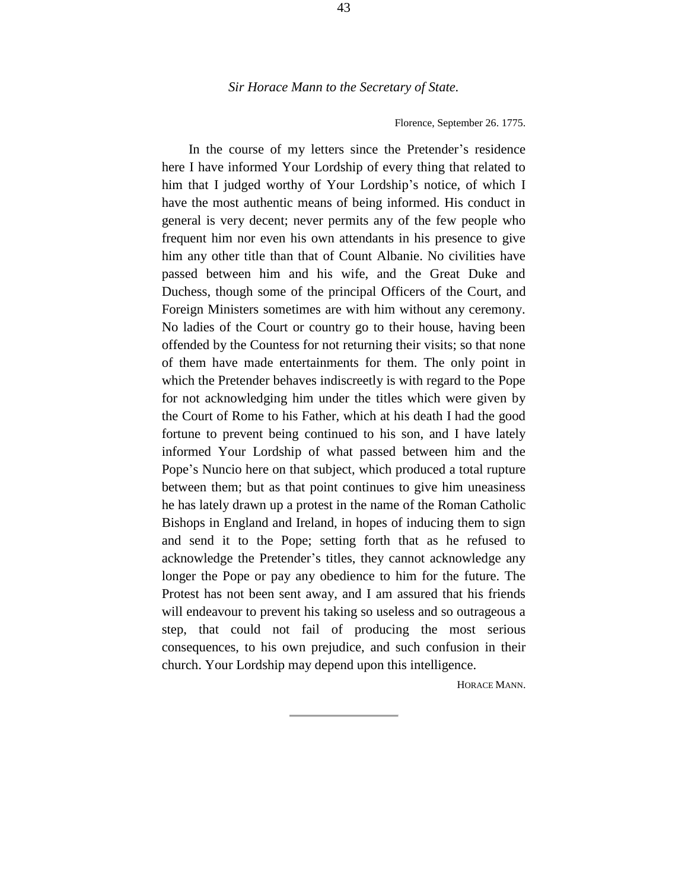*Sir Horace Mann to the Secretary of State.*

Florence, September 26. 1775.

In the course of my letters since the Pretender's residence here I have informed Your Lordship of every thing that related to him that I judged worthy of Your Lordship's notice, of which I have the most authentic means of being informed. His conduct in general is very decent; never permits any of the few people who frequent him nor even his own attendants in his presence to give him any other title than that of Count Albanie. No civilities have passed between him and his wife, and the Great Duke and Duchess, though some of the principal Officers of the Court, and Foreign Ministers sometimes are with him without any ceremony. No ladies of the Court or country go to their house, having been offended by the Countess for not returning their visits; so that none of them have made entertainments for them. The only point in which the Pretender behaves indiscreetly is with regard to the Pope for not acknowledging him under the titles which were given by the Court of Rome to his Father, which at his death I had the good fortune to prevent being continued to his son, and I have lately informed Your Lordship of what passed between him and the Pope's Nuncio here on that subject, which produced a total rupture between them; but as that point continues to give him uneasiness he has lately drawn up a protest in the name of the Roman Catholic Bishops in England and Ireland, in hopes of inducing them to sign and send it to the Pope; setting forth that as he refused to acknowledge the Pretender's titles, they cannot acknowledge any longer the Pope or pay any obedience to him for the future. The Protest has not been sent away, and I am assured that his friends will endeavour to prevent his taking so useless and so outrageous a step, that could not fail of producing the most serious consequences, to his own prejudice, and such confusion in their church. Your Lordship may depend upon this intelligence.

HORACE MANN.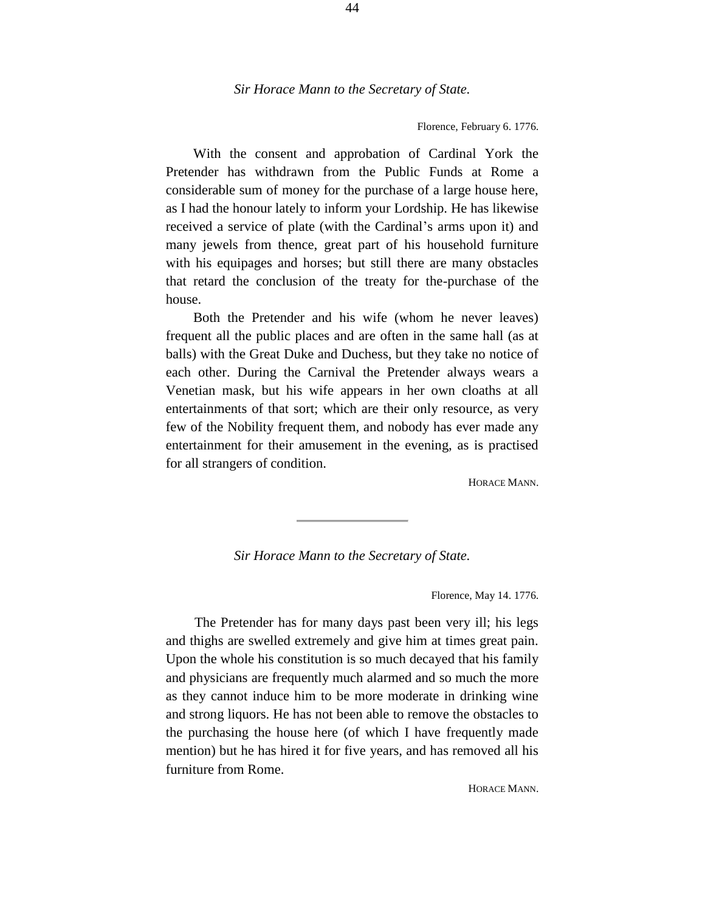*Sir Horace Mann to the Secretary of State.*

Florence, February 6. 1776.

With the consent and approbation of Cardinal York the Pretender has withdrawn from the Public Funds at Rome a considerable sum of money for the purchase of a large house here, as I had the honour lately to inform your Lordship. He has likewise received a service of plate (with the Cardinal's arms upon it) and many jewels from thence, great part of his household furniture with his equipages and horses; but still there are many obstacles that retard the conclusion of the treaty for the-purchase of the house.

Both the Pretender and his wife (whom he never leaves) frequent all the public places and are often in the same hall (as at balls) with the Great Duke and Duchess, but they take no notice of each other. During the Carnival the Pretender always wears a Venetian mask, but his wife appears in her own cloaths at all entertainments of that sort; which are their only resource, as very few of the Nobility frequent them, and nobody has ever made any entertainment for their amusement in the evening, as is practised for all strangers of condition.

HORACE MANN.

---

*Sir Horace Mann to the Secretary of State.*

Florence, May 14. 1776.

The Pretender has for many days past been very ill; his legs and thighs are swelled extremely and give him at times great pain. Upon the whole his constitution is so much decayed that his family and physicians are frequently much alarmed and so much the more as they cannot induce him to be more moderate in drinking wine and strong liquors. He has not been able to remove the obstacles to the purchasing the house here (of which I have frequently made mention) but he has hired it for five years, and has removed all his furniture from Rome.

HORACE MANN.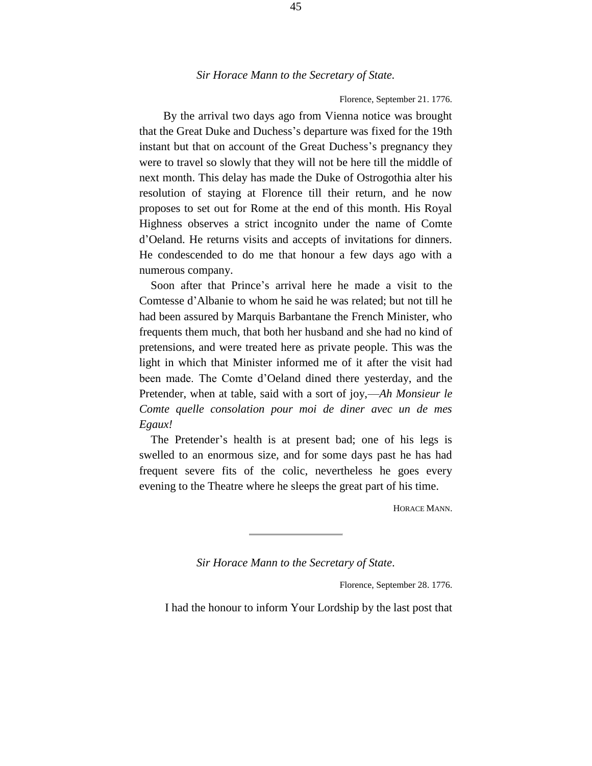*Sir Horace Mann to the Secretary of State.*

Florence, September 21. 1776.

By the arrival two days ago from Vienna notice was brought that the Great Duke and Duchess's departure was fixed for the 19th instant but that on account of the Great Duchess's pregnancy they were to travel so slowly that they will not be here till the middle of next month. This delay has made the Duke of Ostrogothia alter his resolution of staying at Florence till their return, and he now proposes to set out for Rome at the end of this month. His Royal Highness observes a strict incognito under the name of Comte d'Oeland. He returns visits and accepts of invitations for dinners. He condescended to do me that honour a few days ago with a numerous company.

Soon after that Prince's arrival here he made a visit to the Comtesse d'Albanie to whom he said he was related; but not till he had been assured by Marquis Barbantane the French Minister, who frequents them much, that both her husband and she had no kind of pretensions, and were treated here as private people. This was the light in which that Minister informed me of it after the visit had been made. The Comte d'Oeland dined there yesterday, and the Pretender, when at table, said with a sort of joy,—*Ah Monsieur le Comte quelle consolation pour moi de diner avec un de mes Egaux!*

The Pretender's health is at present bad; one of his legs is swelled to an enormous size, and for some days past he has had frequent severe fits of the colic, nevertheless he goes every evening to the Theatre where he sleeps the great part of his time.

HORACE MANN.

---

*Sir Horace Mann to the Secretary of State*.

Florence, September 28. 1776.

I had the honour to inform Your Lordship by the last post that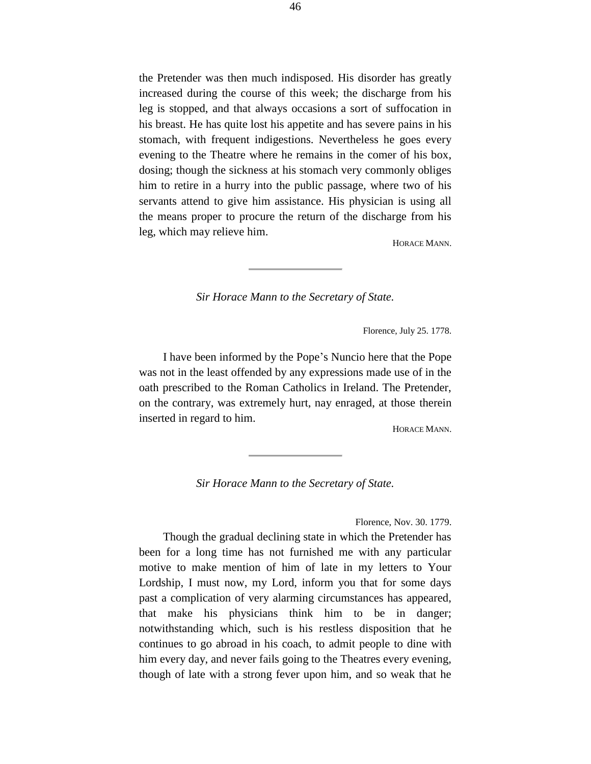the Pretender was then much indisposed. His disorder has greatly increased during the course of this week; the discharge from his leg is stopped, and that always occasions a sort of suffocation in his breast. He has quite lost his appetite and has severe pains in his stomach, with frequent indigestions. Nevertheless he goes every evening to the Theatre where he remains in the comer of his box, dosing; though the sickness at his stomach very commonly obliges him to retire in a hurry into the public passage, where two of his servants attend to give him assistance. His physician is using all the means proper to procure the return of the discharge from his leg, which may relieve him.

HORACE MANN.

---

*Sir Horace Mann to the Secretary of State.*

Florence, July 25. 1778.

I have been informed by the Pope's Nuncio here that the Pope was not in the least offended by any expressions made use of in the oath prescribed to the Roman Catholics in Ireland. The Pretender, on the contrary, was extremely hurt, nay enraged, at those therein inserted in regard to him.

HORACE MANN.

---

*Sir Horace Mann to the Secretary of State.*

Florence, Nov. 30. 1779.

Though the gradual declining state in which the Pretender has been for a long time has not furnished me with any particular motive to make mention of him of late in my letters to Your Lordship, I must now, my Lord, inform you that for some days past a complication of very alarming circumstances has appeared, that make his physicians think him to be in danger; notwithstanding which, such is his restless disposition that he continues to go abroad in his coach, to admit people to dine with him every day, and never fails going to the Theatres every evening, though of late with a strong fever upon him, and so weak that he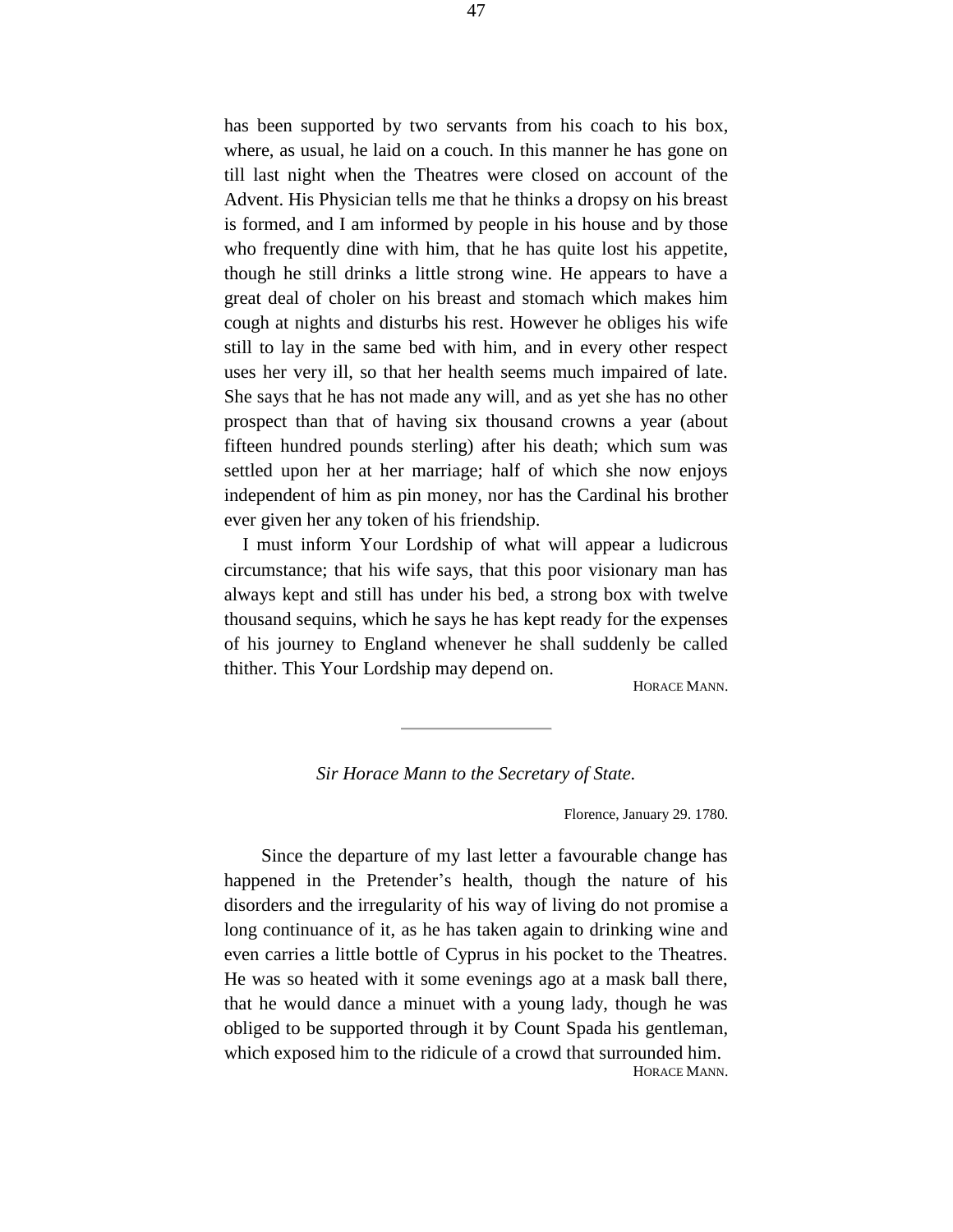has been supported by two servants from his coach to his box, where, as usual, he laid on a couch. In this manner he has gone on till last night when the Theatres were closed on account of the Advent. His Physician tells me that he thinks a dropsy on his breast is formed, and I am informed by people in his house and by those who frequently dine with him, that he has quite lost his appetite, though he still drinks a little strong wine. He appears to have a great deal of choler on his breast and stomach which makes him cough at nights and disturbs his rest. However he obliges his wife still to lay in the same bed with him, and in every other respect uses her very ill, so that her health seems much impaired of late. She says that he has not made any will, and as yet she has no other prospect than that of having six thousand crowns a year (about fifteen hundred pounds sterling) after his death; which sum was settled upon her at her marriage; half of which she now enjoys independent of him as pin money, nor has the Cardinal his brother ever given her any token of his friendship.

I must inform Your Lordship of what will appear a ludicrous circumstance; that his wife says, that this poor visionary man has always kept and still has under his bed, a strong box with twelve thousand sequins, which he says he has kept ready for the expenses of his journey to England whenever he shall suddenly be called thither. This Your Lordship may depend on.

HORACE MANN.

---

*Sir Horace Mann to the Secretary of State.*

Florence, January 29. 1780.

Since the departure of my last letter a favourable change has happened in the Pretender's health, though the nature of his disorders and the irregularity of his way of living do not promise a long continuance of it, as he has taken again to drinking wine and even carries a little bottle of Cyprus in his pocket to the Theatres. He was so heated with it some evenings ago at a mask ball there, that he would dance a minuet with a young lady, though he was obliged to be supported through it by Count Spada his gentleman, which exposed him to the ridicule of a crowd that surrounded him.

HORACE MANN.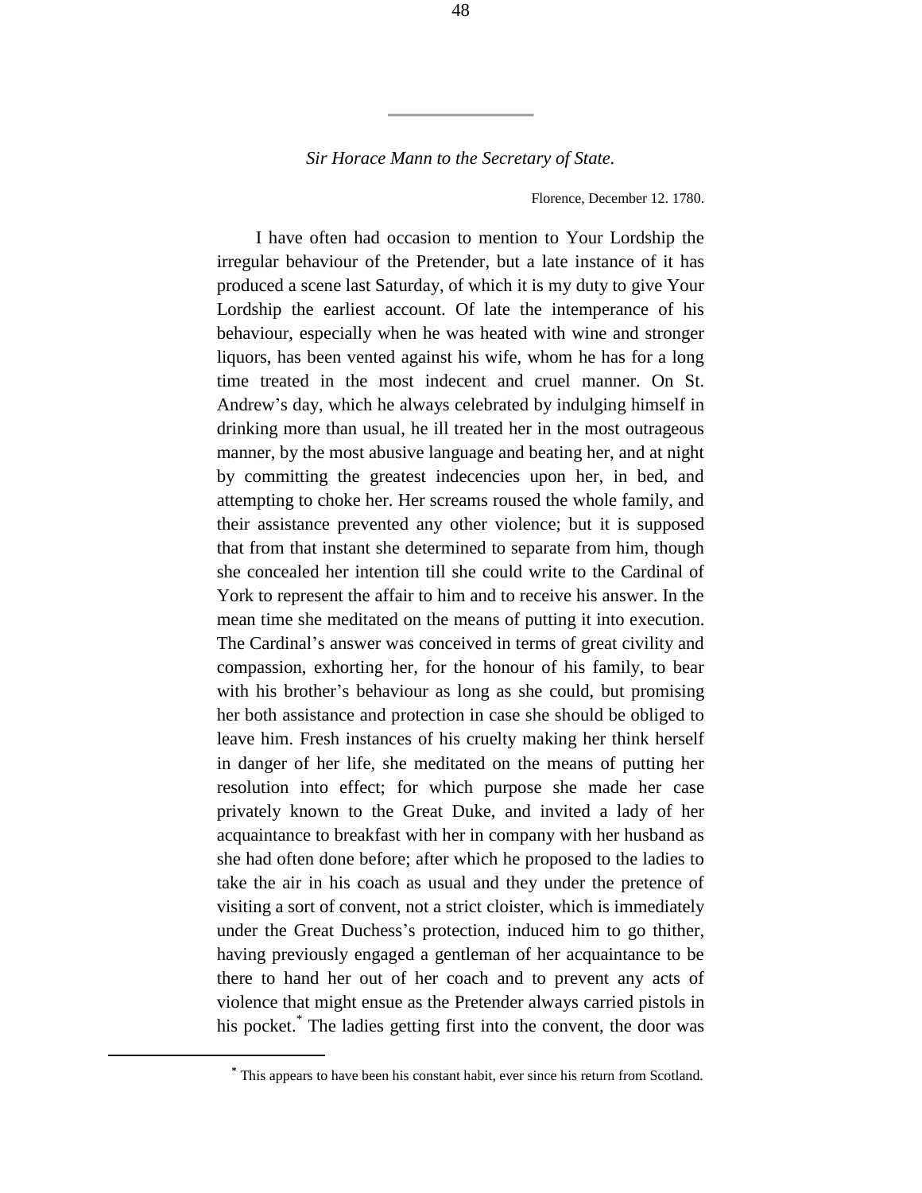---

*Sir Horace Mann to the Secretary of State.*

Florence, December 12. 1780.

I have often had occasion to mention to Your Lordship the irregular behaviour of the Pretender, but a late instance of it has produced a scene last Saturday, of which it is my duty to give Your Lordship the earliest account. Of late the intemperance of his behaviour, especially when he was heated with wine and stronger liquors, has been vented against his wife, whom he has for a long time treated in the most indecent and cruel manner. On St. Andrew's day, which he always celebrated by indulging himself in drinking more than usual, he ill treated her in the most outrageous manner, by the most abusive language and beating her, and at night by committing the greatest indecencies upon her, in bed, and attempting to choke her. Her screams roused the whole family, and their assistance prevented any other violence; but it is supposed that from that instant she determined to separate from him, though she concealed her intention till she could write to the Cardinal of York to represent the affair to him and to receive his answer. In the mean time she meditated on the means of putting it into execution. The Cardinal's answer was conceived in terms of great civility and compassion, exhorting her, for the honour of his family, to bear with his brother's behaviour as long as she could, but promising her both assistance and protection in case she should be obliged to leave him. Fresh instances of his cruelty making her think herself in danger of her life, she meditated on the means of putting her resolution into effect; for which purpose she made her case privately known to the Great Duke, and invited a lady of her acquaintance to breakfast with her in company with her husband as she had often done before; after which he proposed to the ladies to take the air in his coach as usual and they under the pretence of visiting a sort of convent, not a strict cloister, which is immediately under the Great Duchess's protection, induced him to go thither, having previously engaged a gentleman of her acquaintance to be there to hand her out of her coach and to prevent any acts of violence that might ensue as the Pretender always carried pistols in his pocket.* The ladies getting first into the convent, the door was

* This appears to have been his constant habit, ever since his return from Scotland.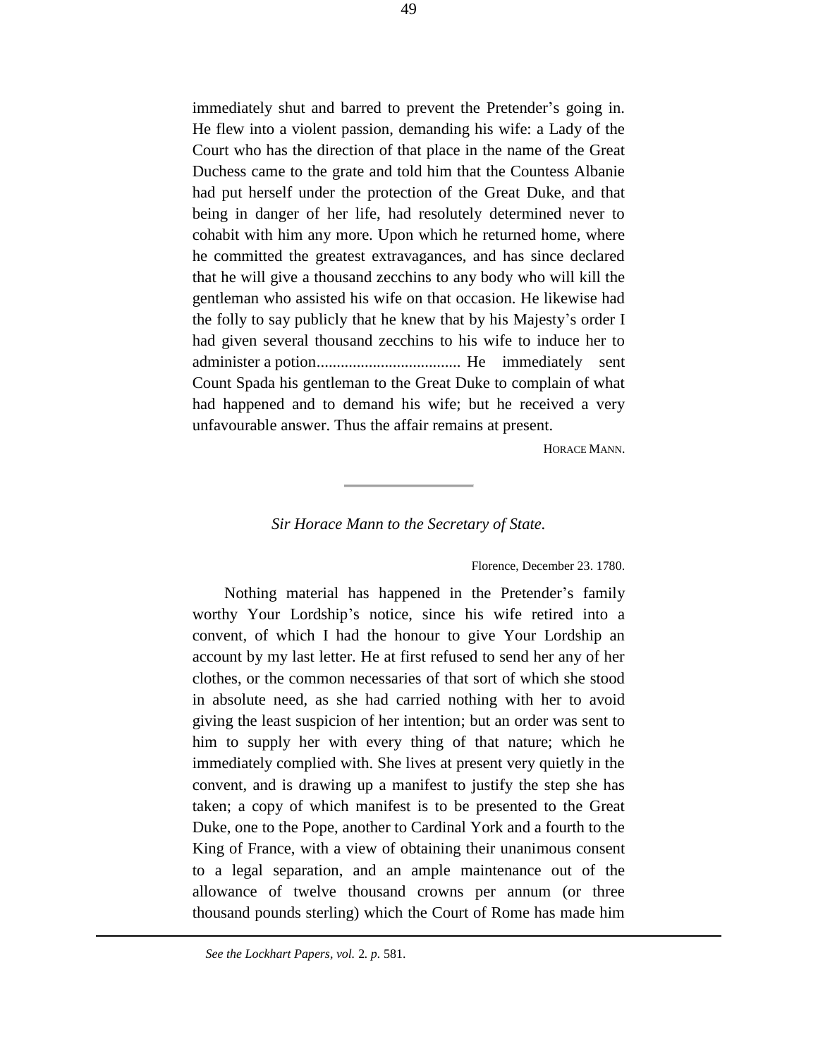immediately shut and barred to prevent the Pretender's going in. He flew into a violent passion, demanding his wife: a Lady of the Court who has the direction of that place in the name of the Great Duchess came to the grate and told him that the Countess Albanie had put herself under the protection of the Great Duke, and that being in danger of her life, had resolutely determined never to cohabit with him any more. Upon which he returned home, where he committed the greatest extravagances, and has since declared that he will give a thousand zecchins to any body who will kill the gentleman who assisted his wife on that occasion. He likewise had the folly to say publicly that he knew that by his Majesty's order I had given several thousand zecchins to his wife to induce her to administer a potion.................................... He immediately sent Count Spada his gentleman to the Great Duke to complain of what had happened and to demand his wife; but he received a very unfavourable answer. Thus the affair remains at present.

HORACE MANN.

---

*Sir Horace Mann to the Secretary of State.*

Florence, December 23. 1780.

Nothing material has happened in the Pretender's family worthy Your Lordship's notice, since his wife retired into a convent, of which I had the honour to give Your Lordship an account by my last letter. He at first refused to send her any of her clothes, or the common necessaries of that sort of which she stood in absolute need, as she had carried nothing with her to avoid giving the least suspicion of her intention; but an order was sent to him to supply her with every thing of that nature; which he immediately complied with. She lives at present very quietly in the convent, and is drawing up a manifest to justify the step she has taken; a copy of which manifest is to be presented to the Great Duke, one to the Pope, another to Cardinal York and a fourth to the King of France, with a view of obtaining their unanimous consent to a legal separation, and an ample maintenance out of the allowance of twelve thousand crowns per annum (or three thousand pounds sterling) which the Court of Rome has made him

---

*See the Lockhart Papers, vol.* 2. *p.* 581.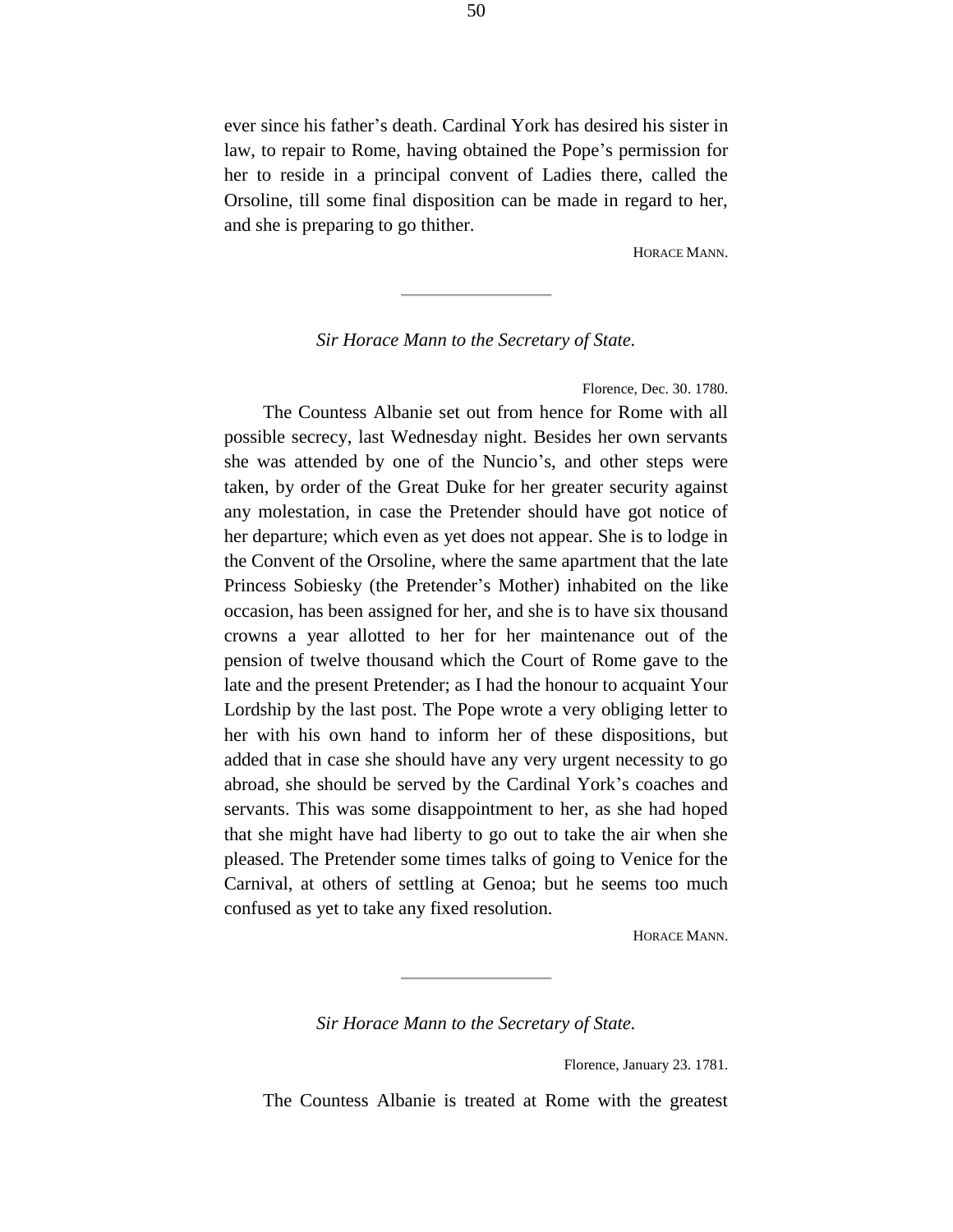ever since his father's death. Cardinal York has desired his sister in law, to repair to Rome, having obtained the Pope's permission for her to reside in a principal convent of Ladies there, called the Orsoline, till some final disposition can be made in regard to her, and she is preparing to go thither.

HORACE MANN.

---

*Sir Horace Mann to the Secretary of State.*

Florence, Dec. 30. 1780.

The Countess Albanie set out from hence for Rome with all possible secrecy, last Wednesday night. Besides her own servants she was attended by one of the Nuncio's, and other steps were taken, by order of the Great Duke for her greater security against any molestation, in case the Pretender should have got notice of her departure; which even as yet does not appear. She is to lodge in the Convent of the Orsoline, where the same apartment that the late Princess Sobiesky (the Pretender's Mother) inhabited on the like occasion, has been assigned for her, and she is to have six thousand crowns a year allotted to her for her maintenance out of the pension of twelve thousand which the Court of Rome gave to the late and the present Pretender; as I had the honour to acquaint Your Lordship by the last post. The Pope wrote a very obliging letter to her with his own hand to inform her of these dispositions, but added that in case she should have any very urgent necessity to go abroad, she should be served by the Cardinal York's coaches and servants. This was some disappointment to her, as she had hoped that she might have had liberty to go out to take the air when she pleased. The Pretender some times talks of going to Venice for the Carnival, at others of settling at Genoa; but he seems too much confused as yet to take any fixed resolution.

HORACE MANN.

---

*Sir Horace Mann to the Secretary of State.*

Florence, January 23. 1781.

The Countess Albanie is treated at Rome with the greatest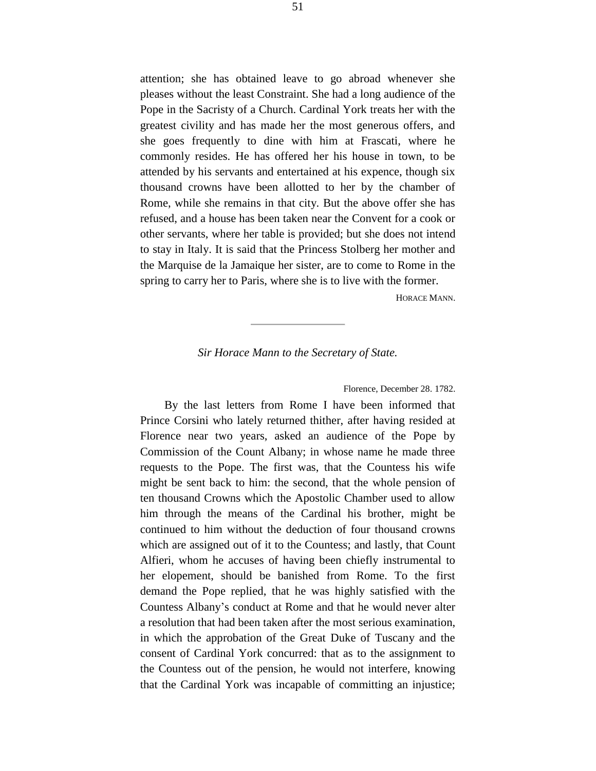attention; she has obtained leave to go abroad whenever she pleases without the least Constraint. She had a long audience of the Pope in the Sacristy of a Church. Cardinal York treats her with the greatest civility and has made her the most generous offers, and she goes frequently to dine with him at Frascati, where he commonly resides. He has offered her his house in town, to be attended by his servants and entertained at his expence, though six thousand crowns have been allotted to her by the chamber of Rome, while she remains in that city. But the above offer she has refused, and a house has been taken near the Convent for a cook or other servants, where her table is provided; but she does not intend to stay in Italy. It is said that the Princess Stolberg her mother and the Marquise de la Jamaique her sister, are to come to Rome in the spring to carry her to Paris, where she is to live with the former.

HORACE MANN.

---

*Sir Horace Mann to the Secretary of State.*

Florence, December 28. 1782.

By the last letters from Rome I have been informed that Prince Corsini who lately returned thither, after having resided at Florence near two years, asked an audience of the Pope by Commission of the Count Albany; in whose name he made three requests to the Pope. The first was, that the Countess his wife might be sent back to him: the second, that the whole pension of ten thousand Crowns which the Apostolic Chamber used to allow him through the means of the Cardinal his brother, might be continued to him without the deduction of four thousand crowns which are assigned out of it to the Countess; and lastly, that Count Alfieri, whom he accuses of having been chiefly instrumental to her elopement, should be banished from Rome. To the first demand the Pope replied, that he was highly satisfied with the Countess Albany's conduct at Rome and that he would never alter a resolution that had been taken after the most serious examination, in which the approbation of the Great Duke of Tuscany and the consent of Cardinal York concurred: that as to the assignment to the Countess out of the pension, he would not interfere, knowing that the Cardinal York was incapable of committing an injustice;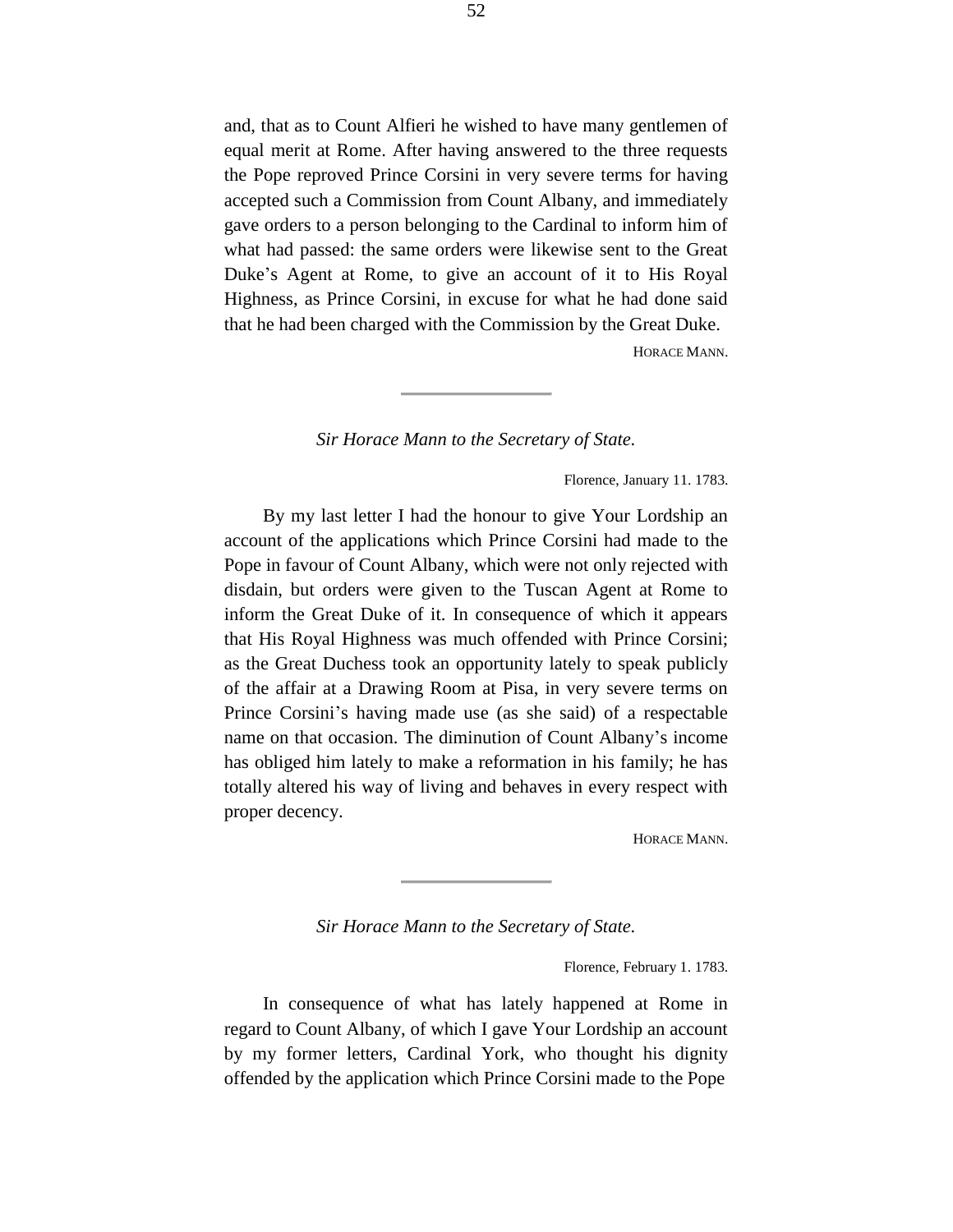and, that as to Count Alfieri he wished to have many gentlemen of equal merit at Rome. After having answered to the three requests the Pope reproved Prince Corsini in very severe terms for having accepted such a Commission from Count Albany, and immediately gave orders to a person belonging to the Cardinal to inform him of what had passed: the same orders were likewise sent to the Great Duke's Agent at Rome, to give an account of it to His Royal Highness, as Prince Corsini, in excuse for what he had done said that he had been charged with the Commission by the Great Duke.

HORACE MANN.

---

*Sir Horace Mann to the Secretary of State.*

Florence, January 11. 1783.

By my last letter I had the honour to give Your Lordship an account of the applications which Prince Corsini had made to the Pope in favour of Count Albany, which were not only rejected with disdain, but orders were given to the Tuscan Agent at Rome to inform the Great Duke of it. In consequence of which it appears that His Royal Highness was much offended with Prince Corsini; as the Great Duchess took an opportunity lately to speak publicly of the affair at a Drawing Room at Pisa, in very severe terms on Prince Corsini's having made use (as she said) of a respectable name on that occasion. The diminution of Count Albany's income has obliged him lately to make a reformation in his family; he has totally altered his way of living and behaves in every respect with proper decency.

HORACE MANN.

---

*Sir Horace Mann to the Secretary of State.*

Florence, February 1. 1783.

In consequence of what has lately happened at Rome in regard to Count Albany, of which I gave Your Lordship an account by my former letters, Cardinal York, who thought his dignity offended by the application which Prince Corsini made to the Pope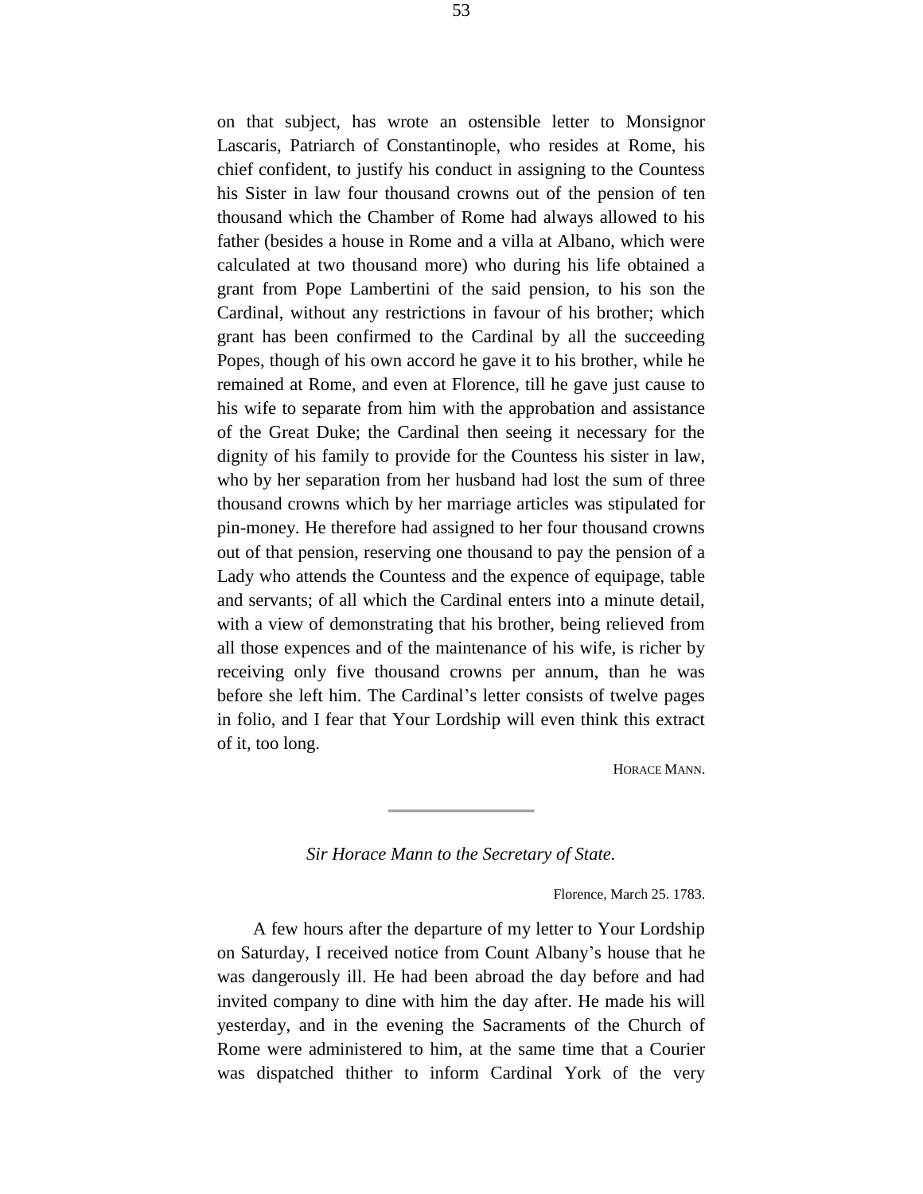on that subject, has wrote an ostensible letter to Monsignor Lascaris, Patriarch of Constantinople, who resides at Rome, his chief confident, to justify his conduct in assigning to the Countess his Sister in law four thousand crowns out of the pension of ten thousand which the Chamber of Rome had always allowed to his father (besides a house in Rome and a villa at Albano, which were calculated at two thousand more) who during his life obtained a grant from Pope Lambertini of the said pension, to his son the Cardinal, without any restrictions in favour of his brother; which grant has been confirmed to the Cardinal by all the succeeding Popes, though of his own accord he gave it to his brother, while he remained at Rome, and even at Florence, till he gave just cause to his wife to separate from him with the approbation and assistance of the Great Duke; the Cardinal then seeing it necessary for the dignity of his family to provide for the Countess his sister in law, who by her separation from her husband had lost the sum of three thousand crowns which by her marriage articles was stipulated for pin-money. He therefore had assigned to her four thousand crowns out of that pension, reserving one thousand to pay the pension of a Lady who attends the Countess and the expence of equipage, table and servants; of all which the Cardinal enters into a minute detail, with a view of demonstrating that his brother, being relieved from all those expences and of the maintenance of his wife, is richer by receiving only five thousand crowns per annum, than he was before she left him. The Cardinal's letter consists of twelve pages in folio, and I fear that Your Lordship will even think this extract of it, too long.

HORACE MANN.

---

*Sir Horace Mann to the Secretary of State.*

Florence, March 25. 1783.

A few hours after the departure of my letter to Your Lordship on Saturday, I received notice from Count Albany's house that he was dangerously ill. He had been abroad the day before and had invited company to dine with him the day after. He made his will yesterday, and in the evening the Sacraments of the Church of Rome were administered to him, at the same time that a Courier was dispatched thither to inform Cardinal York of the very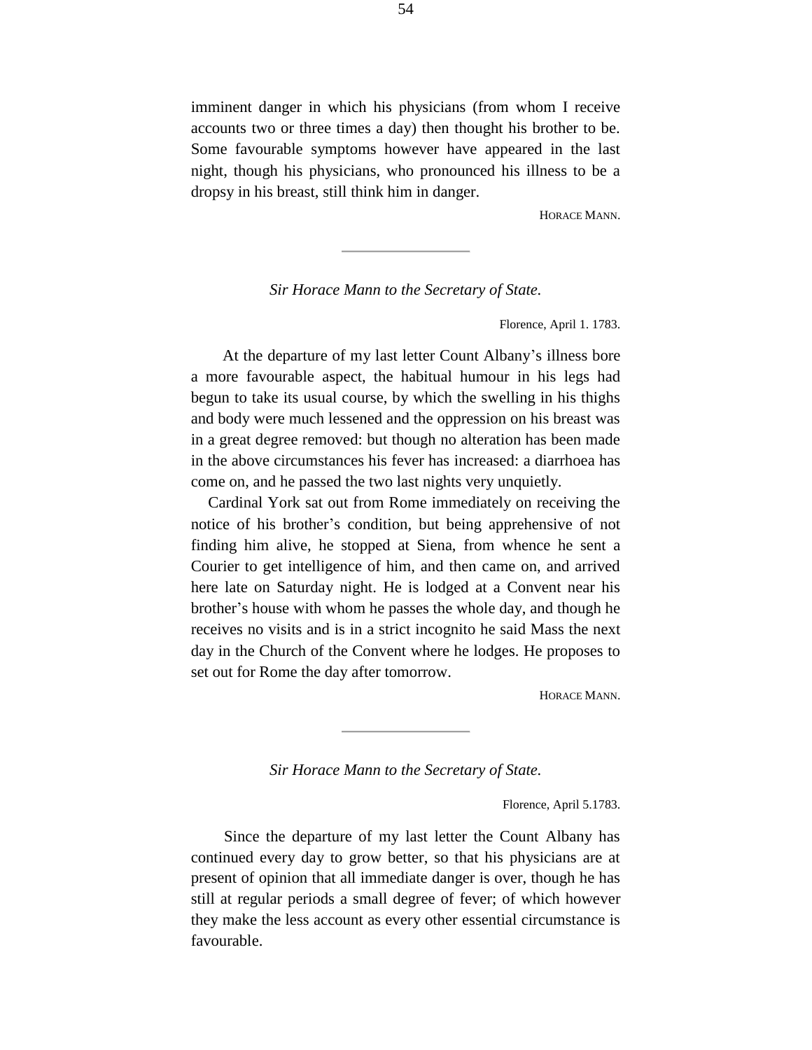imminent danger in which his physicians (from whom I receive accounts two or three times a day) then thought his brother to be. Some favourable symptoms however have appeared in the last night, though his physicians, who pronounced his illness to be a dropsy in his breast, still think him in danger.

HORACE MANN.

---

*Sir Horace Mann to the Secretary of State.*

Florence, April 1. 1783.

At the departure of my last letter Count Albany's illness bore a more favourable aspect, the habitual humour in his legs had begun to take its usual course, by which the swelling in his thighs and body were much lessened and the oppression on his breast was in a great degree removed: but though no alteration has been made in the above circumstances his fever has increased: a diarrhoea has come on, and he passed the two last nights very unquietly.

Cardinal York sat out from Rome immediately on receiving the notice of his brother's condition, but being apprehensive of not finding him alive, he stopped at Siena, from whence he sent a Courier to get intelligence of him, and then came on, and arrived here late on Saturday night. He is lodged at a Convent near his brother's house with whom he passes the whole day, and though he receives no visits and is in a strict incognito he said Mass the next day in the Church of the Convent where he lodges. He proposes to set out for Rome the day after tomorrow.

HORACE MANN.

---

*Sir Horace Mann to the Secretary of State.*

Florence, April 5.1783.

Since the departure of my last letter the Count Albany has continued every day to grow better, so that his physicians are at present of opinion that all immediate danger is over, though he has still at regular periods a small degree of fever; of which however they make the less account as every other essential circumstance is favourable.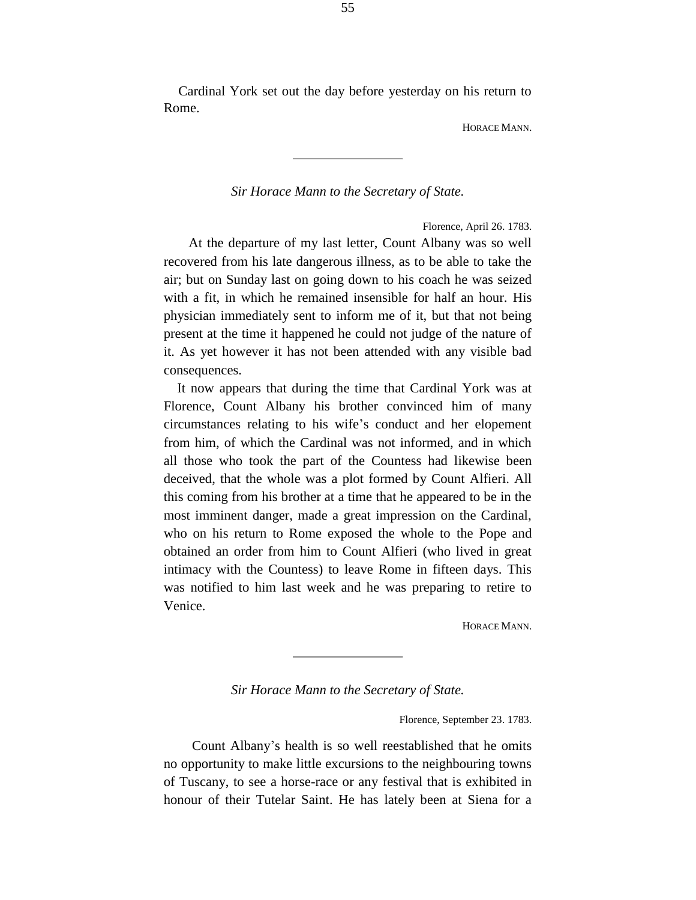Cardinal York set out the day before yesterday on his return to Rome.

HORACE MANN.

---

*Sir Horace Mann to the Secretary of State.*

Florence, April 26. 1783.

At the departure of my last letter, Count Albany was so well recovered from his late dangerous illness, as to be able to take the air; but on Sunday last on going down to his coach he was seized with a fit, in which he remained insensible for half an hour. His physician immediately sent to inform me of it, but that not being present at the time it happened he could not judge of the nature of it. As yet however it has not been attended with any visible bad consequences.

It now appears that during the time that Cardinal York was at Florence, Count Albany his brother convinced him of many circumstances relating to his wife's conduct and her elopement from him, of which the Cardinal was not informed, and in which all those who took the part of the Countess had likewise been deceived, that the whole was a plot formed by Count Alfieri. All this coming from his brother at a time that he appeared to be in the most imminent danger, made a great impression on the Cardinal, who on his return to Rome exposed the whole to the Pope and obtained an order from him to Count Alfieri (who lived in great intimacy with the Countess) to leave Rome in fifteen days. This was notified to him last week and he was preparing to retire to Venice.

HORACE MANN.

---

*Sir Horace Mann to the Secretary of State.*

Florence, September 23. 1783.

Count Albany's health is so well reestablished that he omits no opportunity to make little excursions to the neighbouring towns of Tuscany, to see a horse-race or any festival that is exhibited in honour of their Tutelar Saint. He has lately been at Siena for a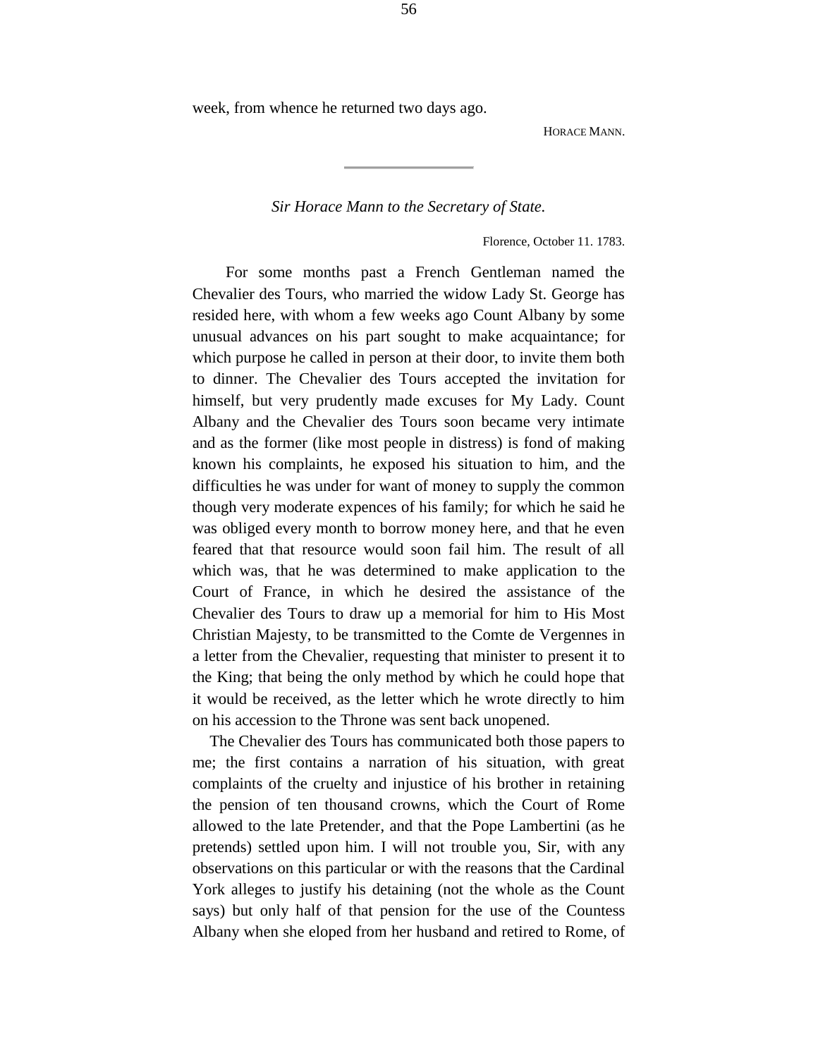week, from whence he returned two days ago.

HORACE MANN.

---

*Sir Horace Mann to the Secretary of State.*

Florence, October 11. 1783.

For some months past a French Gentleman named the Chevalier des Tours, who married the widow Lady St. George has resided here, with whom a few weeks ago Count Albany by some unusual advances on his part sought to make acquaintance; for which purpose he called in person at their door, to invite them both to dinner. The Chevalier des Tours accepted the invitation for himself, but very prudently made excuses for My Lady. Count Albany and the Chevalier des Tours soon became very intimate and as the former (like most people in distress) is fond of making known his complaints, he exposed his situation to him, and the difficulties he was under for want of money to supply the common though very moderate expences of his family; for which he said he was obliged every month to borrow money here, and that he even feared that that resource would soon fail him. The result of all which was, that he was determined to make application to the Court of France, in which he desired the assistance of the Chevalier des Tours to draw up a memorial for him to His Most Christian Majesty, to be transmitted to the Comte de Vergennes in a letter from the Chevalier, requesting that minister to present it to the King; that being the only method by which he could hope that it would be received, as the letter which he wrote directly to him on his accession to the Throne was sent back unopened.

The Chevalier des Tours has communicated both those papers to me; the first contains a narration of his situation, with great complaints of the cruelty and injustice of his brother in retaining the pension of ten thousand crowns, which the Court of Rome allowed to the late Pretender, and that the Pope Lambertini (as he pretends) settled upon him. I will not trouble you, Sir, with any observations on this particular or with the reasons that the Cardinal York alleges to justify his detaining (not the whole as the Count says) but only half of that pension for the use of the Countess Albany when she eloped from her husband and retired to Rome, of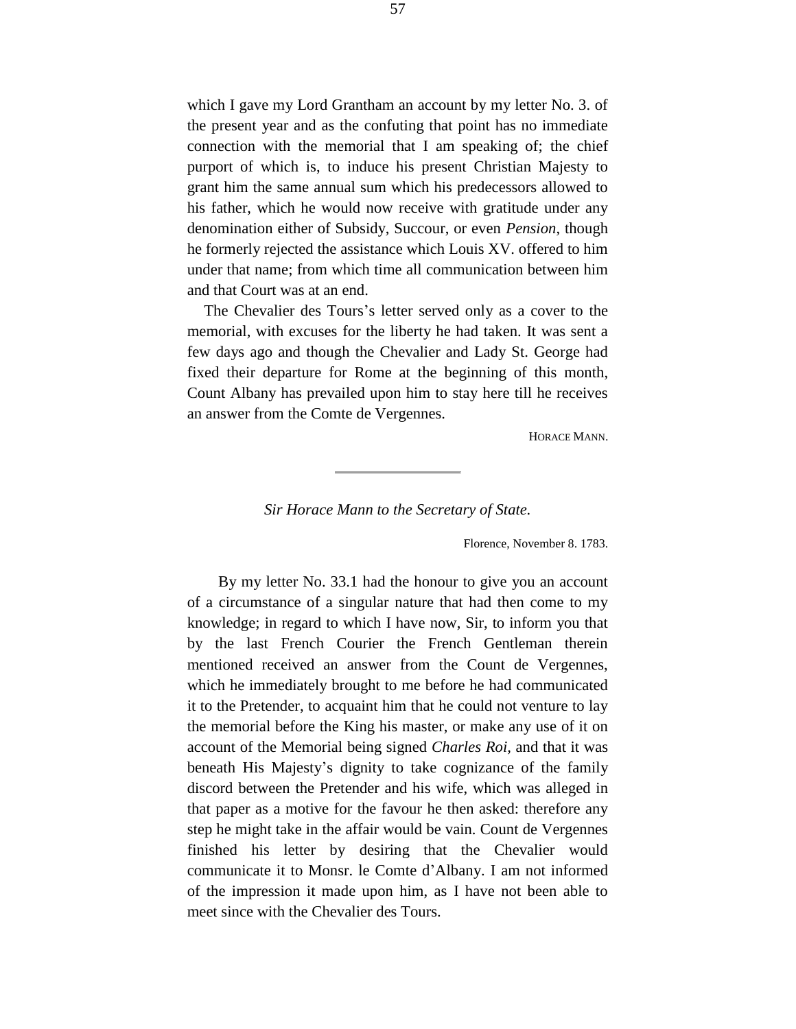which I gave my Lord Grantham an account by my letter No. 3. of the present year and as the confuting that point has no immediate connection with the memorial that I am speaking of; the chief purport of which is, to induce his present Christian Majesty to grant him the same annual sum which his predecessors allowed to his father, which he would now receive with gratitude under any denomination either of Subsidy, Succour, or even *Pension*, though he formerly rejected the assistance which Louis XV. offered to him under that name; from which time all communication between him and that Court was at an end.

The Chevalier des Tours's letter served only as a cover to the memorial, with excuses for the liberty he had taken. It was sent a few days ago and though the Chevalier and Lady St. George had fixed their departure for Rome at the beginning of this month, Count Albany has prevailed upon him to stay here till he receives an answer from the Comte de Vergennes.

HORACE MANN.

---

*Sir Horace Mann to the Secretary of State.*

Florence, November 8. 1783.

By my letter No. 33.1 had the honour to give you an account of a circumstance of a singular nature that had then come to my knowledge; in regard to which I have now, Sir, to inform you that by the last French Courier the French Gentleman therein mentioned received an answer from the Count de Vergennes, which he immediately brought to me before he had communicated it to the Pretender, to acquaint him that he could not venture to lay the memorial before the King his master, or make any use of it on account of the Memorial being signed *Charles Roi*, and that it was beneath His Majesty's dignity to take cognizance of the family discord between the Pretender and his wife, which was alleged in that paper as a motive for the favour he then asked: therefore any step he might take in the affair would be vain. Count de Vergennes finished his letter by desiring that the Chevalier would communicate it to Monsr. le Comte d'Albany. I am not informed of the impression it made upon him, as I have not been able to meet since with the Chevalier des Tours.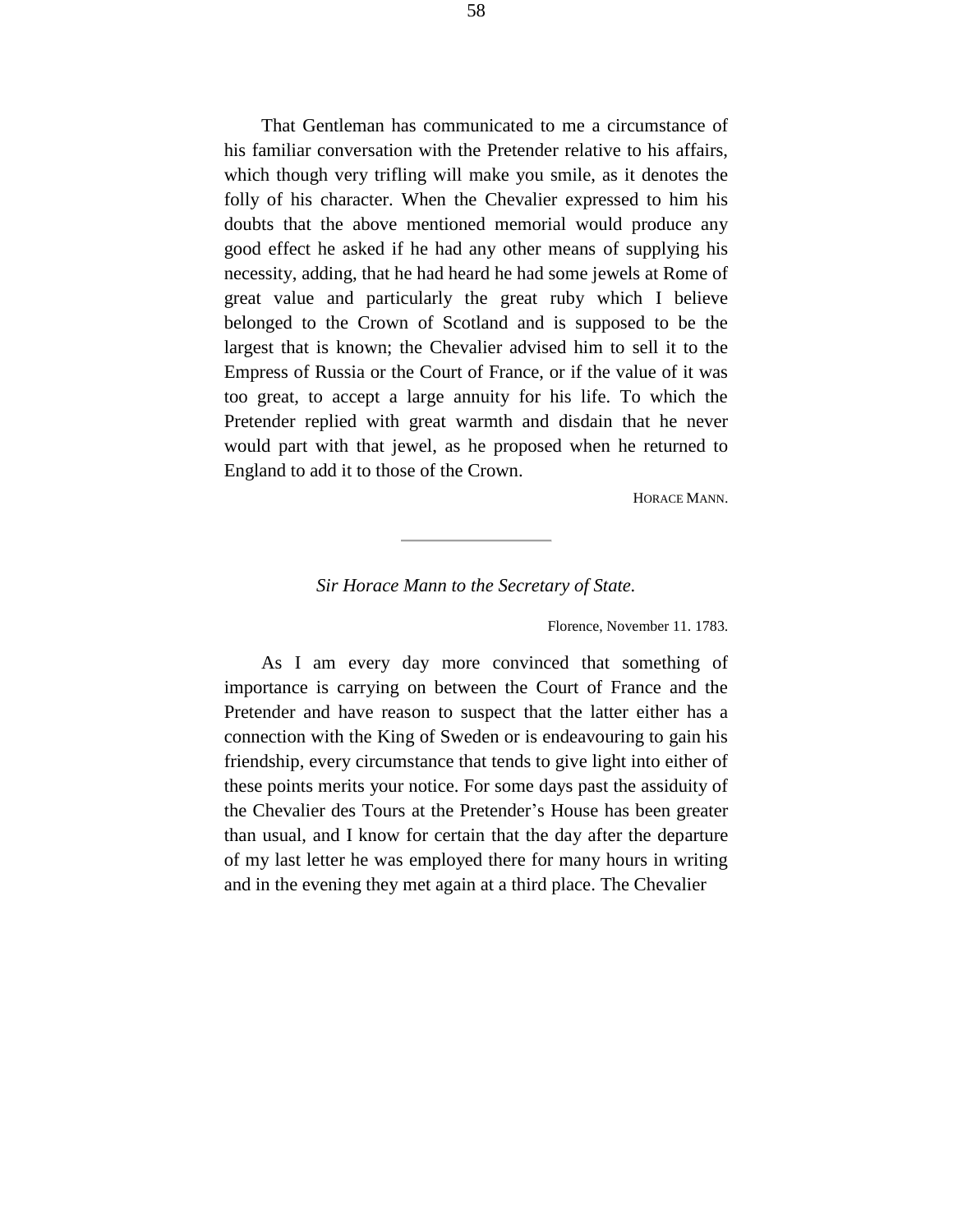That Gentleman has communicated to me a circumstance of his familiar conversation with the Pretender relative to his affairs, which though very trifling will make you smile, as it denotes the folly of his character. When the Chevalier expressed to him his doubts that the above mentioned memorial would produce any good effect he asked if he had any other means of supplying his necessity, adding, that he had heard he had some jewels at Rome of great value and particularly the great ruby which I believe belonged to the Crown of Scotland and is supposed to be the largest that is known; the Chevalier advised him to sell it to the Empress of Russia or the Court of France, or if the value of it was too great, to accept a large annuity for his life. To which the Pretender replied with great warmth and disdain that he never would part with that jewel, as he proposed when he returned to England to add it to those of the Crown.

HORACE MANN.

---

*Sir Horace Mann to the Secretary of State.*

Florence, November 11. 1783.

As I am every day more convinced that something of importance is carrying on between the Court of France and the Pretender and have reason to suspect that the latter either has a connection with the King of Sweden or is endeavouring to gain his friendship, every circumstance that tends to give light into either of these points merits your notice. For some days past the assiduity of the Chevalier des Tours at the Pretender's House has been greater than usual, and I know for certain that the day after the departure of my last letter he was employed there for many hours in writing and in the evening they met again at a third place. The Chevalier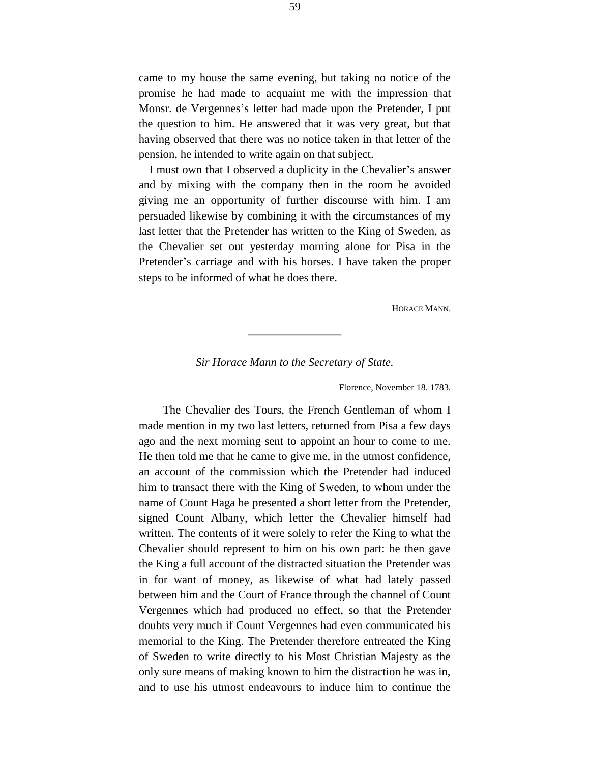came to my house the same evening, but taking no notice of the promise he had made to acquaint me with the impression that Monsr. de Vergennes's letter had made upon the Pretender, I put the question to him. He answered that it was very great, but that having observed that there was no notice taken in that letter of the pension, he intended to write again on that subject.

I must own that I observed a duplicity in the Chevalier's answer and by mixing with the company then in the room he avoided giving me an opportunity of further discourse with him. I am persuaded likewise by combining it with the circumstances of my last letter that the Pretender has written to the King of Sweden, as the Chevalier set out yesterday morning alone for Pisa in the Pretender's carriage and with his horses. I have taken the proper steps to be informed of what he does there.

HORACE MANN.

---

*Sir Horace Mann to the Secretary of State.*

Florence, November 18. 1783.

The Chevalier des Tours, the French Gentleman of whom I made mention in my two last letters, returned from Pisa a few days ago and the next morning sent to appoint an hour to come to me. He then told me that he came to give me, in the utmost confidence, an account of the commission which the Pretender had induced him to transact there with the King of Sweden, to whom under the name of Count Haga he presented a short letter from the Pretender, signed Count Albany, which letter the Chevalier himself had written. The contents of it were solely to refer the King to what the Chevalier should represent to him on his own part: he then gave the King a full account of the distracted situation the Pretender was in for want of money, as likewise of what had lately passed between him and the Court of France through the channel of Count Vergennes which had produced no effect, so that the Pretender doubts very much if Count Vergennes had even communicated his memorial to the King. The Pretender therefore entreated the King of Sweden to write directly to his Most Christian Majesty as the only sure means of making known to him the distraction he was in, and to use his utmost endeavours to induce him to continue the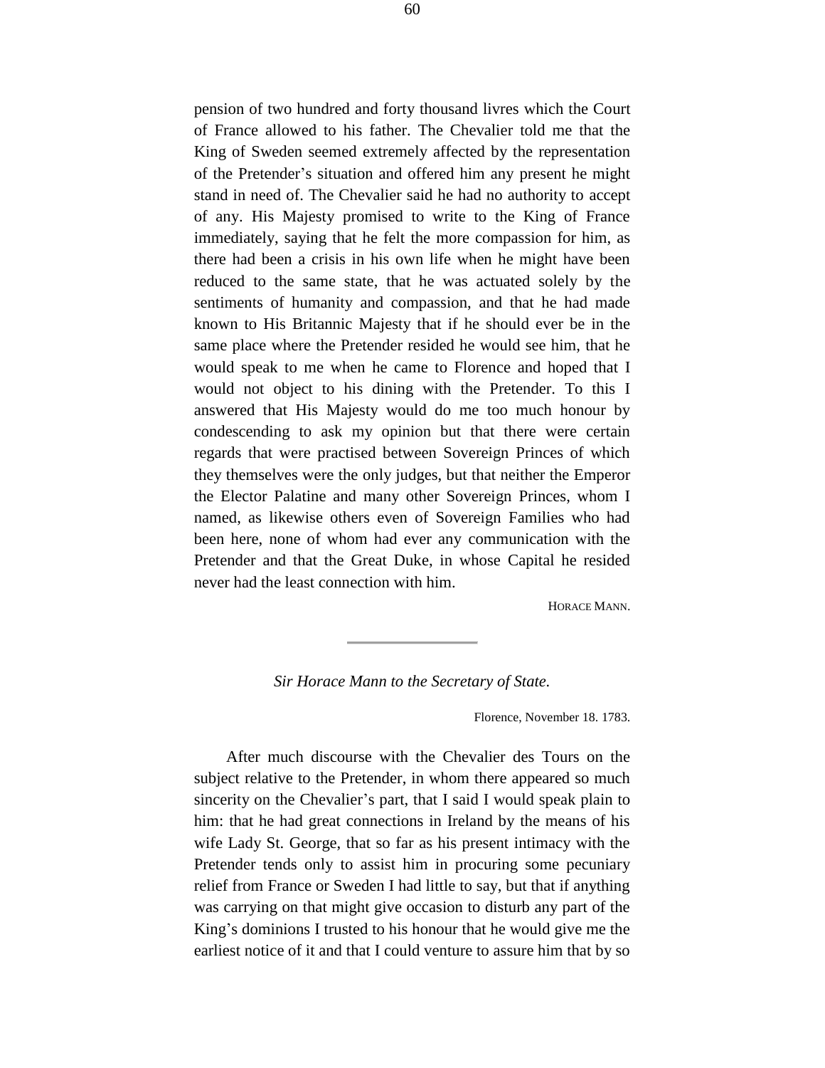pension of two hundred and forty thousand livres which the Court of France allowed to his father. The Chevalier told me that the King of Sweden seemed extremely affected by the representation of the Pretender's situation and offered him any present he might stand in need of. The Chevalier said he had no authority to accept of any. His Majesty promised to write to the King of France immediately, saying that he felt the more compassion for him, as there had been a crisis in his own life when he might have been reduced to the same state, that he was actuated solely by the sentiments of humanity and compassion, and that he had made known to His Britannic Majesty that if he should ever be in the same place where the Pretender resided he would see him, that he would speak to me when he came to Florence and hoped that I would not object to his dining with the Pretender. To this I answered that His Majesty would do me too much honour by condescending to ask my opinion but that there were certain regards that were practised between Sovereign Princes of which they themselves were the only judges, but that neither the Emperor the Elector Palatine and many other Sovereign Princes, whom I named, as likewise others even of Sovereign Families who had been here, none of whom had ever any communication with the Pretender and that the Great Duke, in whose Capital he resided never had the least connection with him.

HORACE MANN.

---

*Sir Horace Mann to the Secretary of State.*

Florence, November 18. 1783.

After much discourse with the Chevalier des Tours on the subject relative to the Pretender, in whom there appeared so much sincerity on the Chevalier's part, that I said I would speak plain to him: that he had great connections in Ireland by the means of his wife Lady St. George, that so far as his present intimacy with the Pretender tends only to assist him in procuring some pecuniary relief from France or Sweden I had little to say, but that if anything was carrying on that might give occasion to disturb any part of the King's dominions I trusted to his honour that he would give me the earliest notice of it and that I could venture to assure him that by so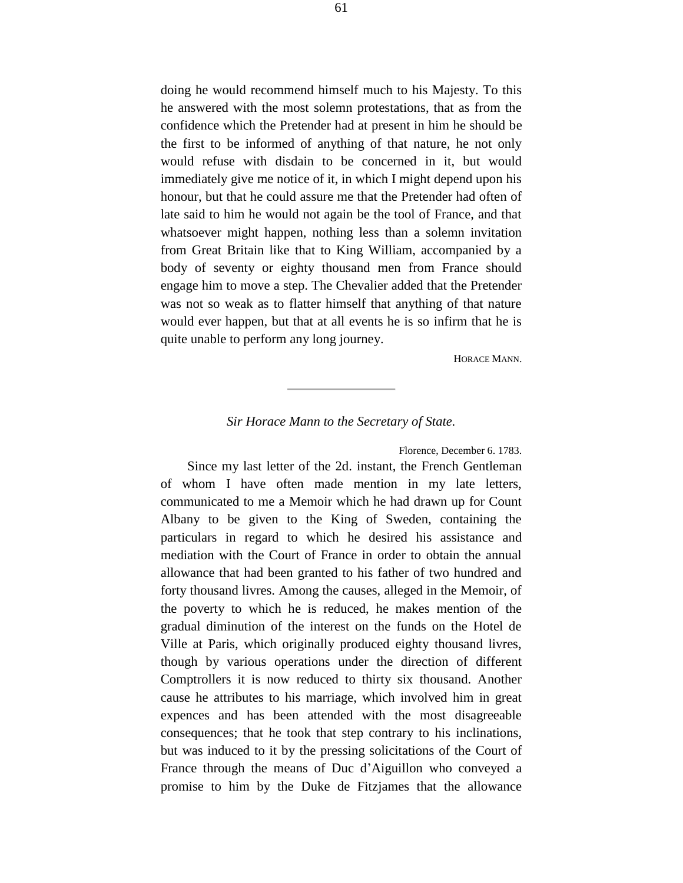doing he would recommend himself much to his Majesty. To this he answered with the most solemn protestations, that as from the confidence which the Pretender had at present in him he should be the first to be informed of anything of that nature, he not only would refuse with disdain to be concerned in it, but would immediately give me notice of it, in which I might depend upon his honour, but that he could assure me that the Pretender had often of late said to him he would not again be the tool of France, and that whatsoever might happen, nothing less than a solemn invitation from Great Britain like that to King William, accompanied by a body of seventy or eighty thousand men from France should engage him to move a step. The Chevalier added that the Pretender was not so weak as to flatter himself that anything of that nature would ever happen, but that at all events he is so infirm that he is quite unable to perform any long journey.

HORACE MANN.

---

*Sir Horace Mann to the Secretary of State.*

Florence, December 6. 1783.

Since my last letter of the 2d. instant, the French Gentleman of whom I have often made mention in my late letters, communicated to me a Memoir which he had drawn up for Count Albany to be given to the King of Sweden, containing the particulars in regard to which he desired his assistance and mediation with the Court of France in order to obtain the annual allowance that had been granted to his father of two hundred and forty thousand livres. Among the causes, alleged in the Memoir, of the poverty to which he is reduced, he makes mention of the gradual diminution of the interest on the funds on the Hotel de Ville at Paris, which originally produced eighty thousand livres, though by various operations under the direction of different Comptrollers it is now reduced to thirty six thousand. Another cause he attributes to his marriage, which involved him in great expences and has been attended with the most disagreeable consequences; that he took that step contrary to his inclinations, but was induced to it by the pressing solicitations of the Court of France through the means of Duc d'Aiguillon who conveyed a promise to him by the Duke de Fitzjames that the allowance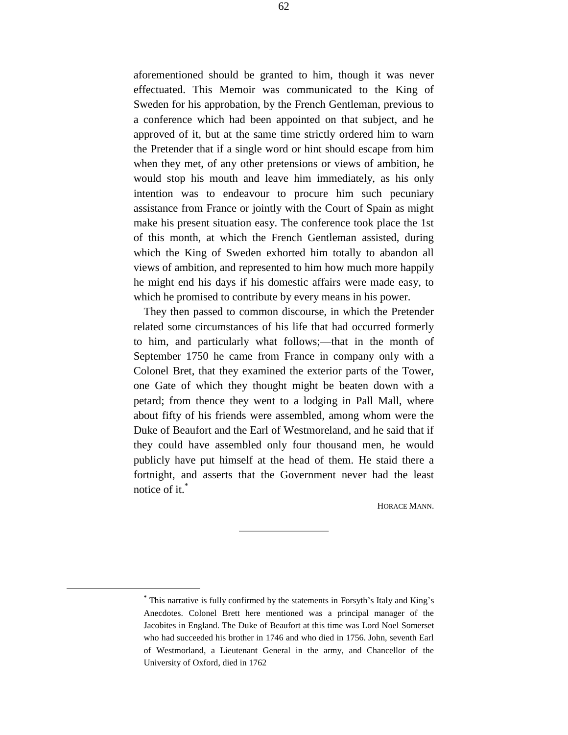aforementioned should be granted to him, though it was never effectuated. This Memoir was communicated to the King of Sweden for his approbation, by the French Gentleman, previous to a conference which had been appointed on that subject, and he approved of it, but at the same time strictly ordered him to warn the Pretender that if a single word or hint should escape from him when they met, of any other pretensions or views of ambition, he would stop his mouth and leave him immediately, as his only intention was to endeavour to procure him such pecuniary assistance from France or jointly with the Court of Spain as might make his present situation easy. The conference took place the 1st of this month, at which the French Gentleman assisted, during which the King of Sweden exhorted him totally to abandon all views of ambition, and represented to him how much more happily he might end his days if his domestic affairs were made easy, to which he promised to contribute by every means in his power.

They then passed to common discourse, in which the Pretender related some circumstances of his life that had occurred formerly to him, and particularly what follows;—that in the month of September 1750 he came from France in company only with a Colonel Bret, that they examined the exterior parts of the Tower, one Gate of which they thought might be beaten down with a petard; from thence they went to a lodging in Pall Mall, where about fifty of his friends were assembled, among whom were the Duke of Beaufort and the Earl of Westmoreland, and he said that if they could have assembled only four thousand men, he would publicly have put himself at the head of them. He staid there a fortnight, and asserts that the Government never had the least notice of it.[*]

HORACE MANN.

---

[*] This narrative is fully confirmed by the statements in Forsyth's Italy and King's Anecdotes. Colonel Brett here mentioned was a principal manager of the Jacobites in England. The Duke of Beaufort at this time was Lord Noel Somerset who had succeeded his brother in 1746 and who died in 1756. John, seventh Earl of Westmorland, a Lieutenant General in the army, and Chancellor of the University of Oxford, died in 1762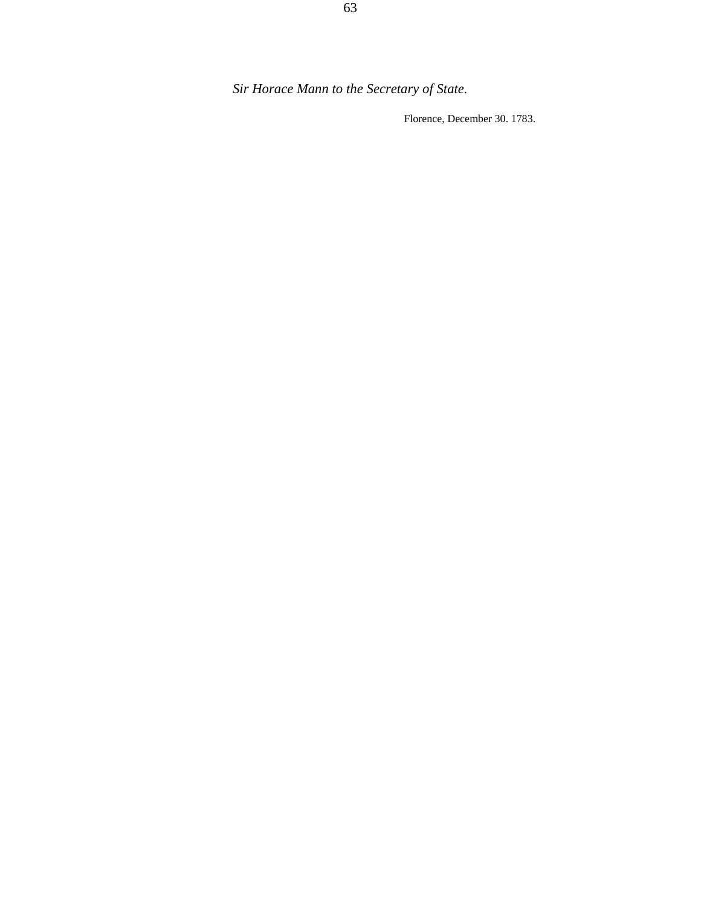*Sir Horace Mann to the Secretary of State.*

Florence, December 30. 1783.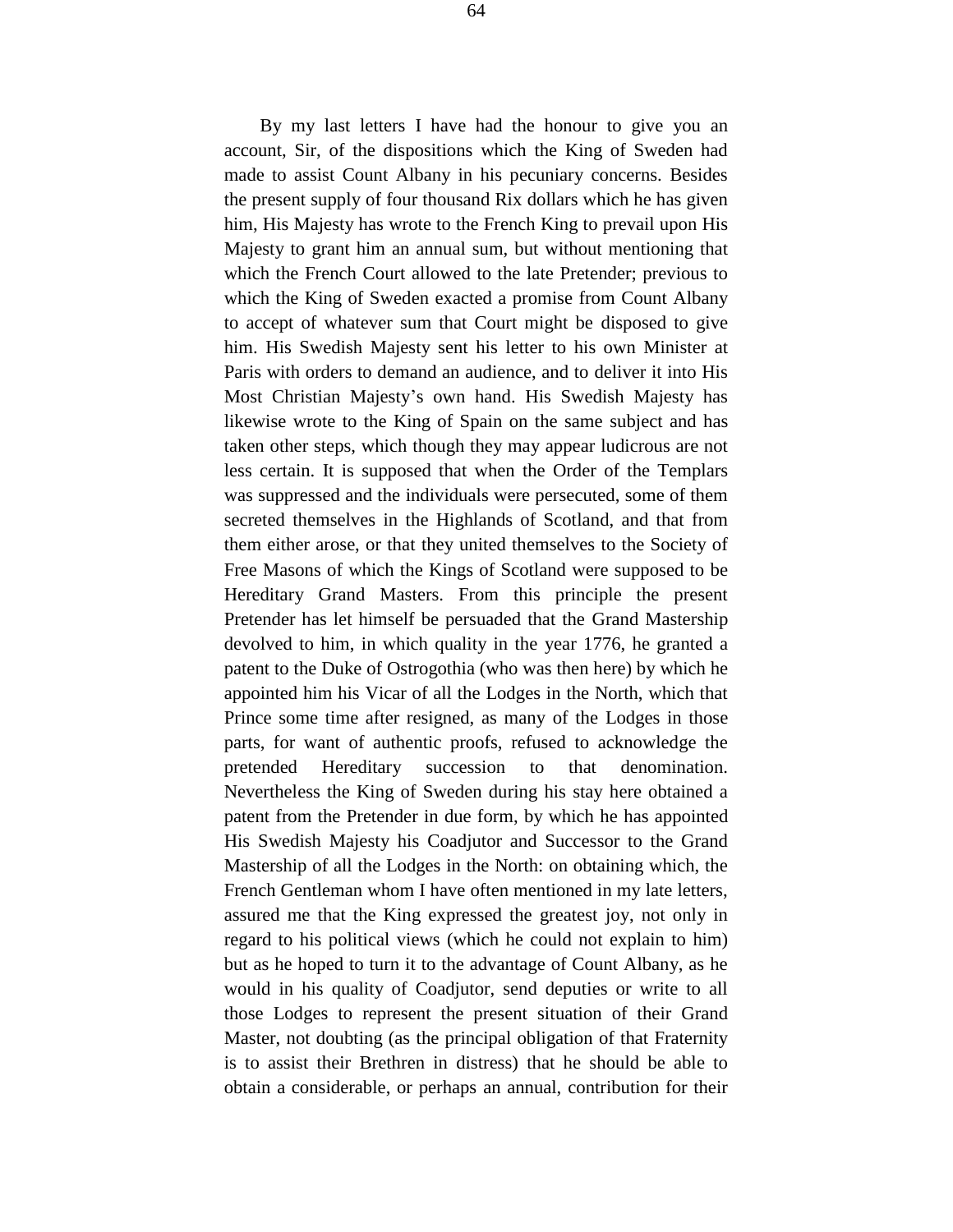By my last letters I have had the honour to give you an account, Sir, of the dispositions which the King of Sweden had made to assist Count Albany in his pecuniary concerns. Besides the present supply of four thousand Rix dollars which he has given him, His Majesty has wrote to the French King to prevail upon His Majesty to grant him an annual sum, but without mentioning that which the French Court allowed to the late Pretender; previous to which the King of Sweden exacted a promise from Count Albany to accept of whatever sum that Court might be disposed to give him. His Swedish Majesty sent his letter to his own Minister at Paris with orders to demand an audience, and to deliver it into His Most Christian Majesty's own hand. His Swedish Majesty has likewise wrote to the King of Spain on the same subject and has taken other steps, which though they may appear ludicrous are not less certain. It is supposed that when the Order of the Templars was suppressed and the individuals were persecuted, some of them secreted themselves in the Highlands of Scotland, and that from them either arose, or that they united themselves to the Society of Free Masons of which the Kings of Scotland were supposed to be Hereditary Grand Masters. From this principle the present Pretender has let himself be persuaded that the Grand Mastership devolved to him, in which quality in the year 1776, he granted a patent to the Duke of Ostrogothia (who was then here) by which he appointed him his Vicar of all the Lodges in the North, which that Prince some time after resigned, as many of the Lodges in those parts, for want of authentic proofs, refused to acknowledge the pretended Hereditary succession to that denomination. Nevertheless the King of Sweden during his stay here obtained a patent from the Pretender in due form, by which he has appointed His Swedish Majesty his Coadjutor and Successor to the Grand Mastership of all the Lodges in the North: on obtaining which, the French Gentleman whom I have often mentioned in my late letters, assured me that the King expressed the greatest joy, not only in regard to his political views (which he could not explain to him) but as he hoped to turn it to the advantage of Count Albany, as he would in his quality of Coadjutor, send deputies or write to all those Lodges to represent the present situation of their Grand Master, not doubting (as the principal obligation of that Fraternity is to assist their Brethren in distress) that he should be able to obtain a considerable, or perhaps an annual, contribution for their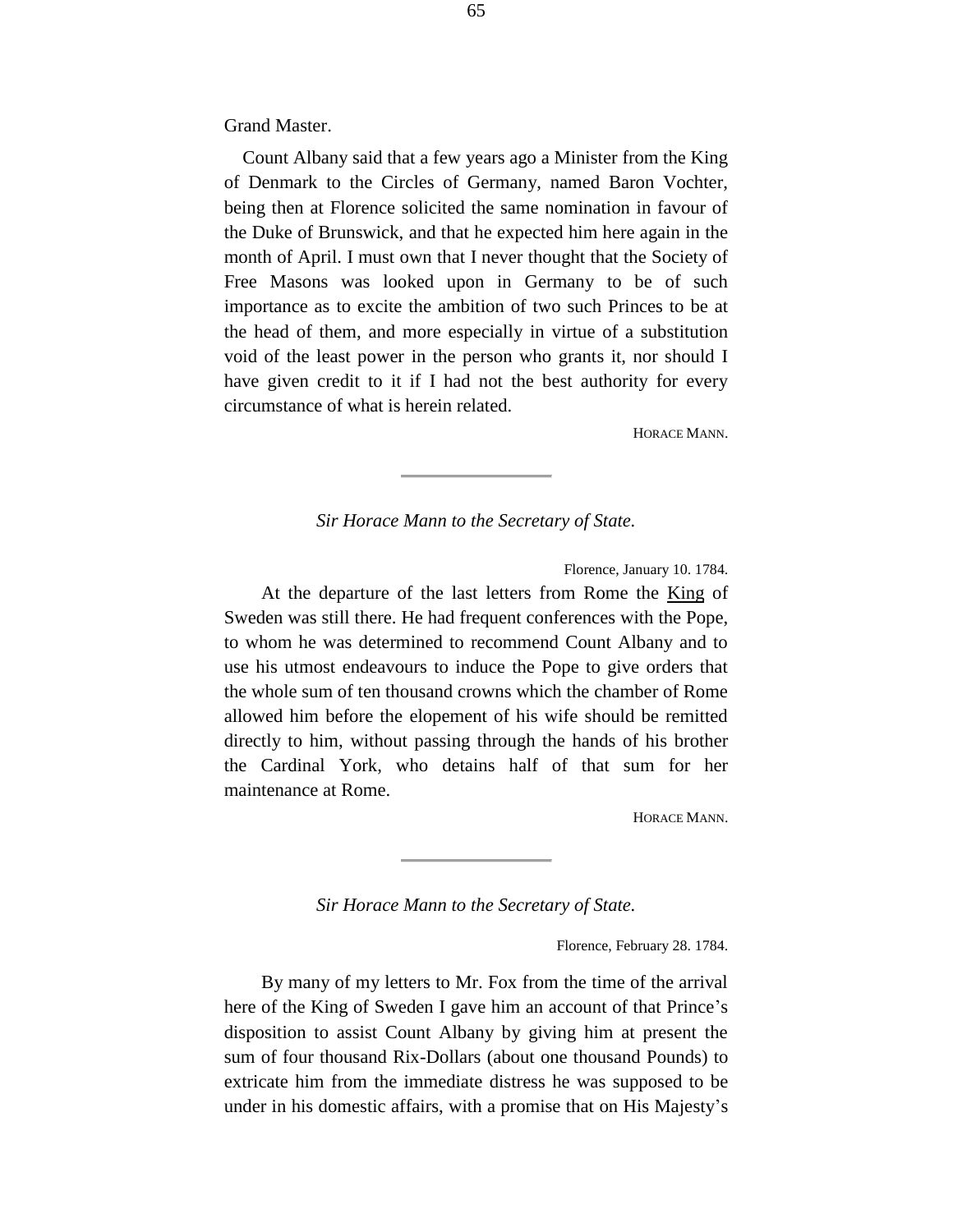Grand Master.

Count Albany said that a few years ago a Minister from the King of Denmark to the Circles of Germany, named Baron Vochter, being then at Florence solicited the same nomination in favour of the Duke of Brunswick, and that he expected him here again in the month of April. I must own that I never thought that the Society of Free Masons was looked upon in Germany to be of such importance as to excite the ambition of two such Princes to be at the head of them, and more especially in virtue of a substitution void of the least power in the person who grants it, nor should I have given credit to it if I had not the best authority for every circumstance of what is herein related.

HORACE MANN.

---

*Sir Horace Mann to the Secretary of State.*

Florence, January 10. 1784.

At the departure of the last letters from Rome the King of Sweden was still there. He had frequent conferences with the Pope, to whom he was determined to recommend Count Albany and to use his utmost endeavours to induce the Pope to give orders that the whole sum of ten thousand crowns which the chamber of Rome allowed him before the elopement of his wife should be remitted directly to him, without passing through the hands of his brother the Cardinal York, who detains half of that sum for her maintenance at Rome.

HORACE MANN.

---

*Sir Horace Mann to the Secretary of State.*

Florence, February 28. 1784.

By many of my letters to Mr. Fox from the time of the arrival here of the King of Sweden I gave him an account of that Prince's disposition to assist Count Albany by giving him at present the sum of four thousand Rix-Dollars (about one thousand Pounds) to extricate him from the immediate distress he was supposed to be under in his domestic affairs, with a promise that on His Majesty's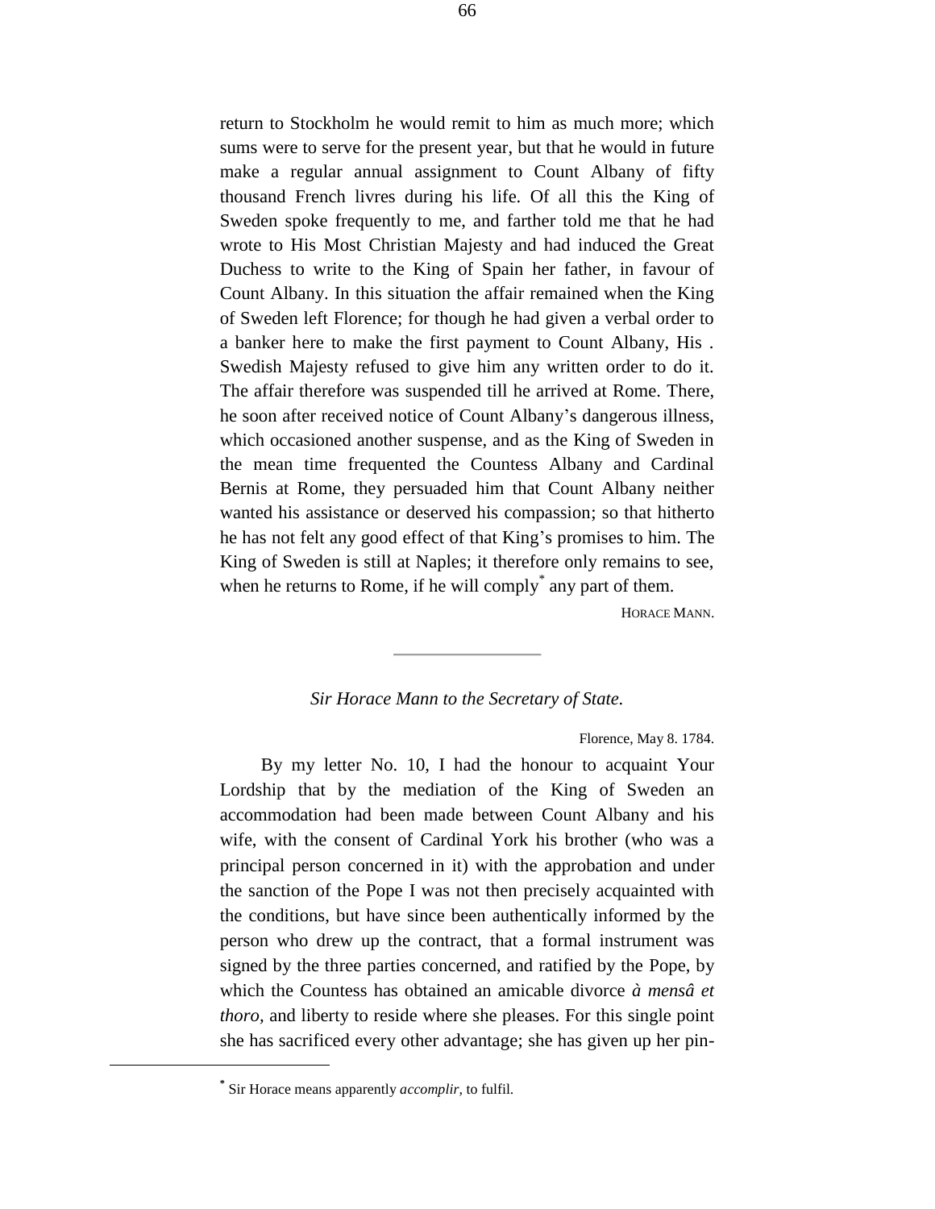return to Stockholm he would remit to him as much more; which sums were to serve for the present year, but that he would in future make a regular annual assignment to Count Albany of fifty thousand French livres during his life. Of all this the King of Sweden spoke frequently to me, and farther told me that he had wrote to His Most Christian Majesty and had induced the Great Duchess to write to the King of Spain her father, in favour of Count Albany. In this situation the affair remained when the King of Sweden left Florence; for though he had given a verbal order to a banker here to make the first payment to Count Albany, His . Swedish Majesty refused to give him any written order to do it. The affair therefore was suspended till he arrived at Rome. There, he soon after received notice of Count Albany's dangerous illness, which occasioned another suspense, and as the King of Sweden in the mean time frequented the Countess Albany and Cardinal Bernis at Rome, they persuaded him that Count Albany neither wanted his assistance or deserved his compassion; so that hitherto he has not felt any good effect of that King's promises to him. The King of Sweden is still at Naples; it therefore only remains to see, when he returns to Rome, if he will comply* any part of them.

HORACE MANN.

---

*Sir Horace Mann to the Secretary of State.*

Florence, May 8. 1784.

By my letter No. 10, I had the honour to acquaint Your Lordship that by the mediation of the King of Sweden an accommodation had been made between Count Albany and his wife, with the consent of Cardinal York his brother (who was a principal person concerned in it) with the approbation and under the sanction of the Pope I was not then precisely acquainted with the conditions, but have since been authentically informed by the person who drew up the contract, that a formal instrument was signed by the three parties concerned, and ratified by the Pope, by which the Countess has obtained an amicable divorce *à mensâ et thoro*, and liberty to reside where she pleases. For this single point she has sacrificed every other advantage; she has given up her pin-

---

* Sir Horace means apparently *accomplir*, to fulfil.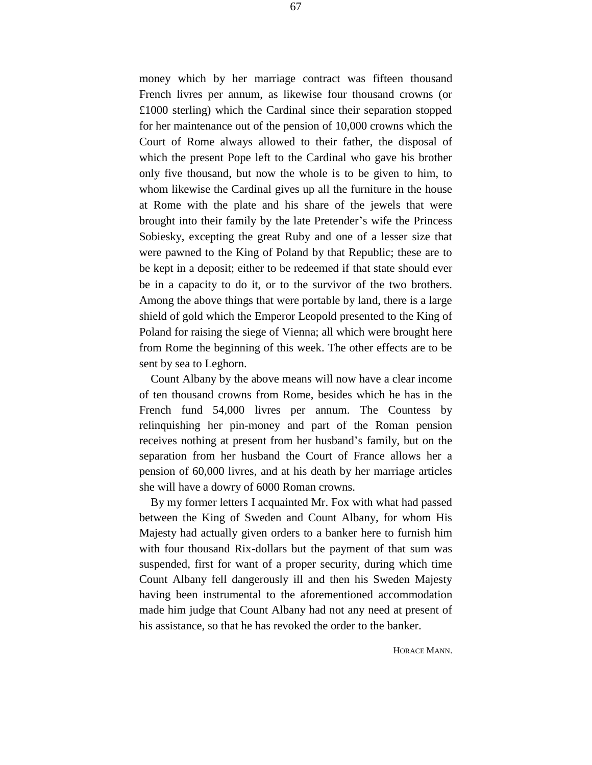money which by her marriage contract was fifteen thousand French livres per annum, as likewise four thousand crowns (or £1000 sterling) which the Cardinal since their separation stopped for her maintenance out of the pension of 10,000 crowns which the Court of Rome always allowed to their father, the disposal of which the present Pope left to the Cardinal who gave his brother only five thousand, but now the whole is to be given to him, to whom likewise the Cardinal gives up all the furniture in the house at Rome with the plate and his share of the jewels that were brought into their family by the late Pretender's wife the Princess Sobiesky, excepting the great Ruby and one of a lesser size that were pawned to the King of Poland by that Republic; these are to be kept in a deposit; either to be redeemed if that state should ever be in a capacity to do it, or to the survivor of the two brothers. Among the above things that were portable by land, there is a large shield of gold which the Emperor Leopold presented to the King of Poland for raising the siege of Vienna; all which were brought here from Rome the beginning of this week. The other effects are to be sent by sea to Leghorn.

Count Albany by the above means will now have a clear income of ten thousand crowns from Rome, besides which he has in the French fund 54,000 livres per annum. The Countess by relinquishing her pin-money and part of the Roman pension receives nothing at present from her husband's family, but on the separation from her husband the Court of France allows her a pension of 60,000 livres, and at his death by her marriage articles she will have a dowry of 6000 Roman crowns.

By my former letters I acquainted Mr. Fox with what had passed between the King of Sweden and Count Albany, for whom His Majesty had actually given orders to a banker here to furnish him with four thousand Rix-dollars but the payment of that sum was suspended, first for want of a proper security, during which time Count Albany fell dangerously ill and then his Sweden Majesty having been instrumental to the aforementioned accommodation made him judge that Count Albany had not any need at present of his assistance, so that he has revoked the order to the banker.

HORACE MANN.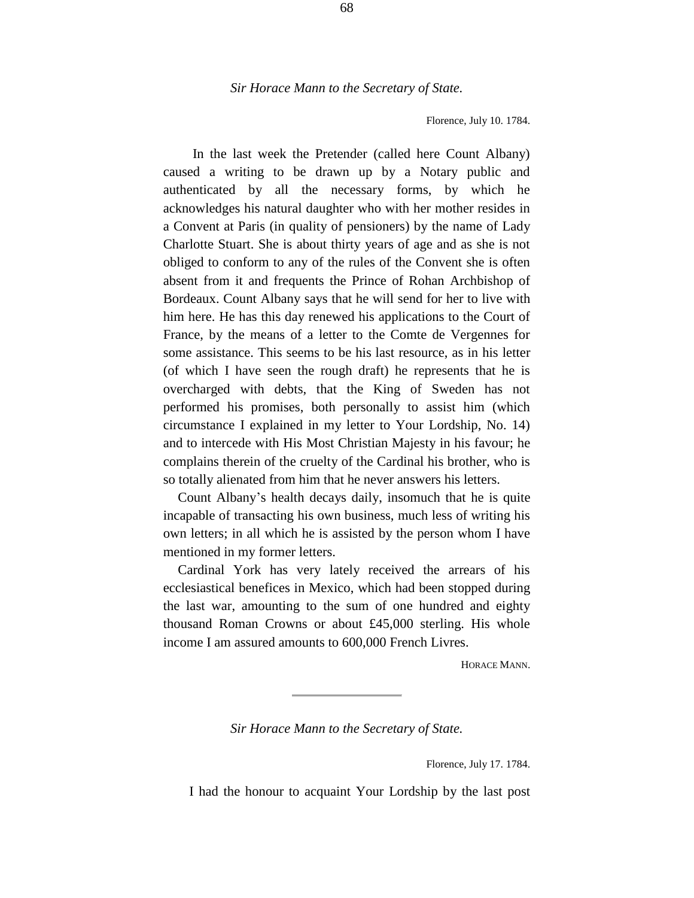*Sir Horace Mann to the Secretary of State.*

Florence, July 10. 1784.

In the last week the Pretender (called here Count Albany) caused a writing to be drawn up by a Notary public and authenticated by all the necessary forms, by which he acknowledges his natural daughter who with her mother resides in a Convent at Paris (in quality of pensioners) by the name of Lady Charlotte Stuart. She is about thirty years of age and as she is not obliged to conform to any of the rules of the Convent she is often absent from it and frequents the Prince of Rohan Archbishop of Bordeaux. Count Albany says that he will send for her to live with him here. He has this day renewed his applications to the Court of France, by the means of a letter to the Comte de Vergennes for some assistance. This seems to be his last resource, as in his letter (of which I have seen the rough draft) he represents that he is overcharged with debts, that the King of Sweden has not performed his promises, both personally to assist him (which circumstance I explained in my letter to Your Lordship, No. 14) and to intercede with His Most Christian Majesty in his favour; he complains therein of the cruelty of the Cardinal his brother, who is so totally alienated from him that he never answers his letters.

Count Albany's health decays daily, insomuch that he is quite incapable of transacting his own business, much less of writing his own letters; in all which he is assisted by the person whom I have mentioned in my former letters.

Cardinal York has very lately received the arrears of his ecclesiastical benefices in Mexico, which had been stopped during the last war, amounting to the sum of one hundred and eighty thousand Roman Crowns or about £45,000 sterling. His whole income I am assured amounts to 600,000 French Livres.

HORACE MANN.

---

*Sir Horace Mann to the Secretary of State.*

Florence, July 17. 1784.

I had the honour to acquaint Your Lordship by the last post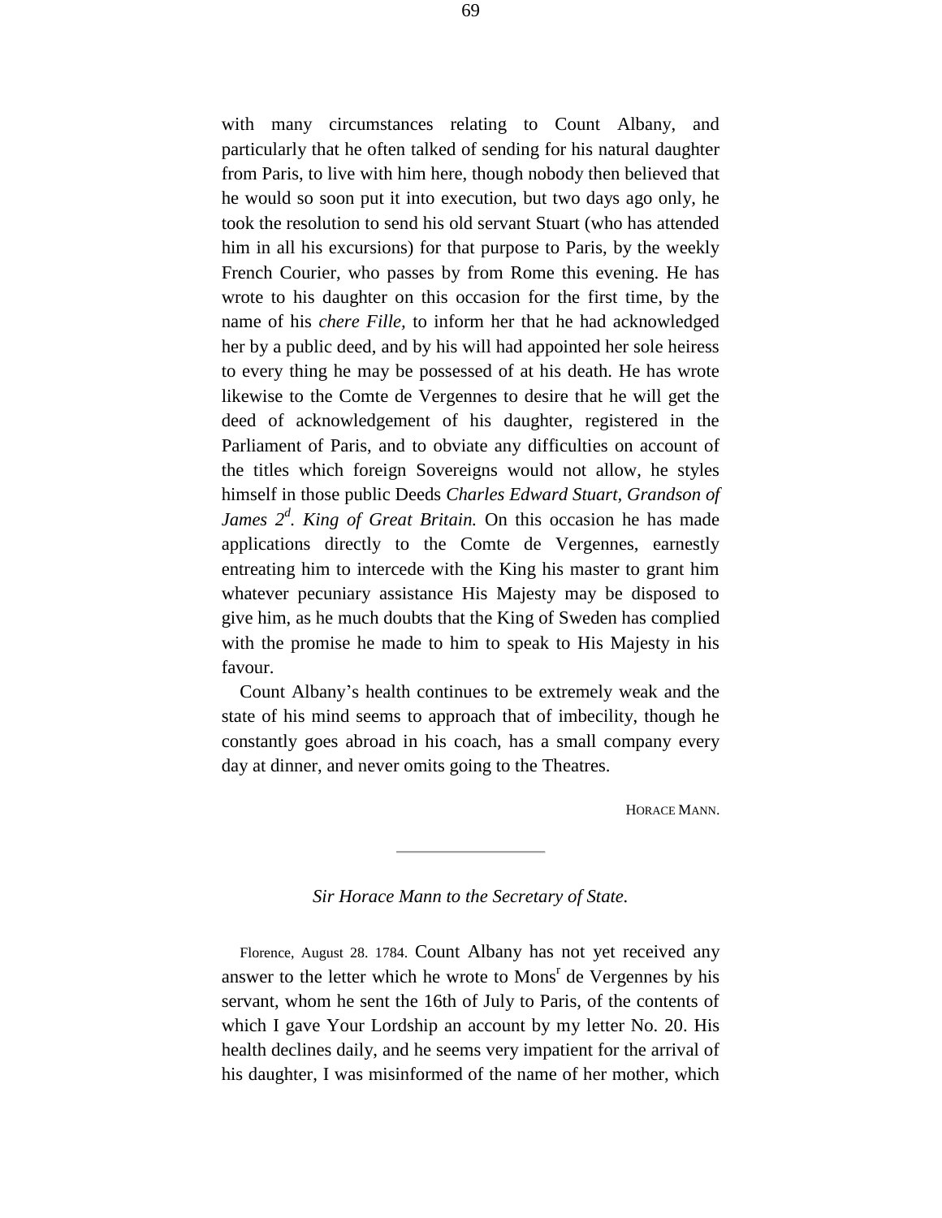with many circumstances relating to Count Albany, and particularly that he often talked of sending for his natural daughter from Paris, to live with him here, though nobody then believed that he would so soon put it into execution, but two days ago only, he took the resolution to send his old servant Stuart (who has attended him in all his excursions) for that purpose to Paris, by the weekly French Courier, who passes by from Rome this evening. He has wrote to his daughter on this occasion for the first time, by the name of his *chere Fille*, to inform her that he had acknowledged her by a public deed, and by his will had appointed her sole heiress to every thing he may be possessed of at his death. He has wrote likewise to the Comte de Vergennes to desire that he will get the deed of acknowledgement of his daughter, registered in the Parliament of Paris, and to obviate any difficulties on account of the titles which foreign Sovereigns would not allow, he styles himself in those public Deeds *Charles Edward Stuart, Grandson of James 2^d^. King of Great Britain.* On this occasion he has made applications directly to the Comte de Vergennes, earnestly entreating him to intercede with the King his master to grant him whatever pecuniary assistance His Majesty may be disposed to give him, as he much doubts that the King of Sweden has complied with the promise he made to him to speak to His Majesty in his favour.

Count Albany's health continues to be extremely weak and the state of his mind seems to approach that of imbecility, though he constantly goes abroad in his coach, has a small company every day at dinner, and never omits going to the Theatres.

HORACE MANN.

---

*Sir Horace Mann to the Secretary of State.*

Florence, August 28. 1784. Count Albany has not yet received any answer to the letter which he wrote to Mons^r^ de Vergennes by his servant, whom he sent the 16th of July to Paris, of the contents of which I gave Your Lordship an account by my letter No. 20. His health declines daily, and he seems very impatient for the arrival of his daughter, I was misinformed of the name of her mother, which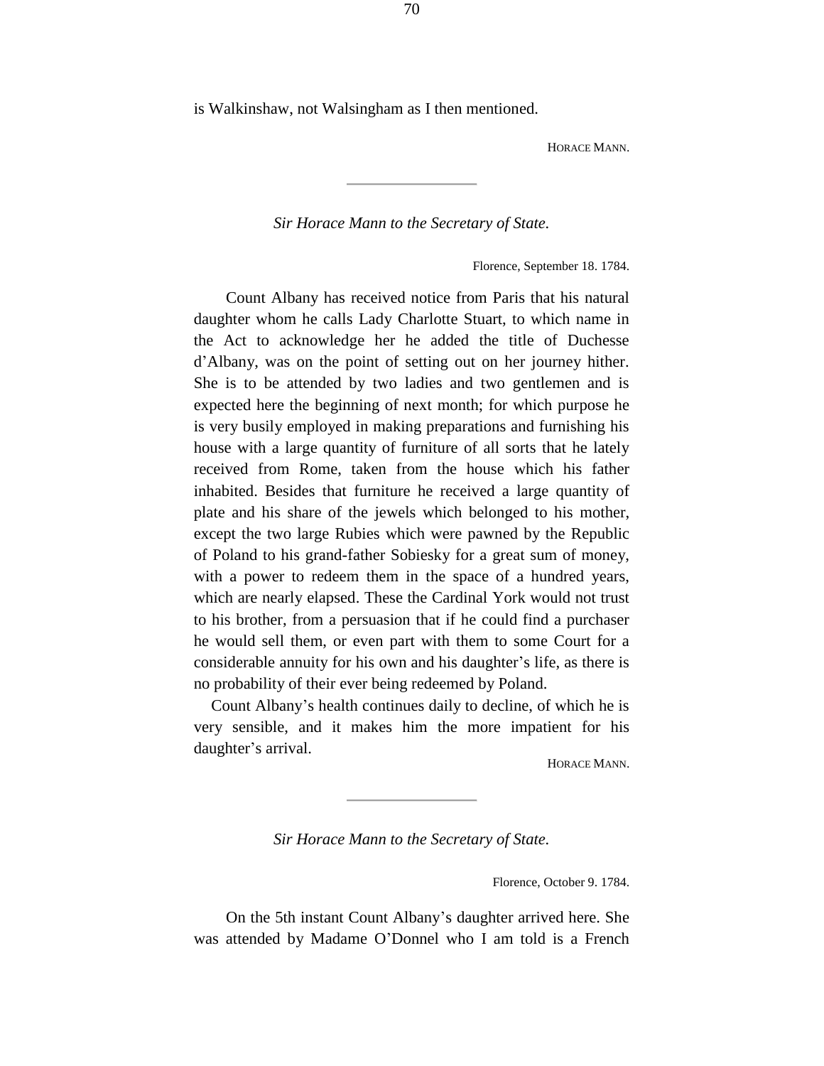is Walkinshaw, not Walsingham as I then mentioned.

HORACE MANN.

---

*Sir Horace Mann to the Secretary of State.*

Florence, September 18. 1784.

Count Albany has received notice from Paris that his natural daughter whom he calls Lady Charlotte Stuart, to which name in the Act to acknowledge her he added the title of Duchesse d'Albany, was on the point of setting out on her journey hither. She is to be attended by two ladies and two gentlemen and is expected here the beginning of next month; for which purpose he is very busily employed in making preparations and furnishing his house with a large quantity of furniture of all sorts that he lately received from Rome, taken from the house which his father inhabited. Besides that furniture he received a large quantity of plate and his share of the jewels which belonged to his mother, except the two large Rubies which were pawned by the Republic of Poland to his grand-father Sobiesky for a great sum of money, with a power to redeem them in the space of a hundred years, which are nearly elapsed. These the Cardinal York would not trust to his brother, from a persuasion that if he could find a purchaser he would sell them, or even part with them to some Court for a considerable annuity for his own and his daughter's life, as there is no probability of their ever being redeemed by Poland.

Count Albany's health continues daily to decline, of which he is very sensible, and it makes him the more impatient for his daughter's arrival.

HORACE MANN.

---

*Sir Horace Mann to the Secretary of State.*

Florence, October 9. 1784.

On the 5th instant Count Albany's daughter arrived here. She was attended by Madame O'Donnel who I am told is a French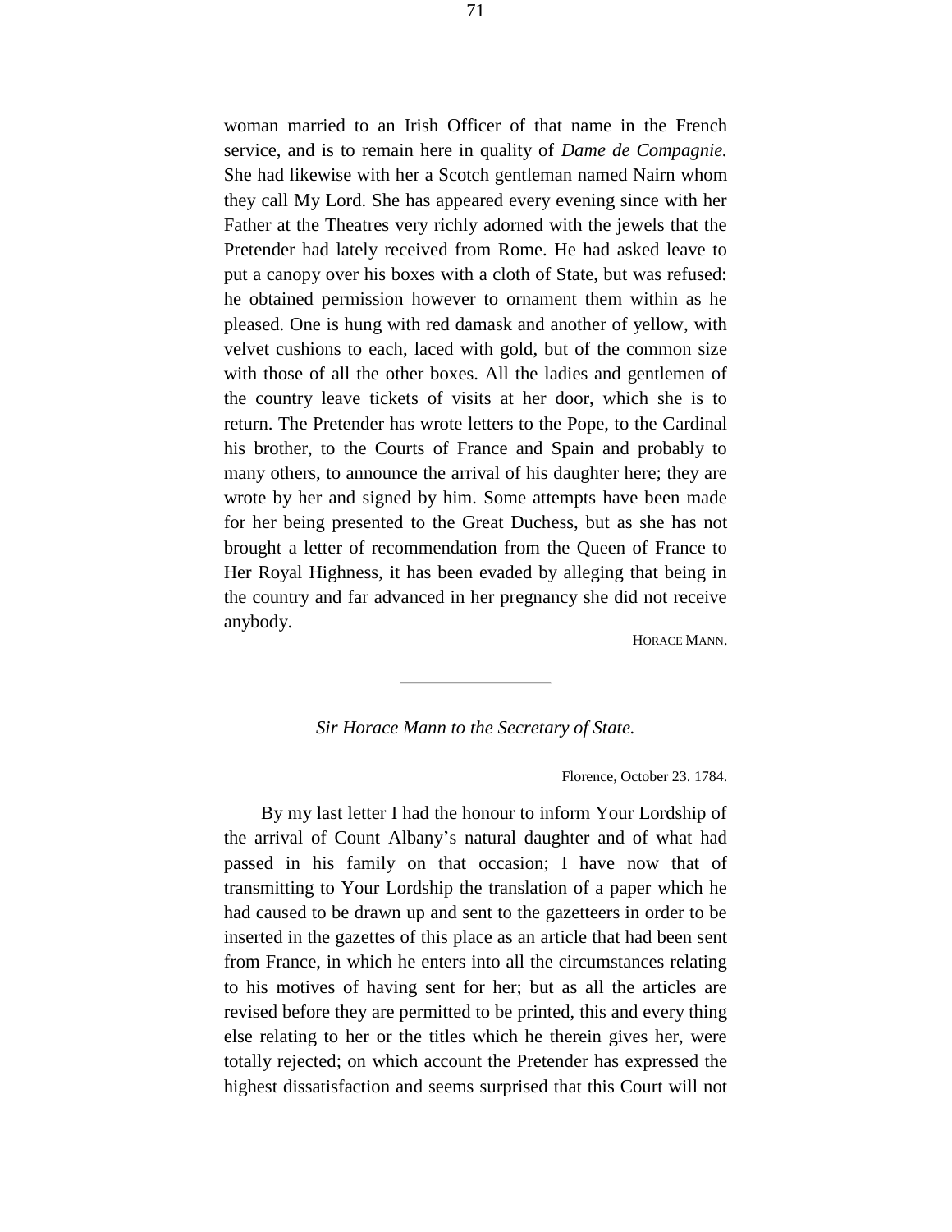woman married to an Irish Officer of that name in the French service, and is to remain here in quality of *Dame de Compagnie.* She had likewise with her a Scotch gentleman named Nairn whom they call My Lord. She has appeared every evening since with her Father at the Theatres very richly adorned with the jewels that the Pretender had lately received from Rome. He had asked leave to put a canopy over his boxes with a cloth of State, but was refused: he obtained permission however to ornament them within as he pleased. One is hung with red damask and another of yellow, with velvet cushions to each, laced with gold, but of the common size with those of all the other boxes. All the ladies and gentlemen of the country leave tickets of visits at her door, which she is to return. The Pretender has wrote letters to the Pope, to the Cardinal his brother, to the Courts of France and Spain and probably to many others, to announce the arrival of his daughter here; they are wrote by her and signed by him. Some attempts have been made for her being presented to the Great Duchess, but as she has not brought a letter of recommendation from the Queen of France to Her Royal Highness, it has been evaded by alleging that being in the country and far advanced in her pregnancy she did not receive anybody.

HORACE MANN.

---

*Sir Horace Mann to the Secretary of State.*

Florence, October 23. 1784.

By my last letter I had the honour to inform Your Lordship of the arrival of Count Albany's natural daughter and of what had passed in his family on that occasion; I have now that of transmitting to Your Lordship the translation of a paper which he had caused to be drawn up and sent to the gazetteers in order to be inserted in the gazettes of this place as an article that had been sent from France, in which he enters into all the circumstances relating to his motives of having sent for her; but as all the articles are revised before they are permitted to be printed, this and every thing else relating to her or the titles which he therein gives her, were totally rejected; on which account the Pretender has expressed the highest dissatisfaction and seems surprised that this Court will not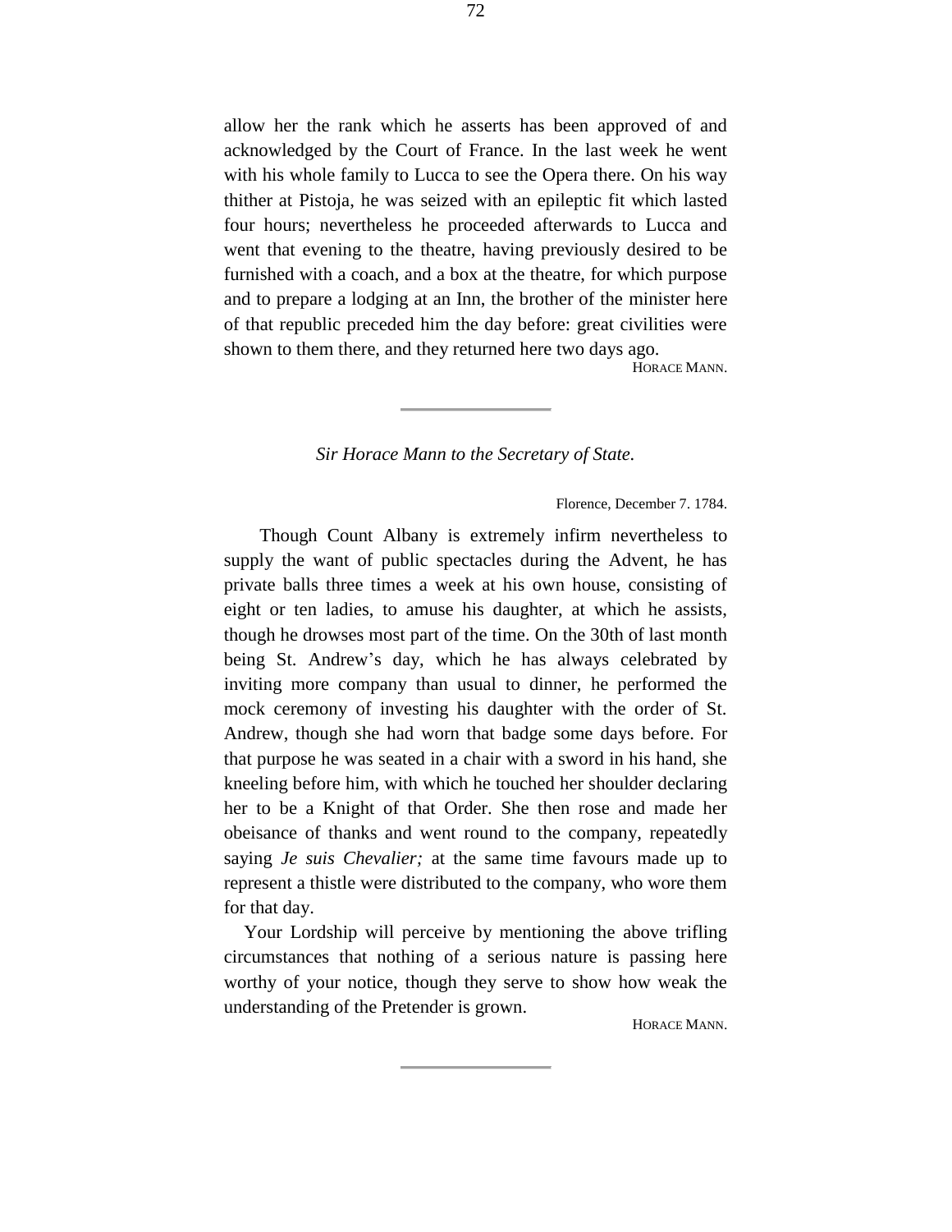allow her the rank which he asserts has been approved of and acknowledged by the Court of France. In the last week he went with his whole family to Lucca to see the Opera there. On his way thither at Pistoja, he was seized with an epileptic fit which lasted four hours; nevertheless he proceeded afterwards to Lucca and went that evening to the theatre, having previously desired to be furnished with a coach, and a box at the theatre, for which purpose and to prepare a lodging at an Inn, the brother of the minister here of that republic preceded him the day before: great civilities were shown to them there, and they returned here two days ago.

HORACE MANN.

---

*Sir Horace Mann to the Secretary of State.*

Florence, December 7. 1784.

Though Count Albany is extremely infirm nevertheless to supply the want of public spectacles during the Advent, he has private balls three times a week at his own house, consisting of eight or ten ladies, to amuse his daughter, at which he assists, though he drowses most part of the time. On the 30th of last month being St. Andrew's day, which he has always celebrated by inviting more company than usual to dinner, he performed the mock ceremony of investing his daughter with the order of St. Andrew, though she had worn that badge some days before. For that purpose he was seated in a chair with a sword in his hand, she kneeling before him, with which he touched her shoulder declaring her to be a Knight of that Order. She then rose and made her obeisance of thanks and went round to the company, repeatedly saying *Je suis Chevalier;* at the same time favours made up to represent a thistle were distributed to the company, who wore them for that day.

Your Lordship will perceive by mentioning the above trifling circumstances that nothing of a serious nature is passing here worthy of your notice, though they serve to show how weak the understanding of the Pretender is grown.

HORACE MANN.

---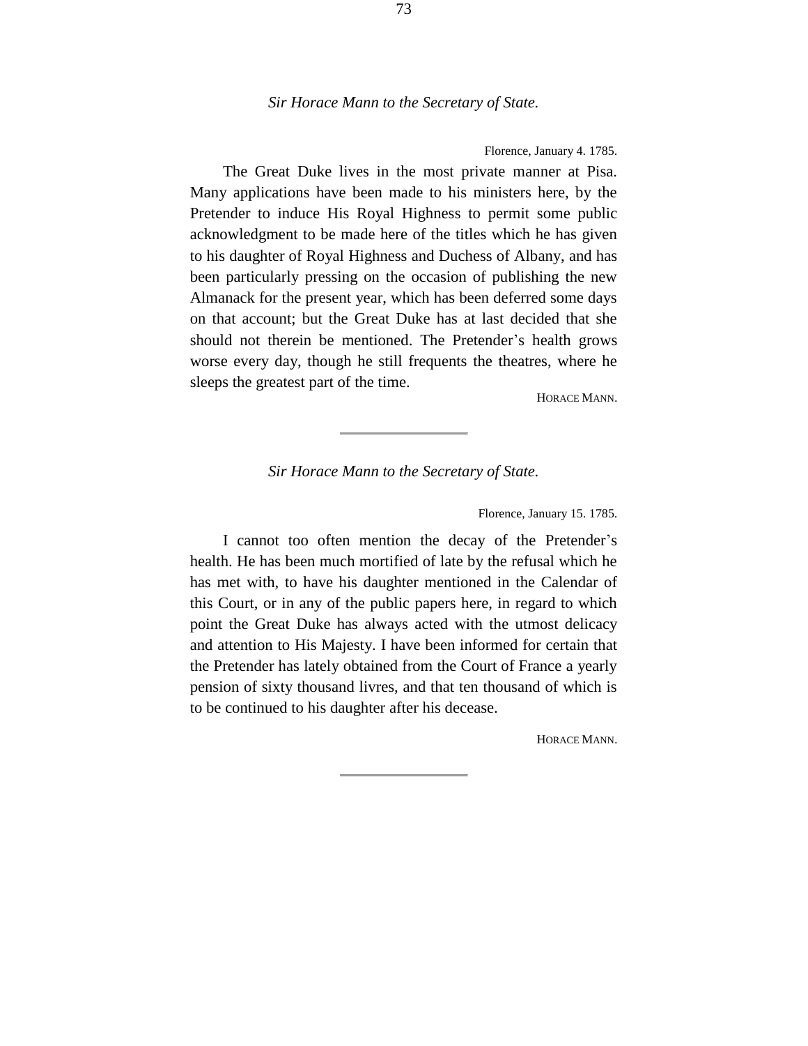*Sir Horace Mann to the Secretary of State.*

Florence, January 4. 1785.

The Great Duke lives in the most private manner at Pisa. Many applications have been made to his ministers here, by the Pretender to induce His Royal Highness to permit some public acknowledgment to be made here of the titles which he has given to his daughter of Royal Highness and Duchess of Albany, and has been particularly pressing on the occasion of publishing the new Almanack for the present year, which has been deferred some days on that account; but the Great Duke has at last decided that she should not therein be mentioned. The Pretender's health grows worse every day, though he still frequents the theatres, where he sleeps the greatest part of the time.

HORACE MANN.

---

*Sir Horace Mann to the Secretary of State.*

Florence, January 15. 1785.

I cannot too often mention the decay of the Pretender's health. He has been much mortified of late by the refusal which he has met with, to have his daughter mentioned in the Calendar of this Court, or in any of the public papers here, in regard to which point the Great Duke has always acted with the utmost delicacy and attention to His Majesty. I have been informed for certain that the Pretender has lately obtained from the Court of France a yearly pension of sixty thousand livres, and that ten thousand of which is to be continued to his daughter after his decease.

HORACE MANN.

---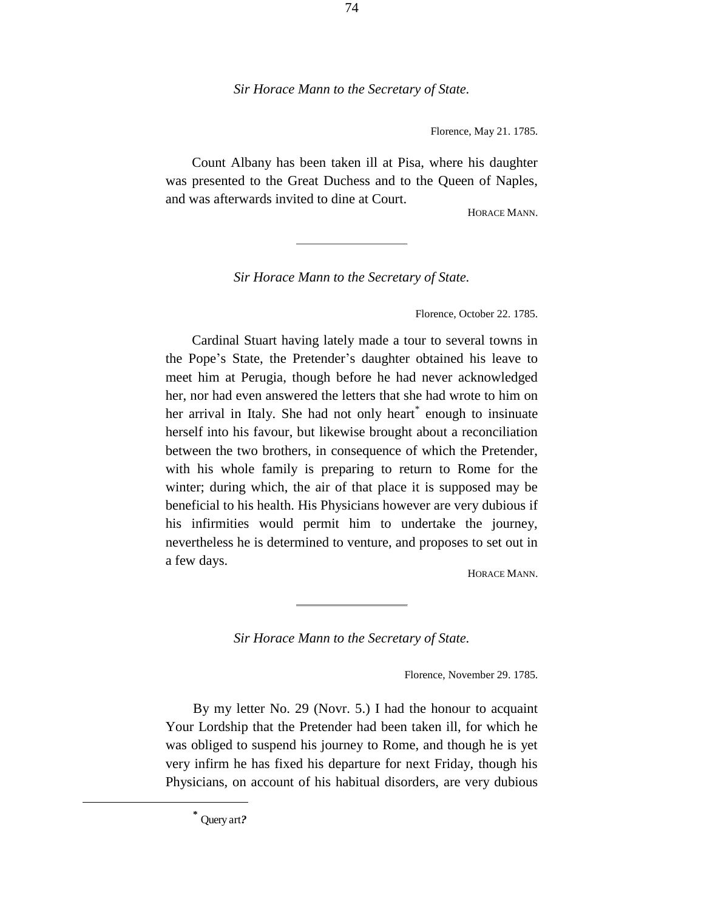*Sir Horace Mann to the Secretary of State.*

Florence, May 21. 1785.

Count Albany has been taken ill at Pisa, where his daughter was presented to the Great Duchess and to the Queen of Naples, and was afterwards invited to dine at Court.

HORACE MANN.

---

*Sir Horace Mann to the Secretary of State.*

Florence, October 22. 1785.

Cardinal Stuart having lately made a tour to several towns in the Pope's State, the Pretender's daughter obtained his leave to meet him at Perugia, though before he had never acknowledged her, nor had even answered the letters that she had wrote to him on her arrival in Italy. She had not only heart[*] enough to insinuate herself into his favour, but likewise brought about a reconciliation between the two brothers, in consequence of which the Pretender, with his whole family is preparing to return to Rome for the winter; during which, the air of that place it is supposed may be beneficial to his health. His Physicians however are very dubious if his infirmities would permit him to undertake the journey, nevertheless he is determined to venture, and proposes to set out in a few days.

HORACE MANN.

---

*Sir Horace Mann to the Secretary of State.*

Florence, November 29. 1785.

By my letter No. 29 (Novr. 5.) I had the honour to acquaint Your Lordship that the Pretender had been taken ill, for which he was obliged to suspend his journey to Rome, and though he is yet very infirm he has fixed his departure for next Friday, though his Physicians, on account of his habitual disorders, are very dubious

---

[*] Query art?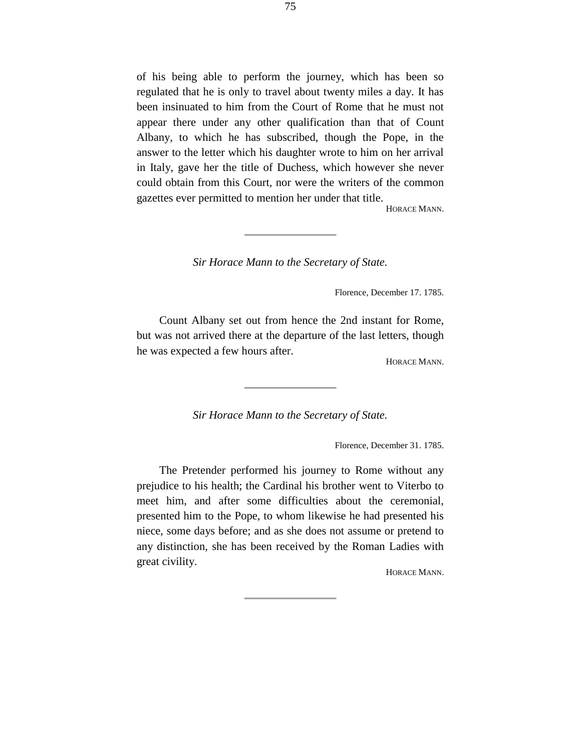of his being able to perform the journey, which has been so regulated that he is only to travel about twenty miles a day. It has been insinuated to him from the Court of Rome that he must not appear there under any other qualification than that of Count Albany, to which he has subscribed, though the Pope, in the answer to the letter which his daughter wrote to him on her arrival in Italy, gave her the title of Duchess, which however she never could obtain from this Court, nor were the writers of the common gazettes ever permitted to mention her under that title.

HORACE MANN.

---

*Sir Horace Mann to the Secretary of State.*

Florence, December 17. 1785.

Count Albany set out from hence the 2nd instant for Rome, but was not arrived there at the departure of the last letters, though he was expected a few hours after.

HORACE MANN.

---

*Sir Horace Mann to the Secretary of State.*

Florence, December 31. 1785.

The Pretender performed his journey to Rome without any prejudice to his health; the Cardinal his brother went to Viterbo to meet him, and after some difficulties about the ceremonial, presented him to the Pope, to whom likewise he had presented his niece, some days before; and as she does not assume or pretend to any distinction, she has been received by the Roman Ladies with great civility.

HORACE MANN.

---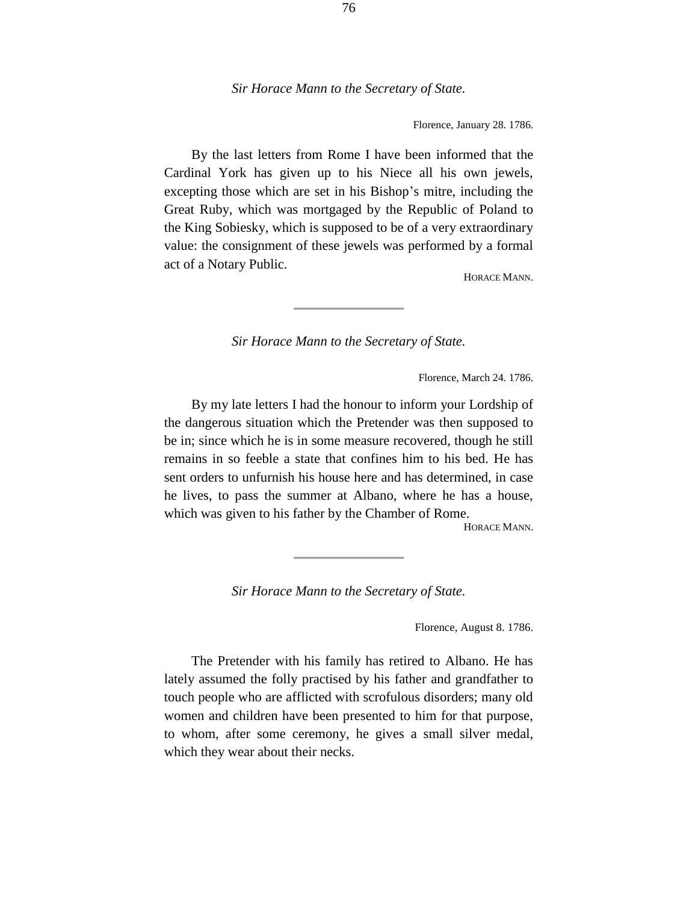*Sir Horace Mann to the Secretary of State.*

Florence, January 28. 1786.

By the last letters from Rome I have been informed that the Cardinal York has given up to his Niece all his own jewels, excepting those which are set in his Bishop's mitre, including the Great Ruby, which was mortgaged by the Republic of Poland to the King Sobiesky, which is supposed to be of a very extraordinary value: the consignment of these jewels was performed by a formal act of a Notary Public.

HORACE MANN.

---

*Sir Horace Mann to the Secretary of State.*

Florence, March 24. 1786.

By my late letters I had the honour to inform your Lordship of the dangerous situation which the Pretender was then supposed to be in; since which he is in some measure recovered, though he still remains in so feeble a state that confines him to his bed. He has sent orders to unfurnish his house here and has determined, in case he lives, to pass the summer at Albano, where he has a house, which was given to his father by the Chamber of Rome.

HORACE MANN.

---

*Sir Horace Mann to the Secretary of State.*

Florence, August 8. 1786.

The Pretender with his family has retired to Albano. He has lately assumed the folly practised by his father and grandfather to touch people who are afflicted with scrofulous disorders; many old women and children have been presented to him for that purpose, to whom, after some ceremony, he gives a small silver medal, which they wear about their necks.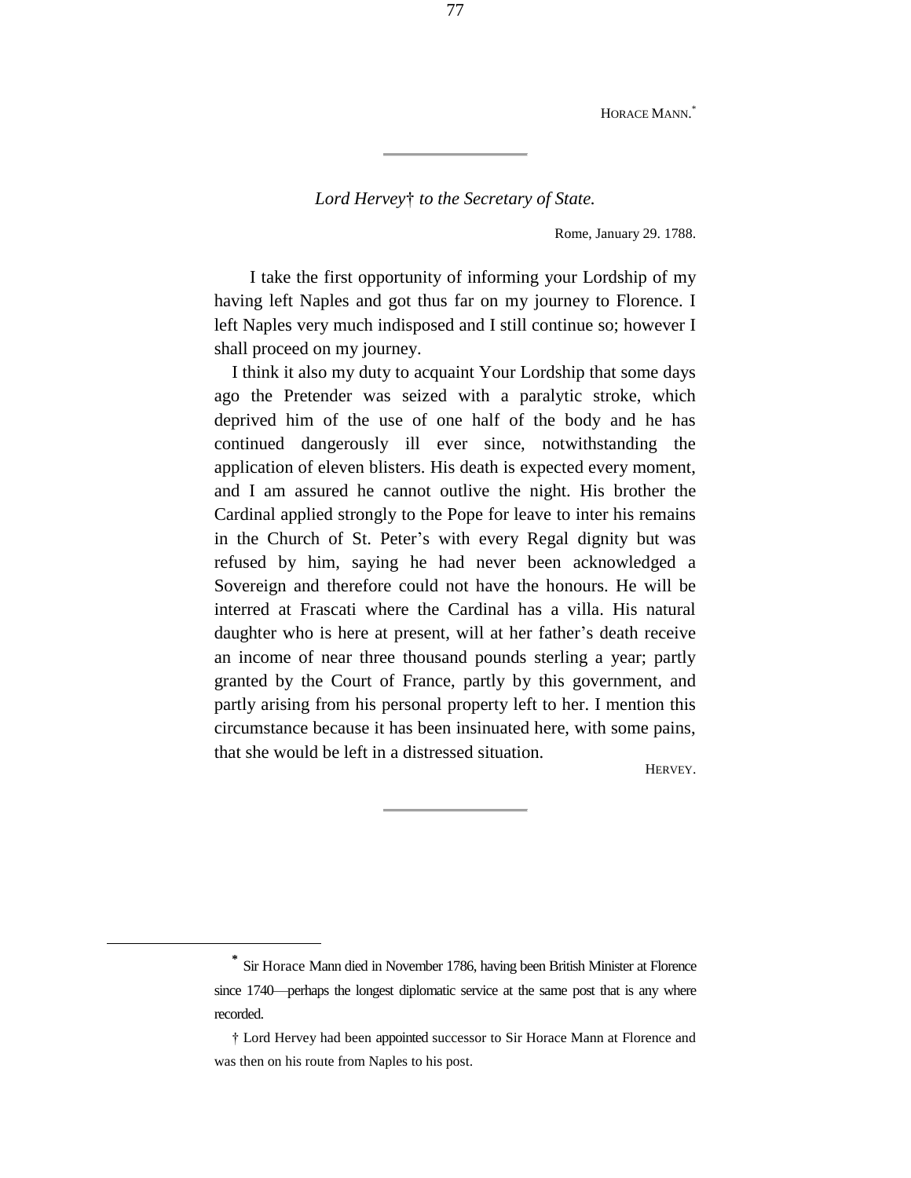HORACE MANN.[*]

---

*Lord Hervey† to the Secretary of State.*

Rome, January 29. 1788.

I take the first opportunity of informing your Lordship of my having left Naples and got thus far on my journey to Florence. I left Naples very much indisposed and I still continue so; however I shall proceed on my journey.

I think it also my duty to acquaint Your Lordship that some days ago the Pretender was seized with a paralytic stroke, which deprived him of the use of one half of the body and he has continued dangerously ill ever since, notwithstanding the application of eleven blisters. His death is expected every moment, and I am assured he cannot outlive the night. His brother the Cardinal applied strongly to the Pope for leave to inter his remains in the Church of St. Peter's with every Regal dignity but was refused by him, saying he had never been acknowledged a Sovereign and therefore could not have the honours. He will be interred at Frascati where the Cardinal has a villa. His natural daughter who is here at present, will at her father's death receive an income of near three thousand pounds sterling a year; partly granted by the Court of France, partly by this government, and partly arising from his personal property left to her. I mention this circumstance because it has been insinuated here, with some pains, that she would be left in a distressed situation.

HERVEY.

---

[*] Sir Horace Mann died in November 1786, having been British Minister at Florence since 1740—perhaps the longest diplomatic service at the same post that is any where recorded.

† Lord Hervey had been appointed successor to Sir Horace Mann at Florence and was then on his route from Naples to his post.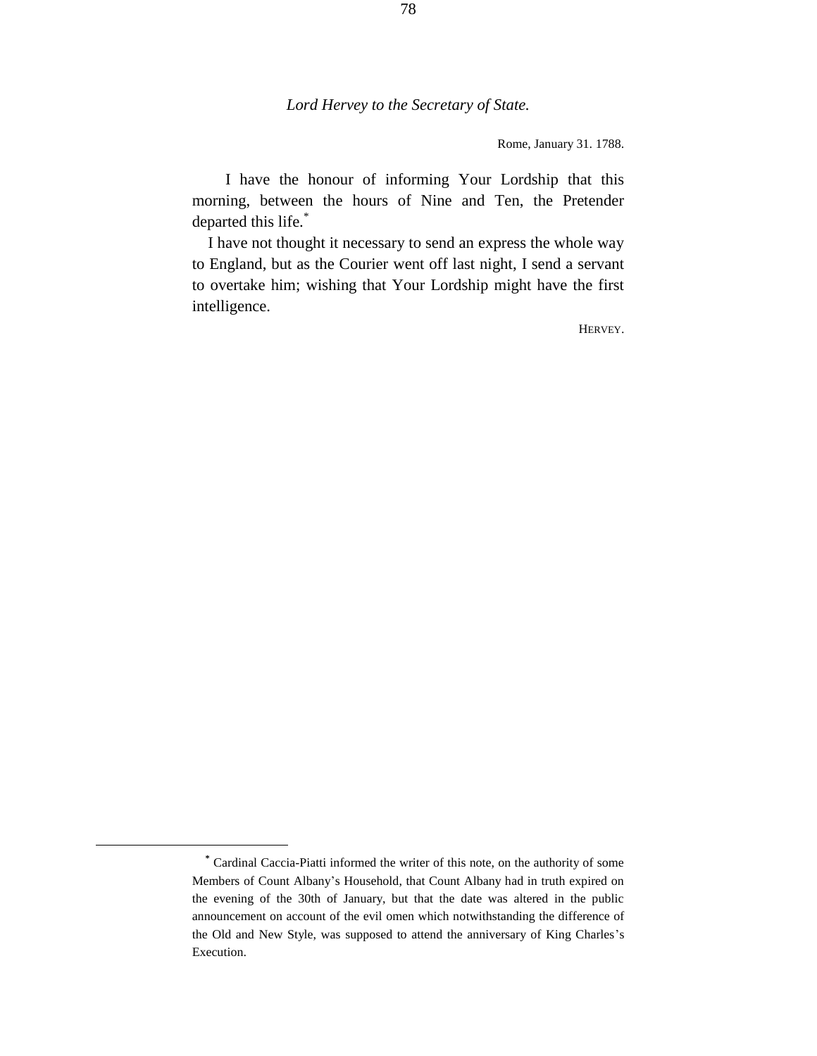*Lord Hervey to the Secretary of State.*

Rome, January 31. 1788.

I have the honour of informing Your Lordship that this morning, between the hours of Nine and Ten, the Pretender departed this life.*

I have not thought it necessary to send an express the whole way to England, but as the Courier went off last night, I send a servant to overtake him; wishing that Your Lordship might have the first intelligence.

HERVEY.

---

* Cardinal Caccia-Piatti informed the writer of this note, on the authority of some Members of Count Albany's Household, that Count Albany had in truth expired on the evening of the 30th of January, but that the date was altered in the public announcement on account of the evil omen which notwithstanding the difference of the Old and New Style, was supposed to attend the anniversary of King Charles's Execution.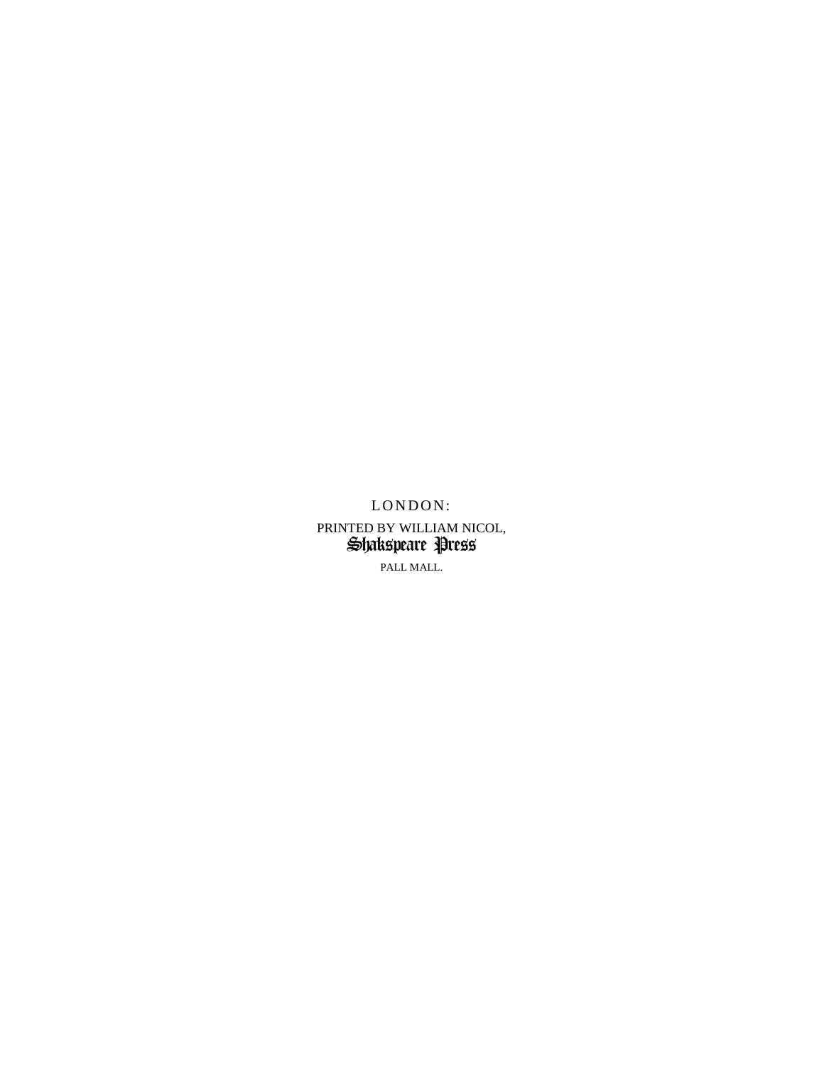LONDON:

PRINTED BY WILLIAM NICOL,
Shakspeare Press

PALL MALL.